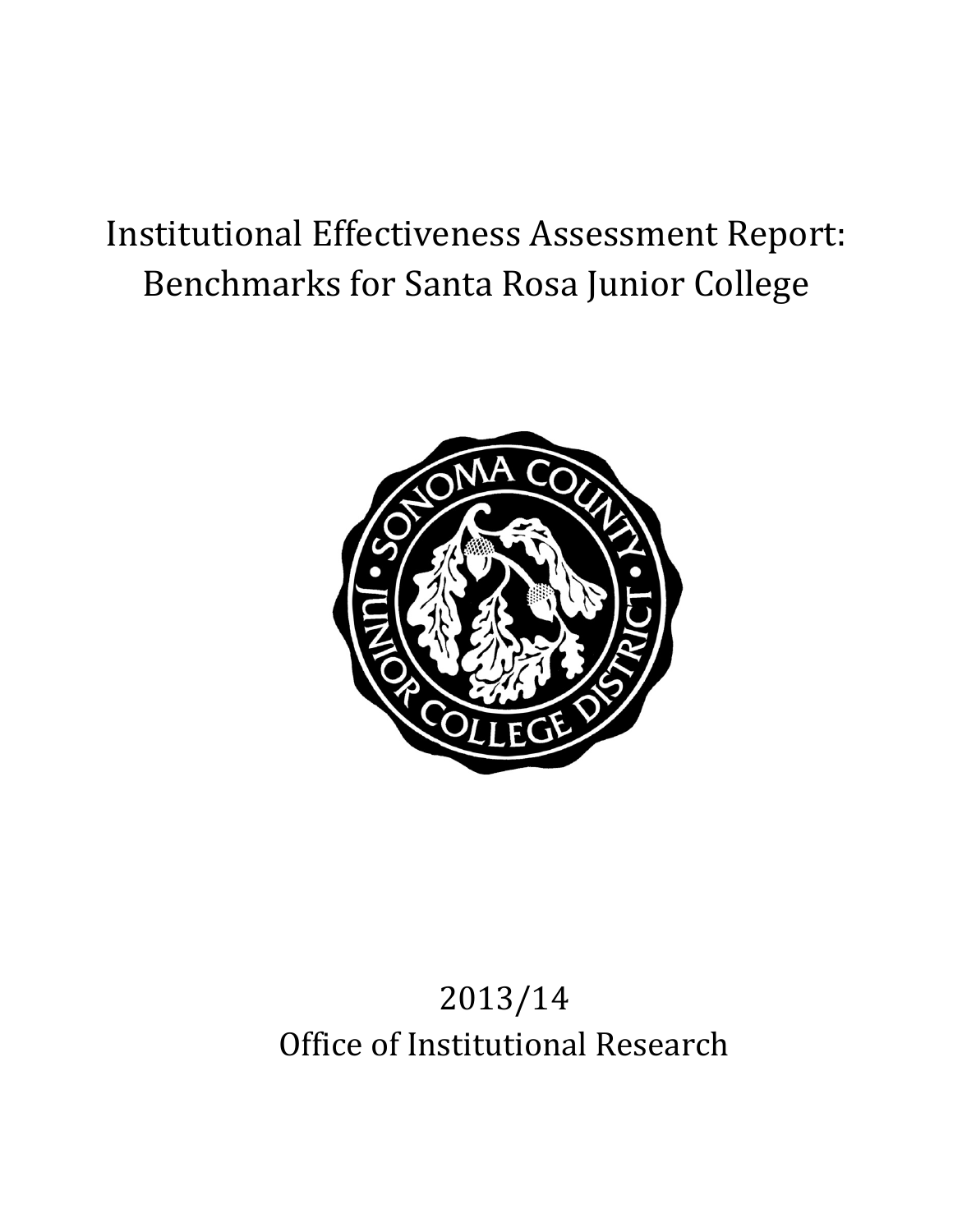# Institutional Effectiveness Assessment Report: Benchmarks for Santa Rosa Junior College

2013/14

Office of Institutional Research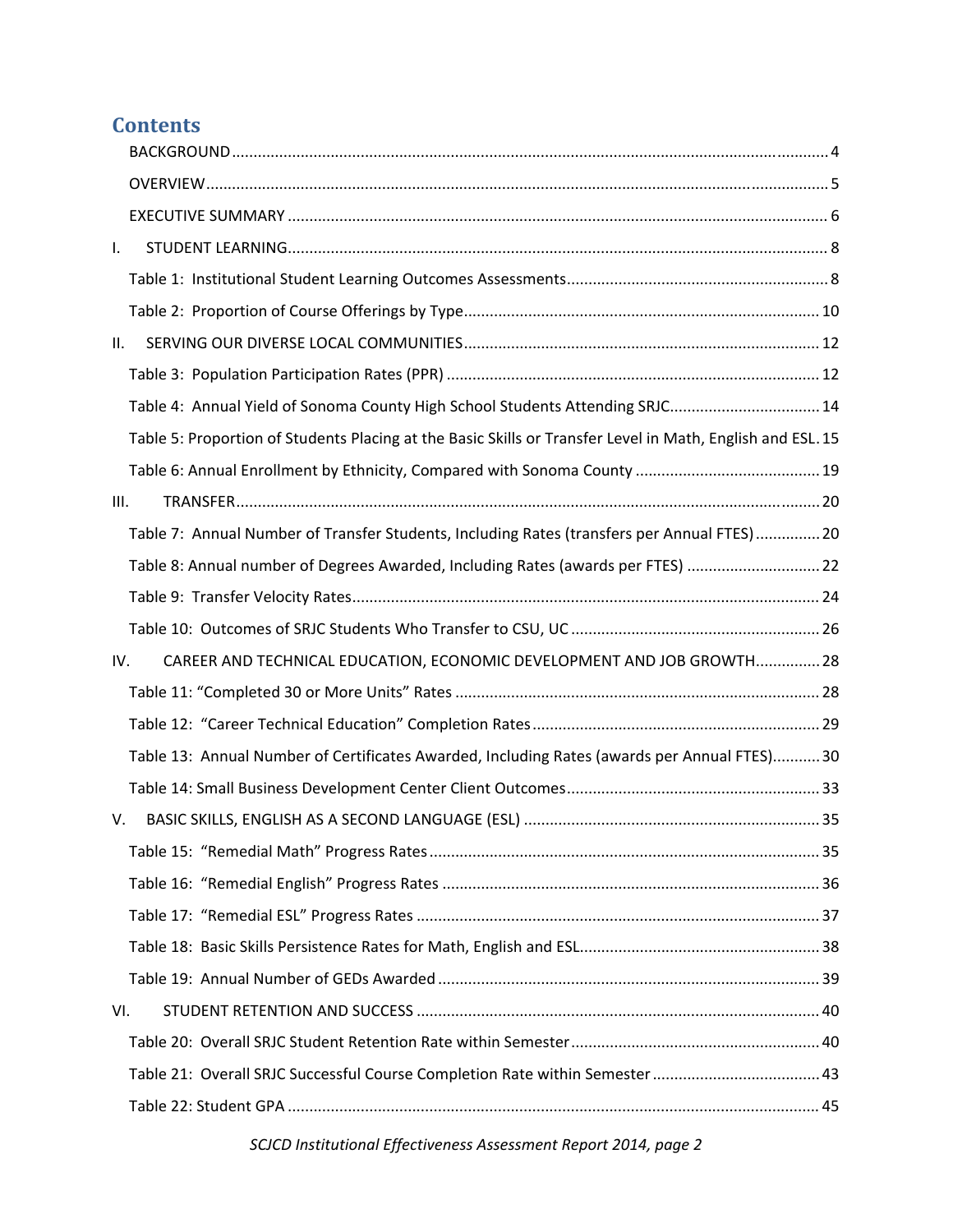# Contents

BACKGROUND ........................................................................................................................ 4

OVERVIEW ............................................................................................................................. 5

EXECUTIVE SUMMARY ........................................................................................................... 6

I. STUDENT LEARNING ............................................................................................................ 8

Table 1: Institutional Student Learning Outcomes Assessments ............................................ 8

Table 2: Proportion of Course Offerings by Type ................................................................. 10

II. SERVING OUR DIVERSE LOCAL COMMUNITIES .................................................................. 12

Table 3: Population Participation Rates (PPR) ..................................................................... 12

Table 4: Annual Yield of Sonoma County High School Students Attending SRJC ...................... 14

Table 5: Proportion of Students Placing at the Basic Skills or Transfer Level in Math, English and ESL. 15

Table 6: Annual Enrollment by Ethnicity, Compared with Sonoma County .............................. 19

III. TRANSFER ......................................................................................................................... 20

Table 7: Annual Number of Transfer Students, Including Rates (transfers per Annual FTES) ............... 20

Table 8: Annual number of Degrees Awarded, Including Rates (awards per FTES) ............................... 22

Table 9: Transfer Velocity Rates ........................................................................................... 24

Table 10: Outcomes of SRJC Students Who Transfer to CSU, UC ........................................... 26

IV. CAREER AND TECHNICAL EDUCATION, ECONOMIC DEVELOPMENT AND JOB GROWTH ............... 28

Table 11: "Completed 30 or More Units" Rates ..................................................................... 28

Table 12: "Career Technical Education" Completion Rates .................................................. 29

Table 13: Annual Number of Certificates Awarded, Including Rates (awards per Annual FTES) ........... 30

Table 14: Small Business Development Center Client Outcomes .......................................... 33

V. BASIC SKILLS, ENGLISH AS A SECOND LANGUAGE (ESL) ..................................................... 35

Table 15: "Remedial Math" Progress Rates .......................................................................... 35

Table 16: "Remedial English" Progress Rates ....................................................................... 36

Table 17: "Remedial ESL" Progress Rates ............................................................................. 37

Table 18: Basic Skills Persistence Rates for Math, English and ESL ........................................ 38

Table 19: Annual Number of GEDs Awarded ........................................................................ 39

VI. STUDENT RETENTION AND SUCCESS ............................................................................... 40

Table 20: Overall SRJC Student Retention Rate within Semester .......................................... 40

Table 21: Overall SRJC Successful Course Completion Rate within Semester ........................ 43

Table 22: Student GPA ........................................................................................................ 45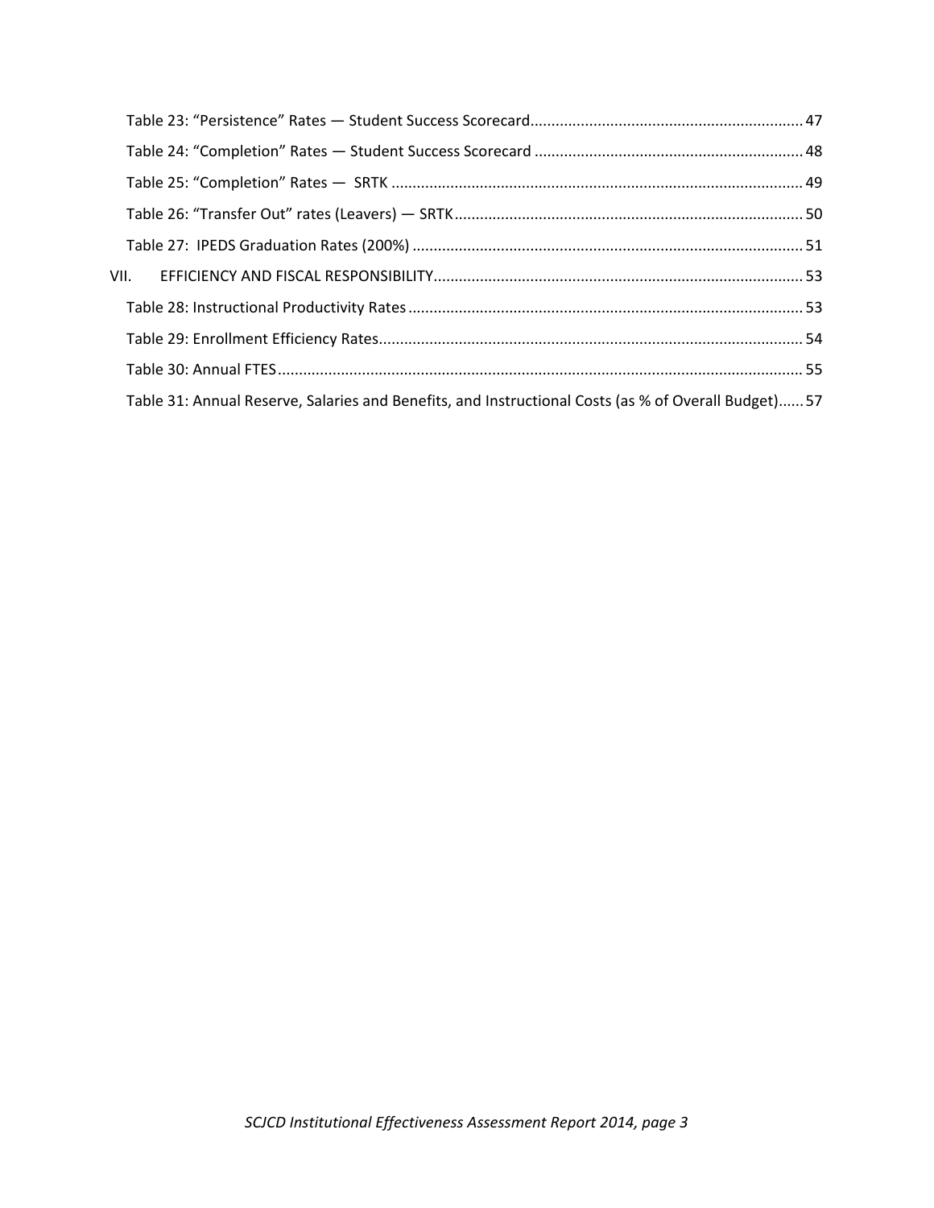Table 23: "Persistence" Rates — Student Success Scorecard ..... 47

Table 24: "Completion" Rates — Student Success Scorecard ..... 48

Table 25: "Completion" Rates — SRTK ..... 49

Table 26: "Transfer Out" rates (Leavers) — SRTK ..... 50

Table 27: IPEDS Graduation Rates (200%) ..... 51

VII. EFFICIENCY AND FISCAL RESPONSIBILITY ..... 53

Table 28: Instructional Productivity Rates ..... 53

Table 29: Enrollment Efficiency Rates ..... 54

Table 30: Annual FTES ..... 55

Table 31: Annual Reserve, Salaries and Benefits, and Instructional Costs (as % of Overall Budget) ..... 57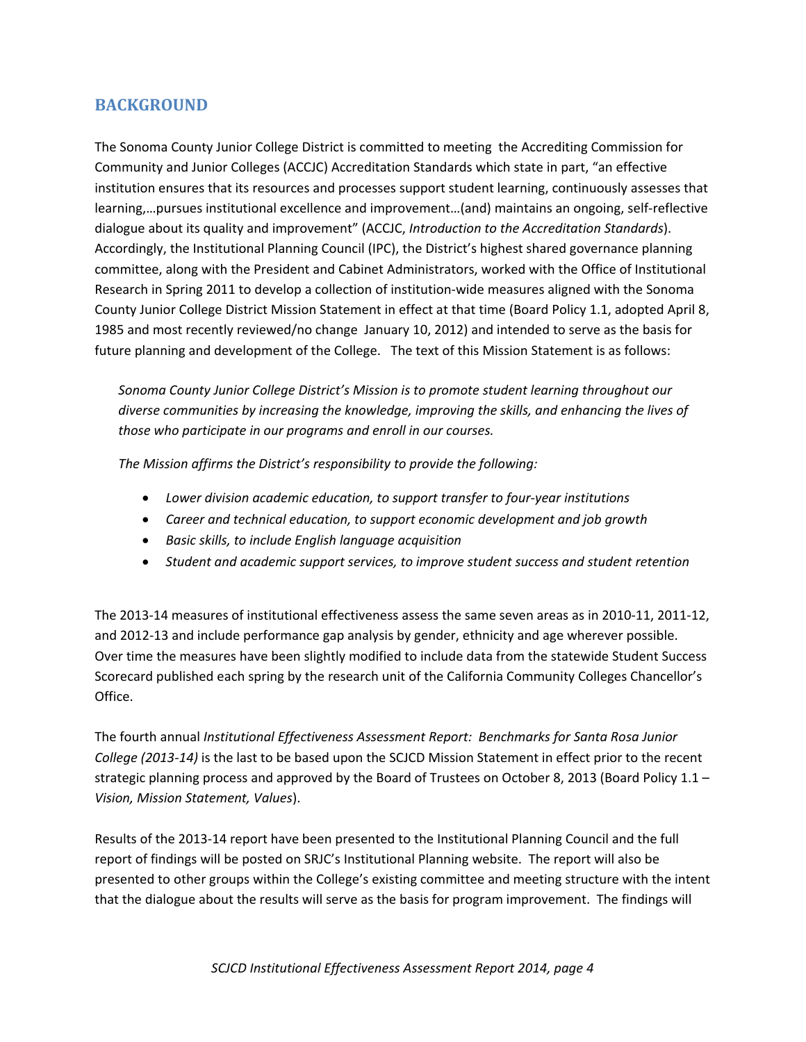## BACKGROUND

The Sonoma County Junior College District is committed to meeting the Accrediting Commission for Community and Junior Colleges (ACCJC) Accreditation Standards which state in part, "an effective institution ensures that its resources and processes support student learning, continuously assesses that learning,…pursues institutional excellence and improvement…(and) maintains an ongoing, self-reflective dialogue about its quality and improvement" (ACCJC, *Introduction to the Accreditation Standards*). Accordingly, the Institutional Planning Council (IPC), the District's highest shared governance planning committee, along with the President and Cabinet Administrators, worked with the Office of Institutional Research in Spring 2011 to develop a collection of institution-wide measures aligned with the Sonoma County Junior College District Mission Statement in effect at that time (Board Policy 1.1, adopted April 8, 1985 and most recently reviewed/no change January 10, 2012) and intended to serve as the basis for future planning and development of the College. The text of this Mission Statement is as follows:

> *Sonoma County Junior College District's Mission is to promote student learning throughout our diverse communities by increasing the knowledge, improving the skills, and enhancing the lives of those who participate in our programs and enroll in our courses.*
>
> *The Mission affirms the District's responsibility to provide the following:*
>
> - *Lower division academic education, to support transfer to four-year institutions*
> - *Career and technical education, to support economic development and job growth*
> - *Basic skills, to include English language acquisition*
> - *Student and academic support services, to improve student success and student retention*

The 2013-14 measures of institutional effectiveness assess the same seven areas as in 2010-11, 2011-12, and 2012-13 and include performance gap analysis by gender, ethnicity and age wherever possible. Over time the measures have been slightly modified to include data from the statewide Student Success Scorecard published each spring by the research unit of the California Community Colleges Chancellor's Office.

The fourth annual *Institutional Effectiveness Assessment Report: Benchmarks for Santa Rosa Junior College (2013-14)* is the last to be based upon the SCJCD Mission Statement in effect prior to the recent strategic planning process and approved by the Board of Trustees on October 8, 2013 (Board Policy 1.1 – *Vision, Mission Statement, Values*).

Results of the 2013-14 report have been presented to the Institutional Planning Council and the full report of findings will be posted on SRJC's Institutional Planning website. The report will also be presented to other groups within the College's existing committee and meeting structure with the intent that the dialogue about the results will serve as the basis for program improvement. The findings will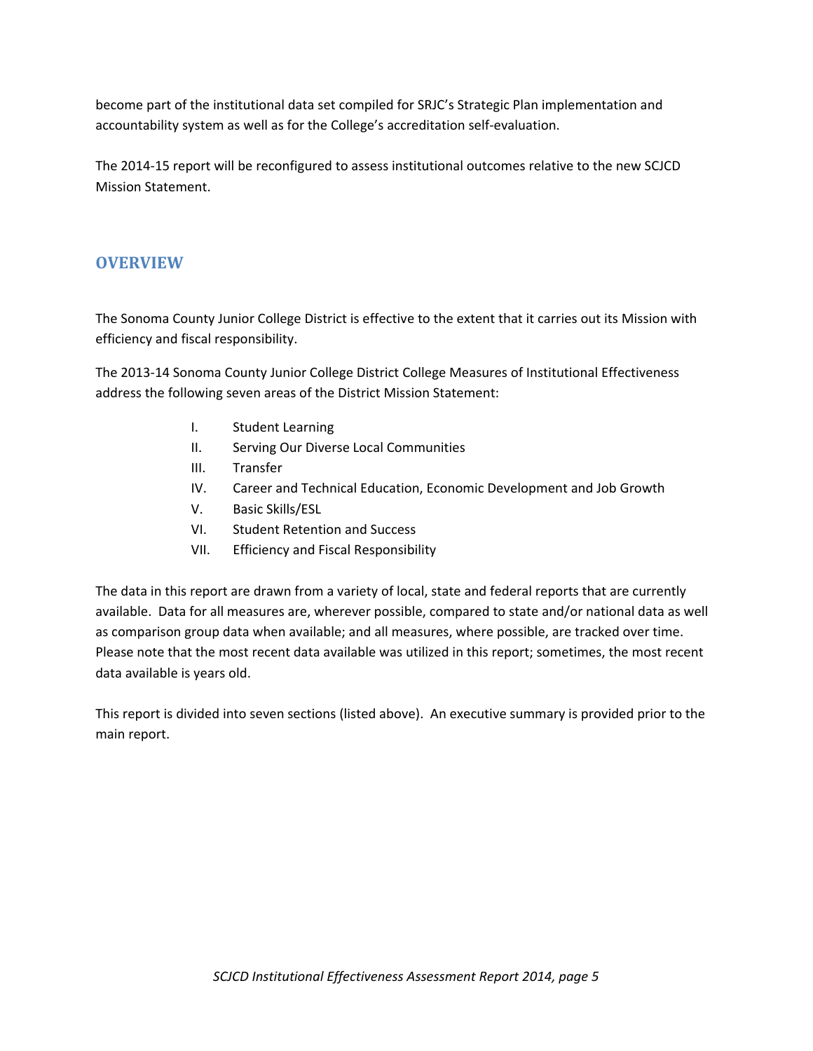become part of the institutional data set compiled for SRJC's Strategic Plan implementation and accountability system as well as for the College's accreditation self-evaluation.

The 2014-15 report will be reconfigured to assess institutional outcomes relative to the new SCJCD Mission Statement.

## OVERVIEW

The Sonoma County Junior College District is effective to the extent that it carries out its Mission with efficiency and fiscal responsibility.

The 2013-14 Sonoma County Junior College District College Measures of Institutional Effectiveness address the following seven areas of the District Mission Statement:

I. Student Learning
II. Serving Our Diverse Local Communities
III. Transfer
IV. Career and Technical Education, Economic Development and Job Growth
V. Basic Skills/ESL
VI. Student Retention and Success
VII. Efficiency and Fiscal Responsibility

The data in this report are drawn from a variety of local, state and federal reports that are currently available. Data for all measures are, wherever possible, compared to state and/or national data as well as comparison group data when available; and all measures, where possible, are tracked over time. Please note that the most recent data available was utilized in this report; sometimes, the most recent data available is years old.

This report is divided into seven sections (listed above). An executive summary is provided prior to the main report.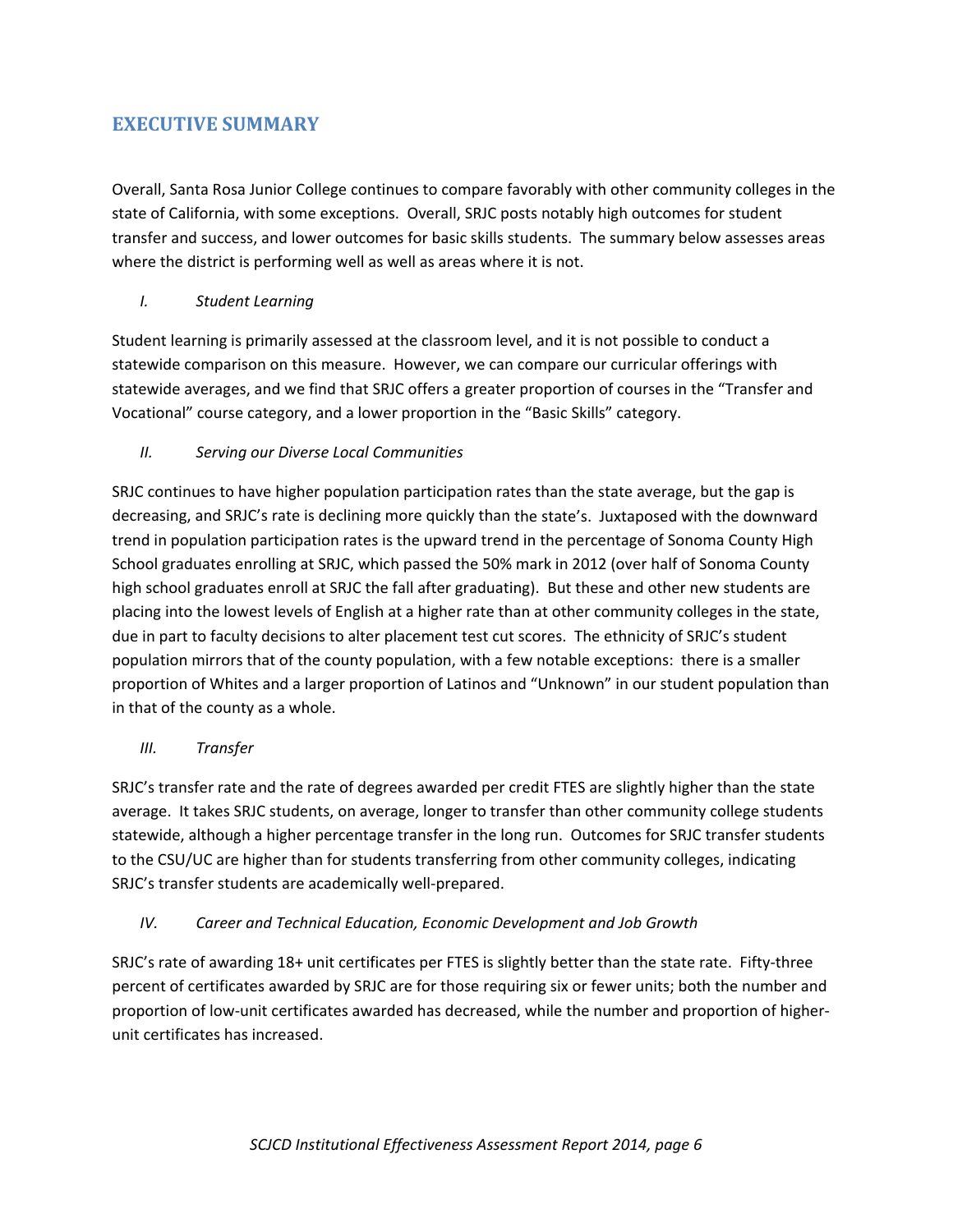## EXECUTIVE SUMMARY

Overall, Santa Rosa Junior College continues to compare favorably with other community colleges in the state of California, with some exceptions. Overall, SRJC posts notably high outcomes for student transfer and success, and lower outcomes for basic skills students. The summary below assesses areas where the district is performing well as well as areas where it is not.

### *I. Student Learning*

Student learning is primarily assessed at the classroom level, and it is not possible to conduct a statewide comparison on this measure. However, we can compare our curricular offerings with statewide averages, and we find that SRJC offers a greater proportion of courses in the "Transfer and Vocational" course category, and a lower proportion in the "Basic Skills" category.

### *II. Serving our Diverse Local Communities*

SRJC continues to have higher population participation rates than the state average, but the gap is decreasing, and SRJC's rate is declining more quickly than the state's. Juxtaposed with the downward trend in population participation rates is the upward trend in the percentage of Sonoma County High School graduates enrolling at SRJC, which passed the 50% mark in 2012 (over half of Sonoma County high school graduates enroll at SRJC the fall after graduating). But these and other new students are placing into the lowest levels of English at a higher rate than at other community colleges in the state, due in part to faculty decisions to alter placement test cut scores. The ethnicity of SRJC's student population mirrors that of the county population, with a few notable exceptions: there is a smaller proportion of Whites and a larger proportion of Latinos and "Unknown" in our student population than in that of the county as a whole.

### *III. Transfer*

SRJC's transfer rate and the rate of degrees awarded per credit FTES are slightly higher than the state average. It takes SRJC students, on average, longer to transfer than other community college students statewide, although a higher percentage transfer in the long run. Outcomes for SRJC transfer students to the CSU/UC are higher than for students transferring from other community colleges, indicating SRJC's transfer students are academically well-prepared.

### *IV. Career and Technical Education, Economic Development and Job Growth*

SRJC's rate of awarding 18+ unit certificates per FTES is slightly better than the state rate. Fifty-three percent of certificates awarded by SRJC are for those requiring six or fewer units; both the number and proportion of low-unit certificates awarded has decreased, while the number and proportion of higher-unit certificates has increased.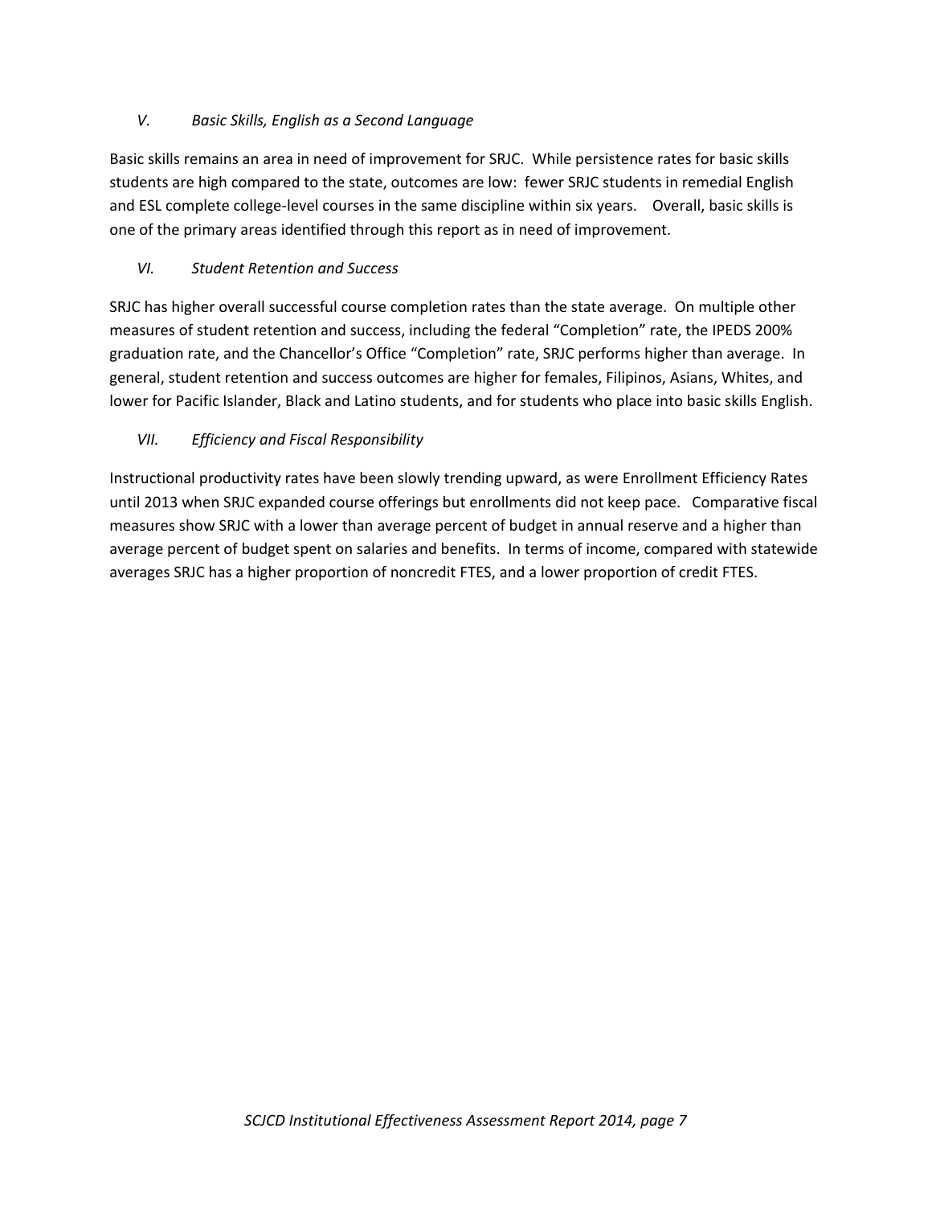### *V. Basic Skills, English as a Second Language*

Basic skills remains an area in need of improvement for SRJC. While persistence rates for basic skills students are high compared to the state, outcomes are low: fewer SRJC students in remedial English and ESL complete college-level courses in the same discipline within six years. Overall, basic skills is one of the primary areas identified through this report as in need of improvement.

### *VI. Student Retention and Success*

SRJC has higher overall successful course completion rates than the state average. On multiple other measures of student retention and success, including the federal "Completion" rate, the IPEDS 200% graduation rate, and the Chancellor's Office "Completion" rate, SRJC performs higher than average. In general, student retention and success outcomes are higher for females, Filipinos, Asians, Whites, and lower for Pacific Islander, Black and Latino students, and for students who place into basic skills English.

### *VII. Efficiency and Fiscal Responsibility*

Instructional productivity rates have been slowly trending upward, as were Enrollment Efficiency Rates until 2013 when SRJC expanded course offerings but enrollments did not keep pace. Comparative fiscal measures show SRJC with a lower than average percent of budget in annual reserve and a higher than average percent of budget spent on salaries and benefits. In terms of income, compared with statewide averages SRJC has a higher proportion of noncredit FTES, and a lower proportion of credit FTES.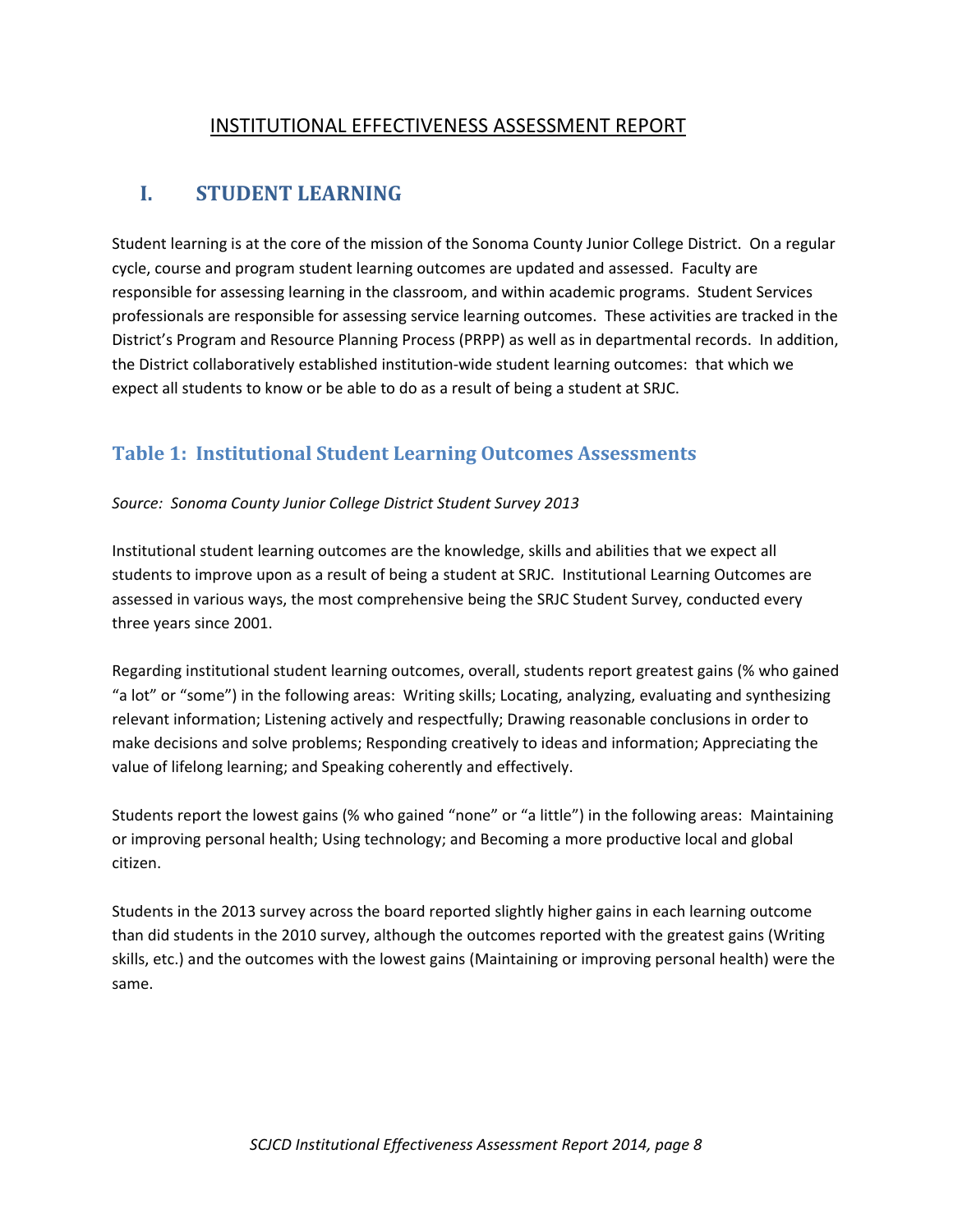# INSTITUTIONAL EFFECTIVENESS ASSESSMENT REPORT

## I. STUDENT LEARNING

Student learning is at the core of the mission of the Sonoma County Junior College District. On a regular cycle, course and program student learning outcomes are updated and assessed. Faculty are responsible for assessing learning in the classroom, and within academic programs. Student Services professionals are responsible for assessing service learning outcomes. These activities are tracked in the District's Program and Resource Planning Process (PRPP) as well as in departmental records. In addition, the District collaboratively established institution-wide student learning outcomes: that which we expect all students to know or be able to do as a result of being a student at SRJC.

### Table 1: Institutional Student Learning Outcomes Assessments

*Source: Sonoma County Junior College District Student Survey 2013*

Institutional student learning outcomes are the knowledge, skills and abilities that we expect all students to improve upon as a result of being a student at SRJC. Institutional Learning Outcomes are assessed in various ways, the most comprehensive being the SRJC Student Survey, conducted every three years since 2001.

Regarding institutional student learning outcomes, overall, students report greatest gains (% who gained "a lot" or "some") in the following areas: Writing skills; Locating, analyzing, evaluating and synthesizing relevant information; Listening actively and respectfully; Drawing reasonable conclusions in order to make decisions and solve problems; Responding creatively to ideas and information; Appreciating the value of lifelong learning; and Speaking coherently and effectively.

Students report the lowest gains (% who gained "none" or "a little") in the following areas: Maintaining or improving personal health; Using technology; and Becoming a more productive local and global citizen.

Students in the 2013 survey across the board reported slightly higher gains in each learning outcome than did students in the 2010 survey, although the outcomes reported with the greatest gains (Writing skills, etc.) and the outcomes with the lowest gains (Maintaining or improving personal health) were the same.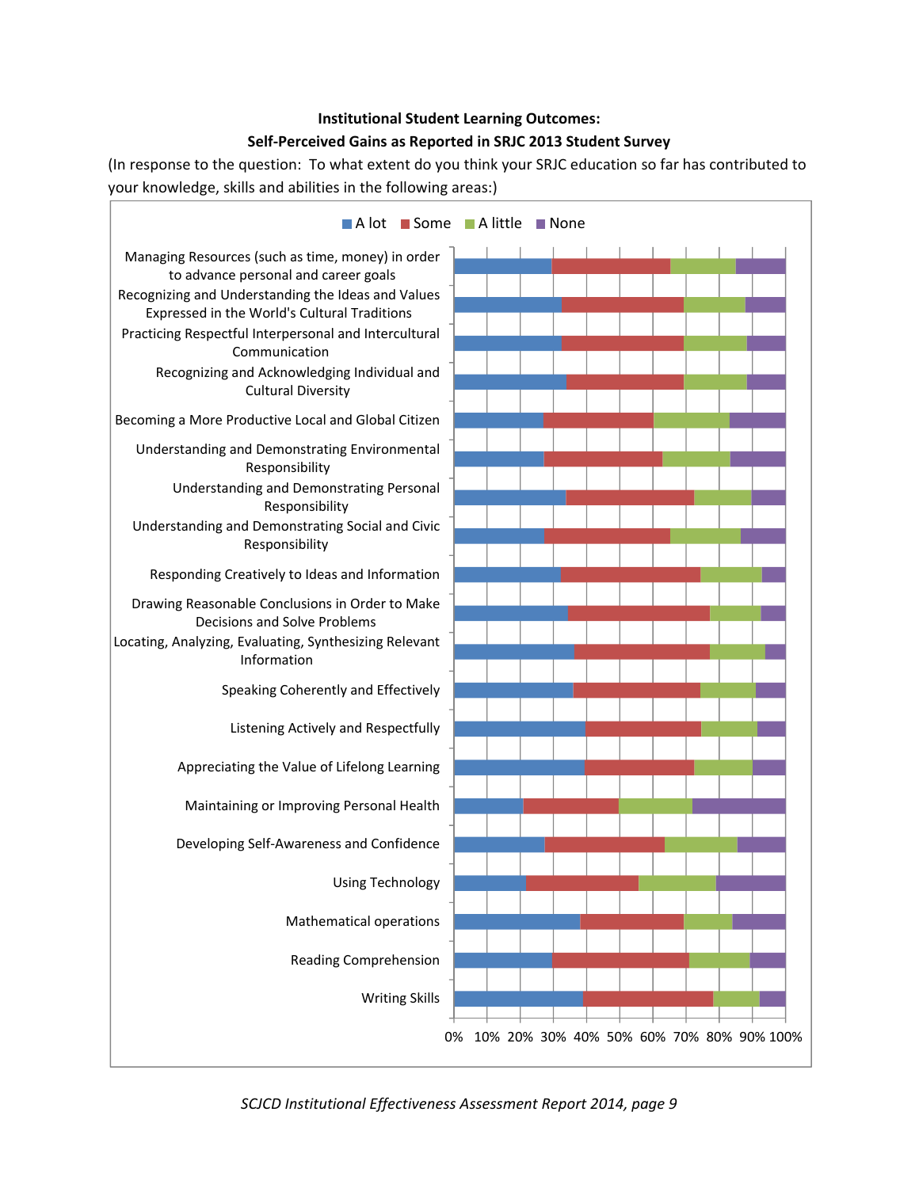**Institutional Student Learning Outcomes:**

**Self-Perceived Gains as Reported in SRJC 2013 Student Survey**

(In response to the question: To what extent do you think your SRJC education so far has contributed to your knowledge, skills and abilities in the following areas:)

■ A lot ■ Some ■ A little ■ None

Managing Resources (such as time, money) in order to advance personal and career goals

Recognizing and Understanding the Ideas and Values Expressed in the World's Cultural Traditions

Practicing Respectful Interpersonal and Intercultural Communication

Recognizing and Acknowledging Individual and Cultural Diversity

Becoming a More Productive Local and Global Citizen

Understanding and Demonstrating Environmental Responsibility

Understanding and Demonstrating Personal Responsibility

Understanding and Demonstrating Social and Civic Responsibility

Responding Creatively to Ideas and Information

Drawing Reasonable Conclusions in Order to Make Decisions and Solve Problems

Locating, Analyzing, Evaluating, Synthesizing Relevant Information

Speaking Coherently and Effectively

Listening Actively and Respectfully

Appreciating the Value of Lifelong Learning

Maintaining or Improving Personal Health

Developing Self-Awareness and Confidence

Using Technology

Mathematical operations

Reading Comprehension

Writing Skills

0% 10% 20% 30% 40% 50% 60% 70% 80% 90% 100%

*SCJCD Institutional Effectiveness Assessment Report 2014, page 9*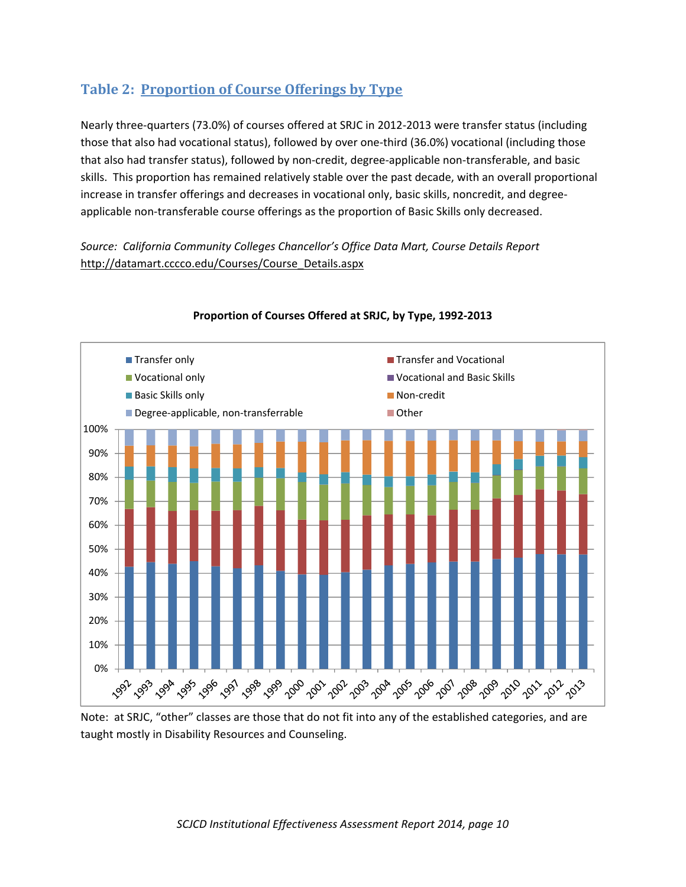## Table 2: Proportion of Course Offerings by Type

Nearly three-quarters (73.0%) of courses offered at SRJC in 2012-2013 were transfer status (including those that also had vocational status), followed by over one-third (36.0%) vocational (including those that also had transfer status), followed by non-credit, degree-applicable non-transferable, and basic skills. This proportion has remained relatively stable over the past decade, with an overall proportional increase in transfer offerings and decreases in vocational only, basic skills, noncredit, and degree-applicable non-transferable course offerings as the proportion of Basic Skills only decreased.

*Source: California Community Colleges Chancellor's Office Data Mart, Course Details Report* http://datamart.cccco.edu/Courses/Course_Details.aspx

**Proportion of Courses Offered at SRJC, by Type, 1992-2013**

Legend: Transfer only; Transfer and Vocational; Vocational only; Vocational and Basic Skills; Basic Skills only; Non-credit; Degree-applicable, non-transferrable; Other

Y-axis: 0%–100%. X-axis: 1992–2013.

Note: at SRJC, "other" classes are those that do not fit into any of the established categories, and are taught mostly in Disability Resources and Counseling.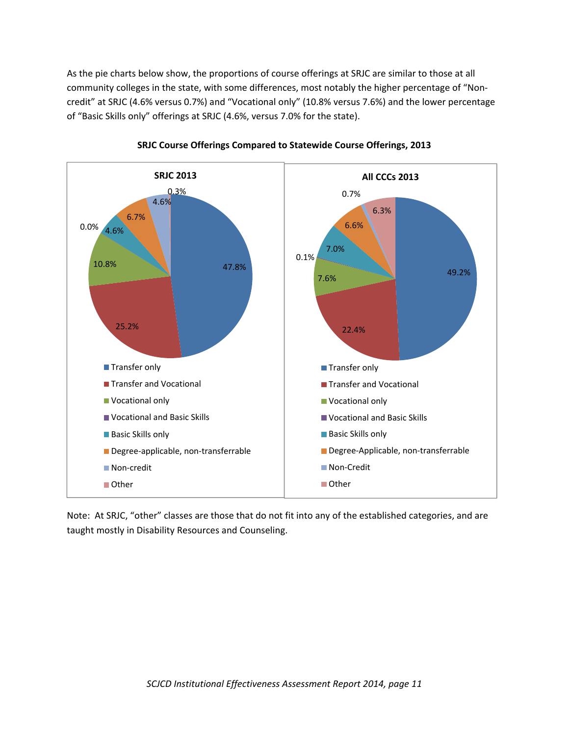As the pie charts below show, the proportions of course offerings at SRJC are similar to those at all community colleges in the state, with some differences, most notably the higher percentage of "Non-credit" at SRJC (4.6% versus 0.7%) and "Vocational only" (10.8% versus 7.6%) and the lower percentage of "Basic Skills only" offerings at SRJC (4.6%, versus 7.0% for the state).

**SRJC Course Offerings Compared to Statewide Course Offerings, 2013**

| Category | SRJC 2013 | All CCCs 2013 |
|---|---|---|
| Transfer only | 47.8% | 49.2% |
| Transfer and Vocational | 25.2% | 22.4% |
| Vocational only | 10.8% | 7.6% |
| Vocational and Basic Skills | 0.0% | 0.1% |
| Basic Skills only | 4.6% | 7.0% |
| Degree-applicable, non-transferrable | 6.7% | 6.6% |
| Non-credit | 4.6% | 0.7% |
| Other | 0.3% | 6.3% |

Note: At SRJC, "other" classes are those that do not fit into any of the established categories, and are taught mostly in Disability Resources and Counseling.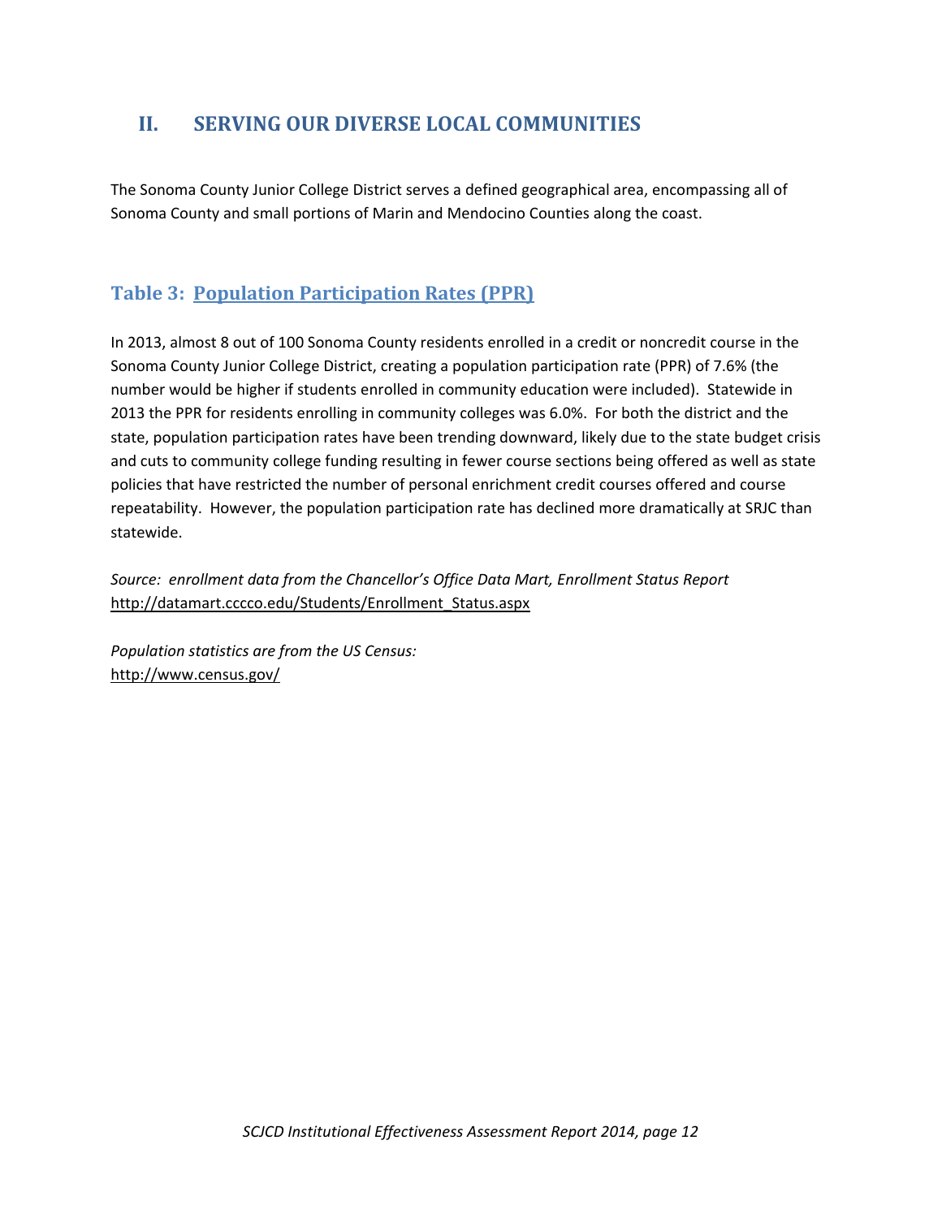## II. SERVING OUR DIVERSE LOCAL COMMUNITIES

The Sonoma County Junior College District serves a defined geographical area, encompassing all of Sonoma County and small portions of Marin and Mendocino Counties along the coast.

### Table 3: Population Participation Rates (PPR)

In 2013, almost 8 out of 100 Sonoma County residents enrolled in a credit or noncredit course in the Sonoma County Junior College District, creating a population participation rate (PPR) of 7.6% (the number would be higher if students enrolled in community education were included). Statewide in 2013 the PPR for residents enrolling in community colleges was 6.0%. For both the district and the state, population participation rates have been trending downward, likely due to the state budget crisis and cuts to community college funding resulting in fewer course sections being offered as well as state policies that have restricted the number of personal enrichment credit courses offered and course repeatability. However, the population participation rate has declined more dramatically at SRJC than statewide.

*Source: enrollment data from the Chancellor's Office Data Mart, Enrollment Status Report*
http://datamart.cccco.edu/Students/Enrollment_Status.aspx

*Population statistics are from the US Census:*
http://www.census.gov/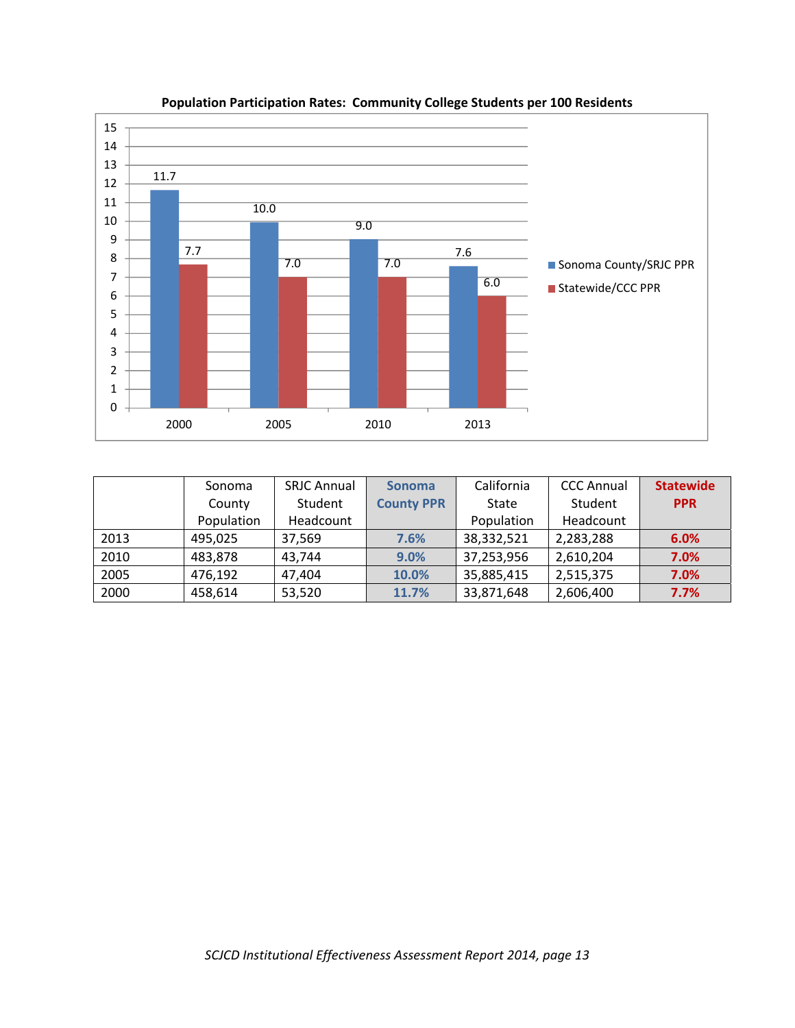**Population Participation Rates: Community College Students per 100 Residents**

| | Sonoma County/SRJC PPR | Statewide/CCC PPR |
|---|---|---|
| 2000 | 11.7 | 7.7 |
| 2005 | 10.0 | 7.0 |
| 2010 | 9.0 | 7.0 |
| 2013 | 7.6 | 6.0 |

| | Sonoma County Population | SRJC Annual Student Headcount | Sonoma County PPR | California State Population | CCC Annual Student Headcount | Statewide PPR |
|---|---|---|---|---|---|---|
| 2013 | 495,025 | 37,569 | 7.6% | 38,332,521 | 2,283,288 | 6.0% |
| 2010 | 483,878 | 43,744 | 9.0% | 37,253,956 | 2,610,204 | 7.0% |
| 2005 | 476,192 | 47,404 | 10.0% | 35,885,415 | 2,515,375 | 7.0% |
| 2000 | 458,614 | 53,520 | 11.7% | 33,871,648 | 2,606,400 | 7.7% |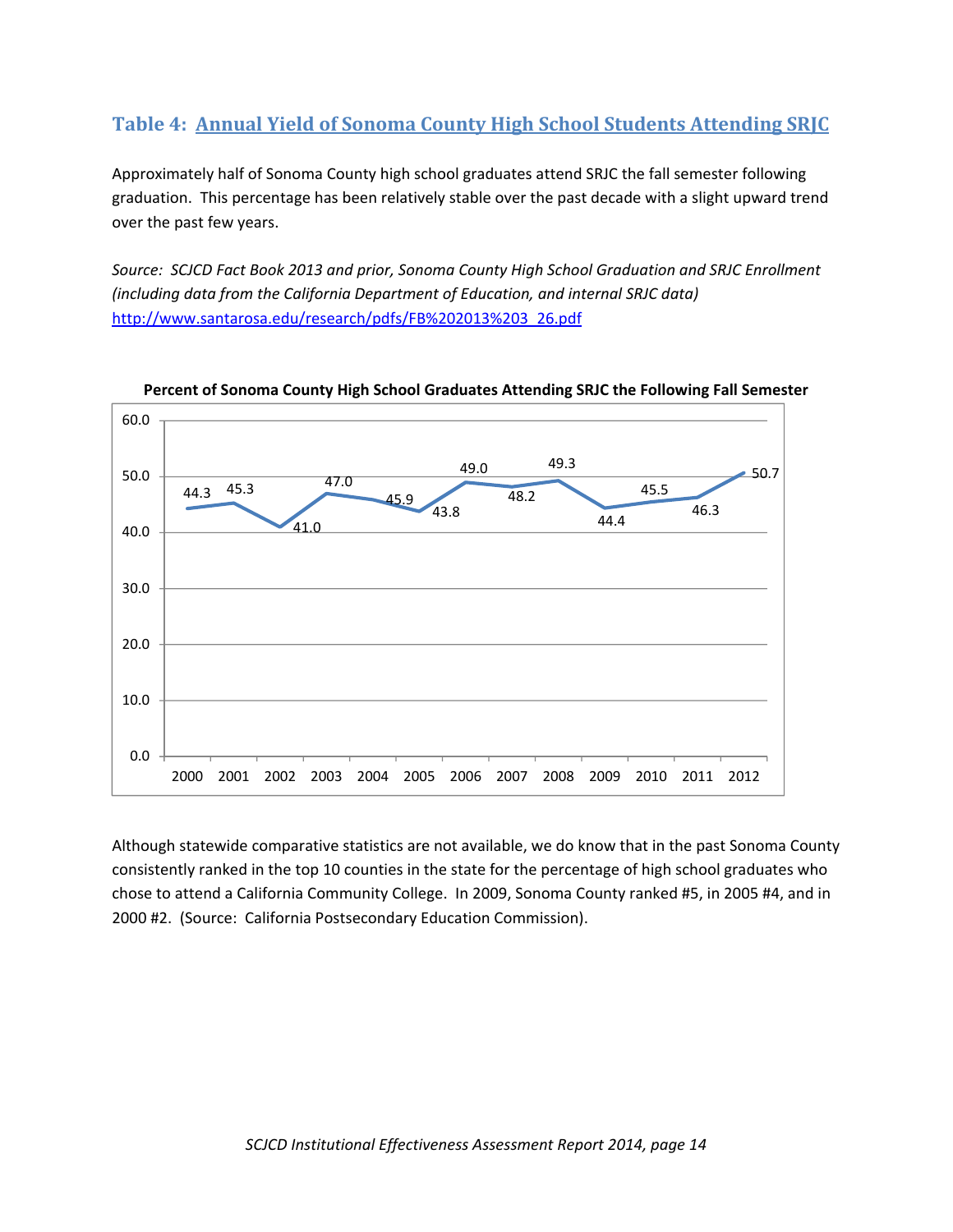## Table 4: Annual Yield of Sonoma County High School Students Attending SRJC

Approximately half of Sonoma County high school graduates attend SRJC the fall semester following graduation. This percentage has been relatively stable over the past decade with a slight upward trend over the past few years.

*Source: SCJCD Fact Book 2013 and prior, Sonoma County High School Graduation and SRJC Enrollment (including data from the California Department of Education, and internal SRJC data)* http://www.santarosa.edu/research/pdfs/FB%202013%203_26.pdf

**Percent of Sonoma County High School Graduates Attending SRJC the Following Fall Semester**

| Year | Percent |
|---|---|
| 2000 | 44.3 |
| 2001 | 45.3 |
| 2002 | 41.0 |
| 2003 | 47.0 |
| 2004 | 45.9 |
| 2005 | 43.8 |
| 2006 | 49.0 |
| 2007 | 48.2 |
| 2008 | 49.3 |
| 2009 | 44.4 |
| 2010 | 45.5 |
| 2011 | 46.3 |
| 2012 | 50.7 |

Although statewide comparative statistics are not available, we do know that in the past Sonoma County consistently ranked in the top 10 counties in the state for the percentage of high school graduates who chose to attend a California Community College. In 2009, Sonoma County ranked #5, in 2005 #4, and in 2000 #2. (Source: California Postsecondary Education Commission).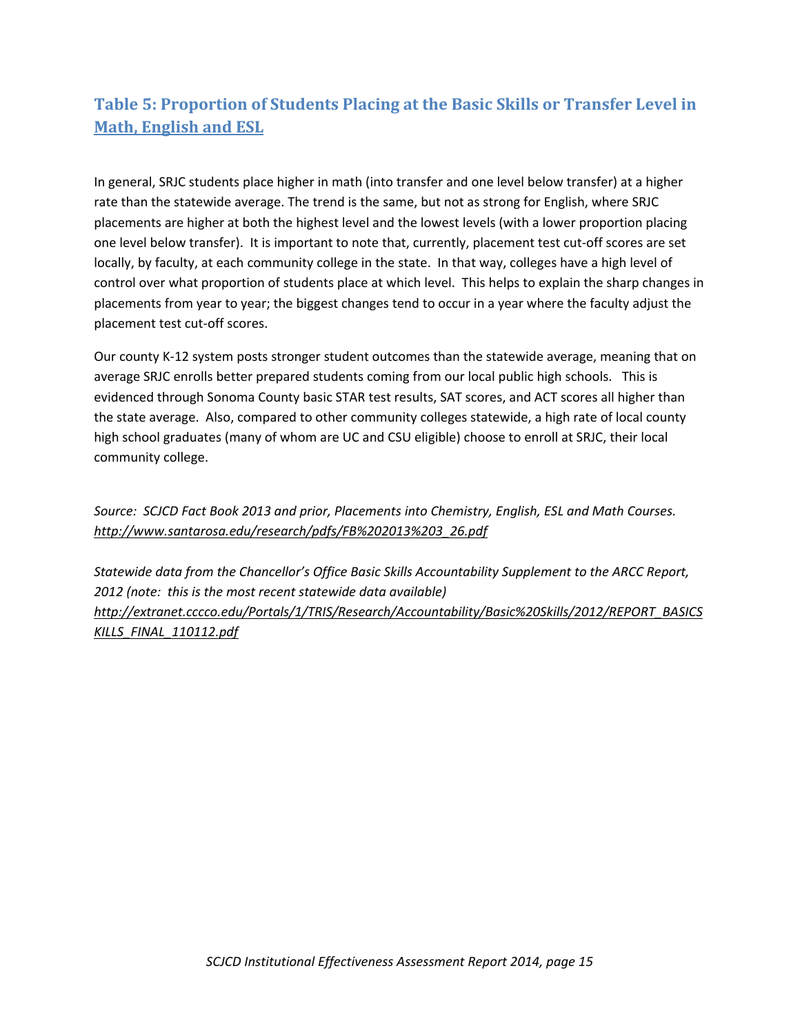## Table 5: Proportion of Students Placing at the Basic Skills or Transfer Level in Math, English and ESL

In general, SRJC students place higher in math (into transfer and one level below transfer) at a higher rate than the statewide average. The trend is the same, but not as strong for English, where SRJC placements are higher at both the highest level and the lowest levels (with a lower proportion placing one level below transfer). It is important to note that, currently, placement test cut-off scores are set locally, by faculty, at each community college in the state. In that way, colleges have a high level of control over what proportion of students place at which level. This helps to explain the sharp changes in placements from year to year; the biggest changes tend to occur in a year where the faculty adjust the placement test cut-off scores.

Our county K-12 system posts stronger student outcomes than the statewide average, meaning that on average SRJC enrolls better prepared students coming from our local public high schools. This is evidenced through Sonoma County basic STAR test results, SAT scores, and ACT scores all higher than the state average. Also, compared to other community colleges statewide, a high rate of local county high school graduates (many of whom are UC and CSU eligible) choose to enroll at SRJC, their local community college.

*Source: SCJCD Fact Book 2013 and prior, Placements into Chemistry, English, ESL and Math Courses.* *http://www.santarosa.edu/research/pdfs/FB%202013%203_26.pdf*

*Statewide data from the Chancellor's Office Basic Skills Accountability Supplement to the ARCC Report, 2012 (note: this is the most recent statewide data available)* *http://extranet.cccco.edu/Portals/1/TRIS/Research/Accountability/Basic%20Skills/2012/REPORT_BASICSKILLS_FINAL_110112.pdf*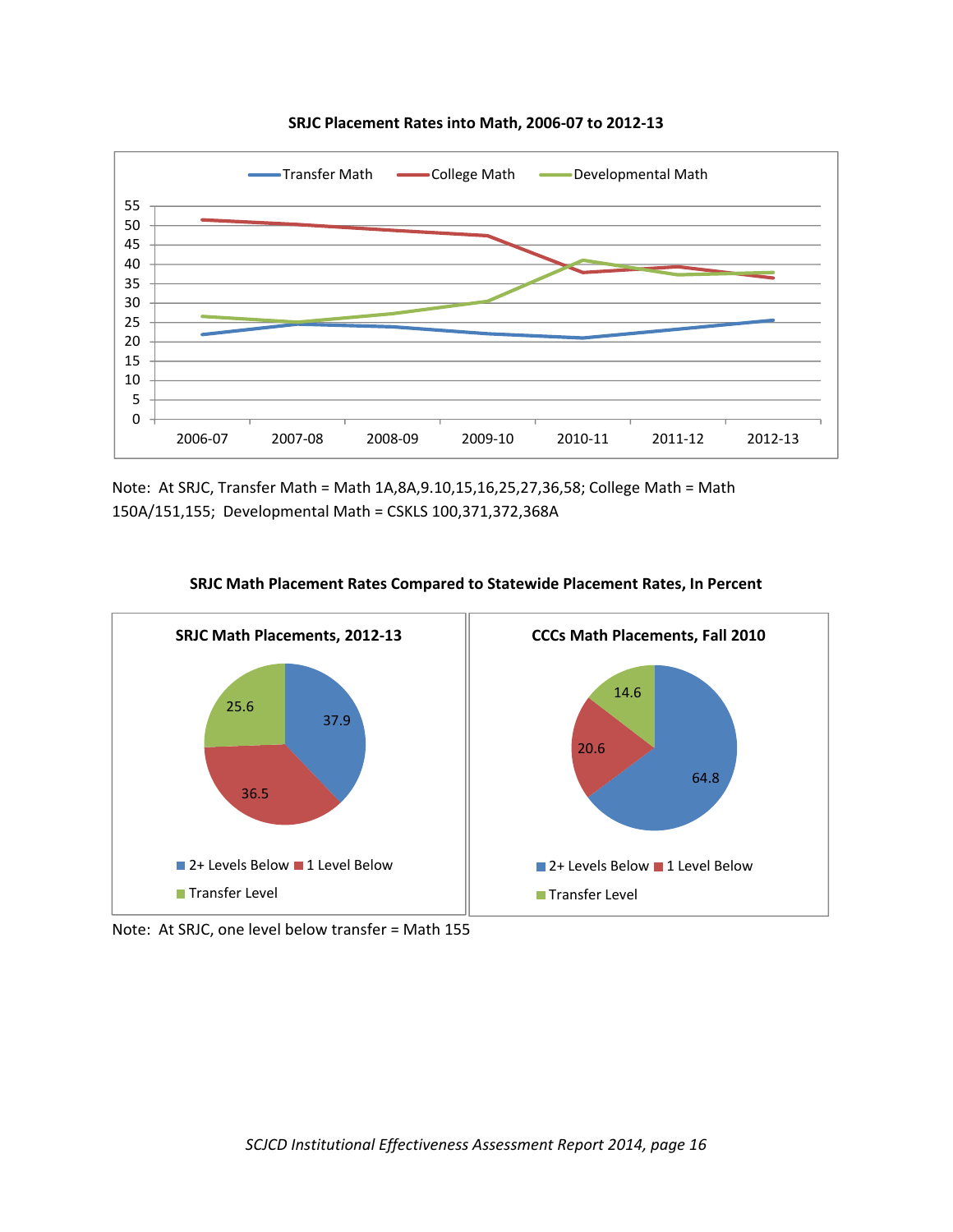**SRJC Placement Rates into Math, 2006-07 to 2012-13**

Note: At SRJC, Transfer Math = Math 1A,8A,9.10,15,16,25,27,36,58; College Math = Math 150A/151,155; Developmental Math = CSKLS 100,371,372,368A

**SRJC Math Placement Rates Compared to Statewide Placement Rates, In Percent**

| | SRJC Math Placements, 2012-13 | CCCs Math Placements, Fall 2010 |
|---|---|---|
| 2+ Levels Below | 37.9 | 64.8 |
| 1 Level Below | 36.5 | 20.6 |
| Transfer Level | 25.6 | 14.6 |

Note: At SRJC, one level below transfer = Math 155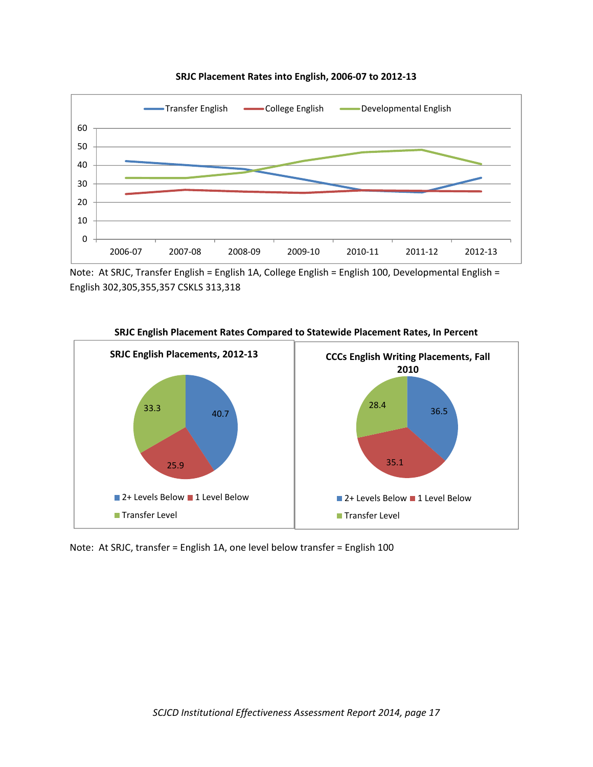**SRJC Placement Rates into English, 2006-07 to 2012-13**

Note: At SRJC, Transfer English = English 1A, College English = English 100, Developmental English = English 302,305,355,357 CSKLS 313,318

**SRJC English Placement Rates Compared to Statewide Placement Rates, In Percent**

| | SRJC English Placements, 2012-13 | CCCs English Writing Placements, Fall 2010 |
|---|---|---|
| 2+ Levels Below | 40.7 | 36.5 |
| 1 Level Below | 25.9 | 35.1 |
| Transfer Level | 33.3 | 28.4 |

Note: At SRJC, transfer = English 1A, one level below transfer = English 100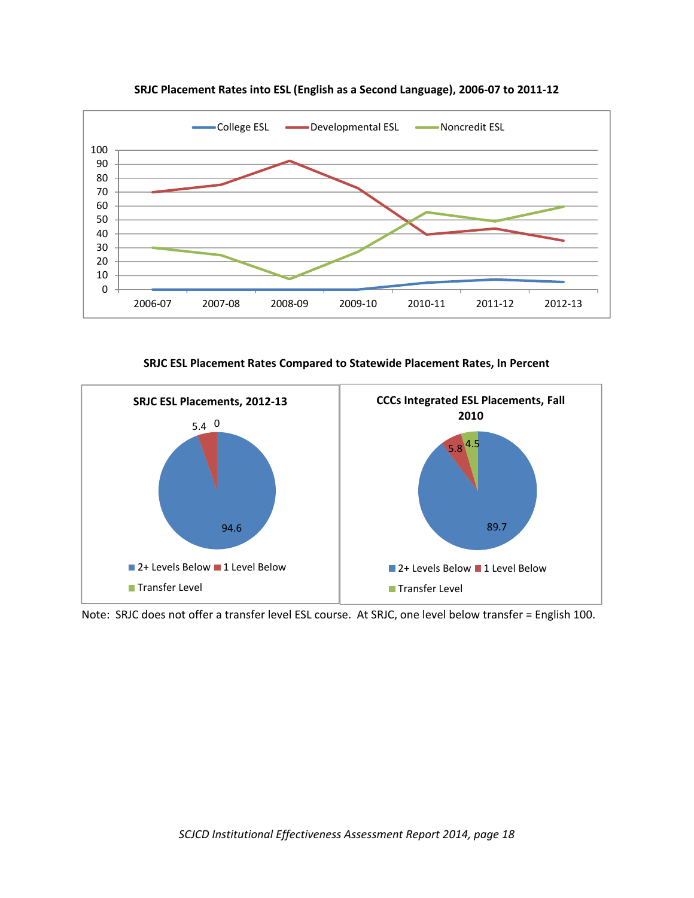**SRJC Placement Rates into ESL (English as a Second Language), 2006-07 to 2011-12**

**SRJC ESL Placement Rates Compared to Statewide Placement Rates, In Percent**

| | SRJC ESL Placements, 2012-13 | CCCs Integrated ESL Placements, Fall 2010 |
|---|---|---|
| 2+ Levels Below | 94.6 | 89.7 |
| 1 Level Below | 5.4 | 5.8 |
| Transfer Level | 0 | 4.5 |

Note: SRJC does not offer a transfer level ESL course. At SRJC, one level below transfer = English 100.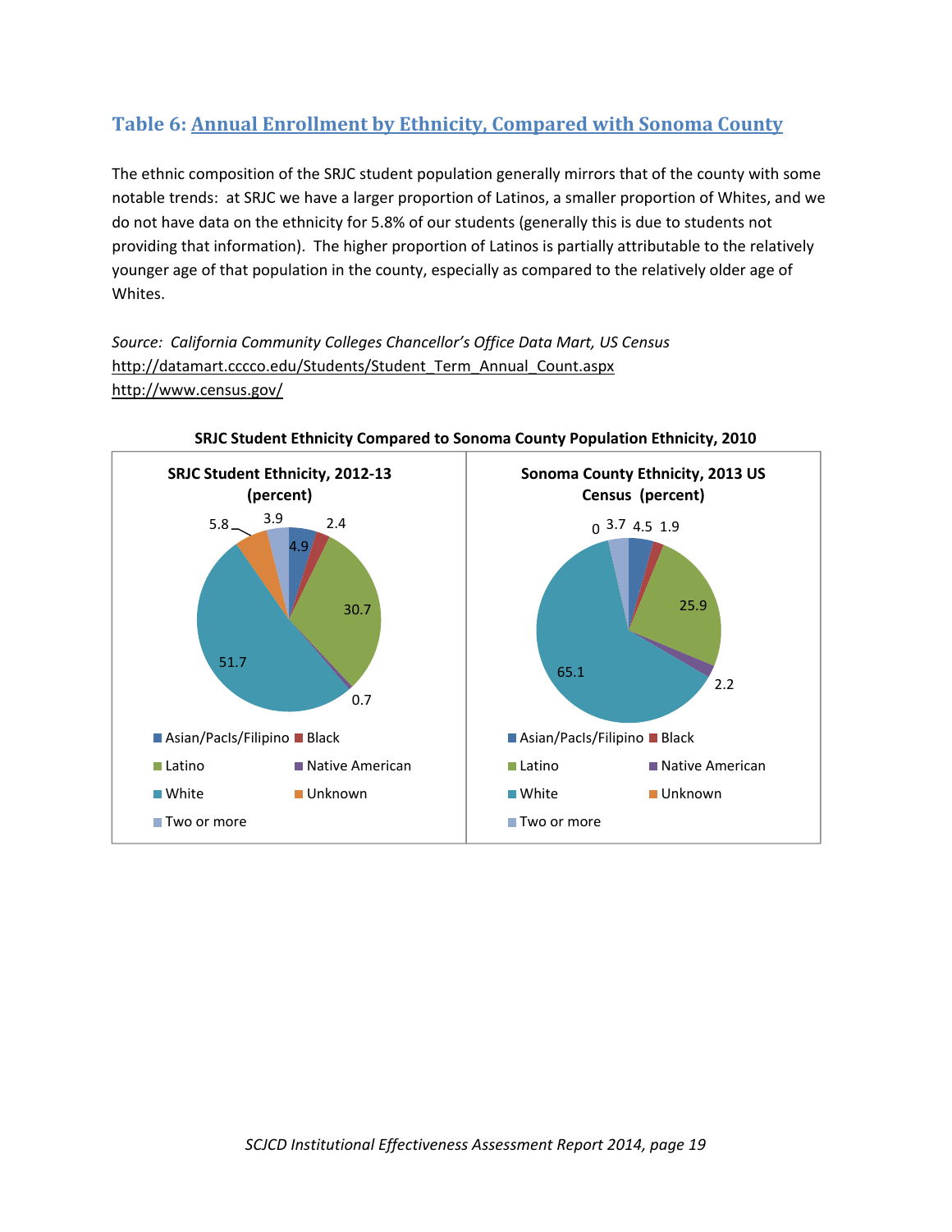## Table 6: Annual Enrollment by Ethnicity, Compared with Sonoma County

The ethnic composition of the SRJC student population generally mirrors that of the county with some notable trends: at SRJC we have a larger proportion of Latinos, a smaller proportion of Whites, and we do not have data on the ethnicity for 5.8% of our students (generally this is due to students not providing that information). The higher proportion of Latinos is partially attributable to the relatively younger age of that population in the county, especially as compared to the relatively older age of Whites.

*Source: California Community Colleges Chancellor's Office Data Mart, US Census*
http://datamart.cccco.edu/Students/Student_Term_Annual_Count.aspx
http://www.census.gov/

**SRJC Student Ethnicity Compared to Sonoma County Population Ethnicity, 2010**

| Ethnicity | SRJC Student Ethnicity, 2012-13 (percent) | Sonoma County Ethnicity, 2013 US Census (percent) |
|---|---|---|
| Asian/PacIs/Filipino | 4.9 | 4.5 |
| Black | 2.4 | 1.9 |
| Latino | 30.7 | 25.9 |
| Native American | 0.7 | 2.2 |
| White | 51.7 | 65.1 |
| Unknown | 5.8 | 0 |
| Two or more | 3.9 | 3.7 |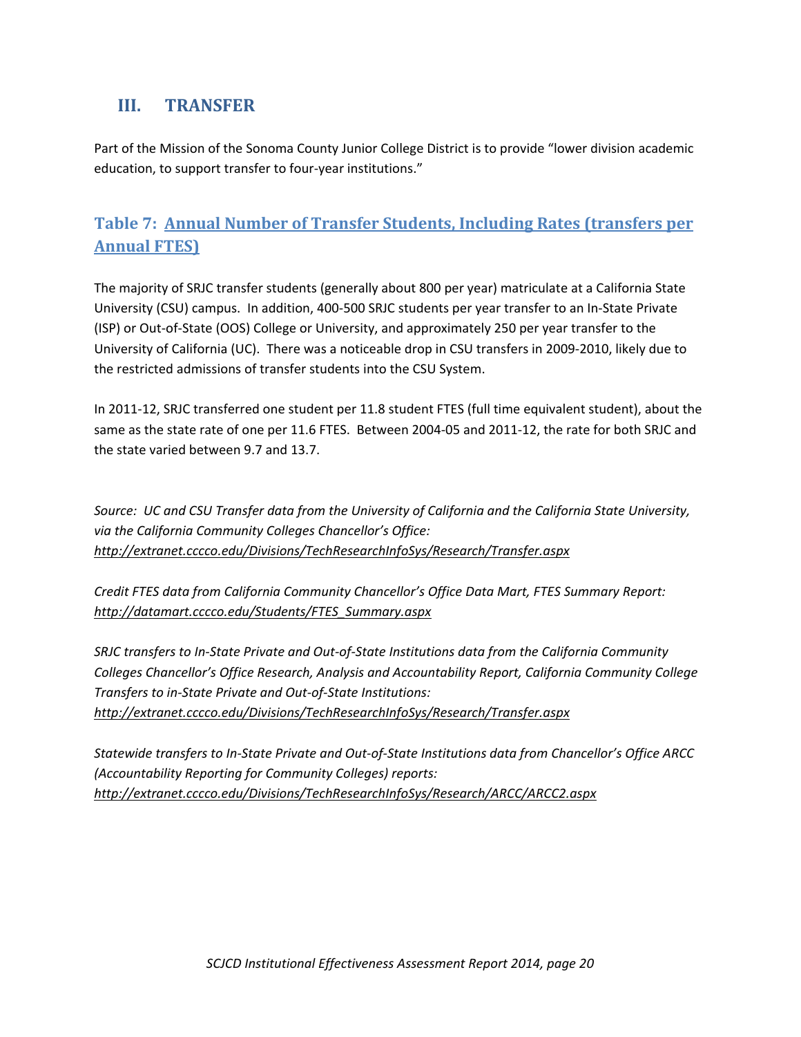## III. TRANSFER

Part of the Mission of the Sonoma County Junior College District is to provide "lower division academic education, to support transfer to four-year institutions."

### Table 7: Annual Number of Transfer Students, Including Rates (transfers per Annual FTES)

The majority of SRJC transfer students (generally about 800 per year) matriculate at a California State University (CSU) campus. In addition, 400-500 SRJC students per year transfer to an In-State Private (ISP) or Out-of-State (OOS) College or University, and approximately 250 per year transfer to the University of California (UC). There was a noticeable drop in CSU transfers in 2009-2010, likely due to the restricted admissions of transfer students into the CSU System.

In 2011-12, SRJC transferred one student per 11.8 student FTES (full time equivalent student), about the same as the state rate of one per 11.6 FTES. Between 2004-05 and 2011-12, the rate for both SRJC and the state varied between 9.7 and 13.7.

*Source: UC and CSU Transfer data from the University of California and the California State University, via the California Community Colleges Chancellor's Office: http://extranet.cccco.edu/Divisions/TechResearchInfoSys/Research/Transfer.aspx*

*Credit FTES data from California Community Chancellor's Office Data Mart, FTES Summary Report: http://datamart.cccco.edu/Students/FTES_Summary.aspx*

*SRJC transfers to In-State Private and Out-of-State Institutions data from the California Community Colleges Chancellor's Office Research, Analysis and Accountability Report, California Community College Transfers to in-State Private and Out-of-State Institutions: http://extranet.cccco.edu/Divisions/TechResearchInfoSys/Research/Transfer.aspx*

*Statewide transfers to In-State Private and Out-of-State Institutions data from Chancellor's Office ARCC (Accountability Reporting for Community Colleges) reports: http://extranet.cccco.edu/Divisions/TechResearchInfoSys/Research/ARCC/ARCC2.aspx*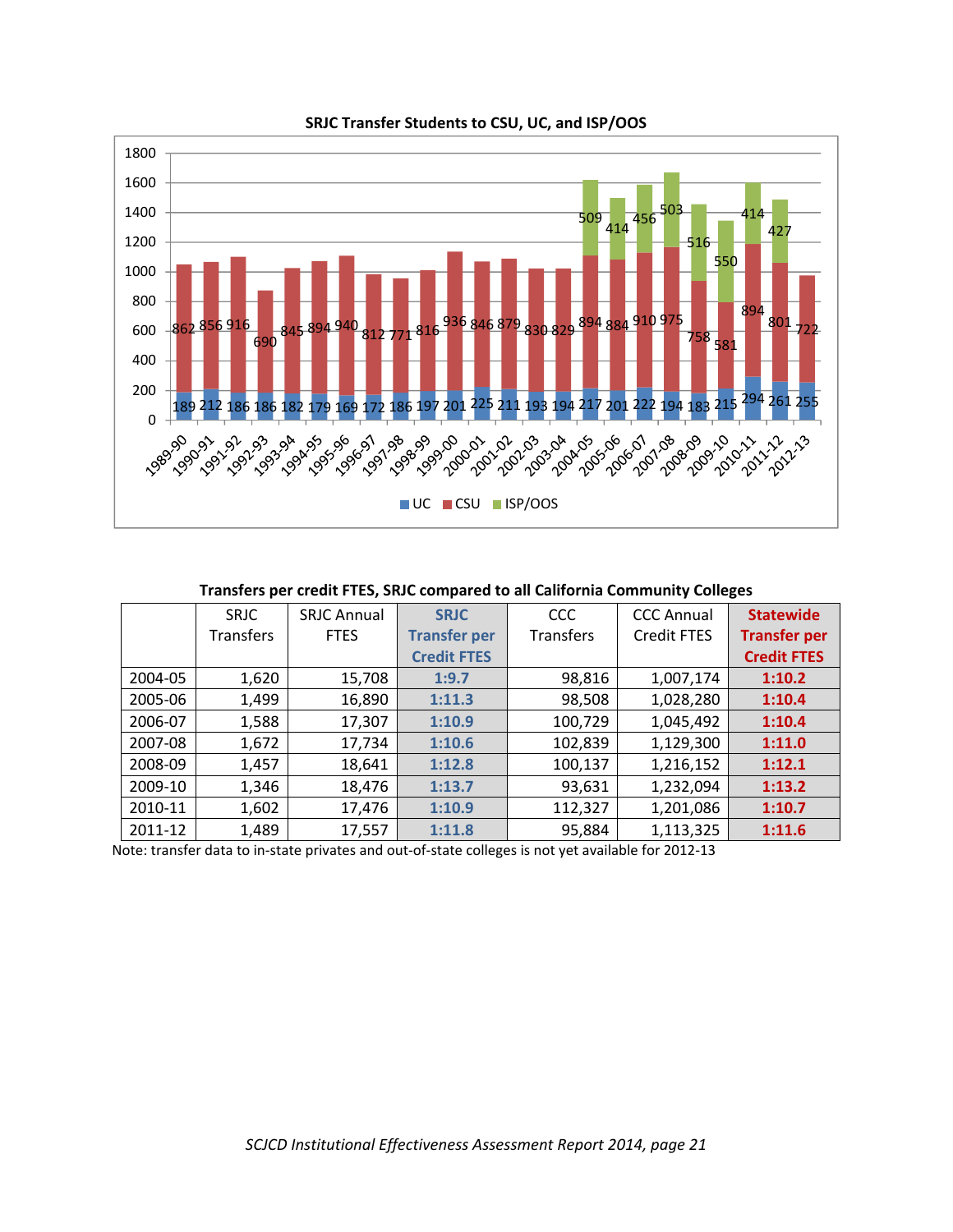**SRJC Transfer Students to CSU, UC, and ISP/OOS**

| Year | UC | CSU | ISP/OOS |
|---|---|---|---|
| 1989-90 | 189 | 862 | |
| 1990-91 | 212 | 856 | |
| 1991-92 | 186 | 916 | |
| 1992-93 | 186 | 690 | |
| 1993-94 | 182 | 845 | |
| 1994-95 | 179 | 894 | |
| 1995-96 | 169 | 940 | |
| 1996-97 | 172 | 812 | |
| 1997-98 | 186 | 771 | |
| 1998-99 | 197 | 816 | |
| 1999-00 | 201 | 936 | |
| 2000-01 | 225 | 846 | |
| 2001-02 | 211 | 879 | |
| 2002-03 | 193 | 830 | |
| 2003-04 | 194 | 829 | |
| 2004-05 | 217 | 894 | 509 |
| 2005-06 | 201 | 884 | 414 |
| 2006-07 | 222 | 910 | 456 |
| 2007-08 | 194 | 975 | 503 |
| 2008-09 | 183 | 758 | 516 |
| 2009-10 | 215 | 581 | 550 |
| 2010-11 | 294 | 894 | 414 |
| 2011-12 | 261 | 801 | 427 |
| 2012-13 | 255 | 722 | |

**Transfers per credit FTES, SRJC compared to all California Community Colleges**

| | SRJC Transfers | SRJC Annual FTES | **SRJC Transfer per Credit FTES** | CCC Transfers | CCC Annual Credit FTES | **Statewide Transfer per Credit FTES** |
|---|---|---|---|---|---|---|
| 2004-05 | 1,620 | 15,708 | **1:9.7** | 98,816 | 1,007,174 | **1:10.2** |
| 2005-06 | 1,499 | 16,890 | **1:11.3** | 98,508 | 1,028,280 | **1:10.4** |
| 2006-07 | 1,588 | 17,307 | **1:10.9** | 100,729 | 1,045,492 | **1:10.4** |
| 2007-08 | 1,672 | 17,734 | **1:10.6** | 102,839 | 1,129,300 | **1:11.0** |
| 2008-09 | 1,457 | 18,641 | **1:12.8** | 100,137 | 1,216,152 | **1:12.1** |
| 2009-10 | 1,346 | 18,476 | **1:13.7** | 93,631 | 1,232,094 | **1:13.2** |
| 2010-11 | 1,602 | 17,476 | **1:10.9** | 112,327 | 1,201,086 | **1:10.7** |
| 2011-12 | 1,489 | 17,557 | **1:11.8** | 95,884 | 1,113,325 | **1:11.6** |

Note: transfer data to in-state privates and out-of-state colleges is not yet available for 2012-13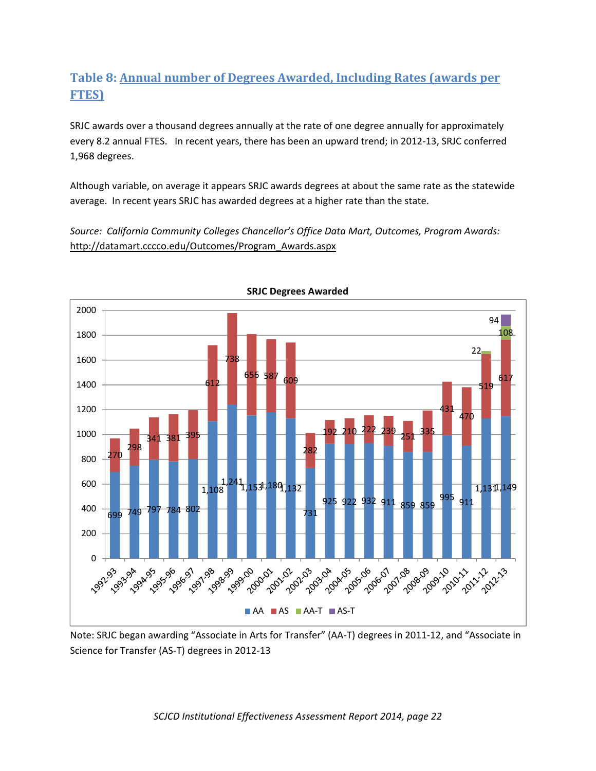## Table 8: Annual number of Degrees Awarded, Including Rates (awards per FTES)

SRJC awards over a thousand degrees annually at the rate of one degree annually for approximately every 8.2 annual FTES. In recent years, there has been an upward trend; in 2012-13, SRJC conferred 1,968 degrees.

Although variable, on average it appears SRJC awards degrees at about the same rate as the statewide average. In recent years SRJC has awarded degrees at a higher rate than the state.

*Source: California Community Colleges Chancellor's Office Data Mart, Outcomes, Program Awards:* http://datamart.cccco.edu/Outcomes/Program_Awards.aspx

**SRJC Degrees Awarded**

| Year | AA | AS | AA-T | AS-T |
|---|---|---|---|---|
| 1992-93 | 699 | 270 | | |
| 1993-94 | 749 | 298 | | |
| 1994-95 | 797 | 341 | | |
| 1995-96 | 784 | 381 | | |
| 1996-97 | 802 | 395 | | |
| 1997-98 | 1,108 | 612 | | |
| 1998-99 | 1,241 | 738 | | |
| 1999-00 | 1,153 | 656 | | |
| 2000-01 | 1,180 | 587 | | |
| 2001-02 | 1,132 | 609 | | |
| 2002-03 | 731 | 282 | | |
| 2003-04 | 925 | 192 | | |
| 2004-05 | 922 | 210 | | |
| 2005-06 | 932 | 222 | | |
| 2006-07 | 911 | 239 | | |
| 2007-08 | 859 | 251 | | |
| 2008-09 | 859 | 335 | | |
| 2009-10 | 995 | 431 | | |
| 2010-11 | 911 | 470 | | |
| 2011-12 | 1,131 | 519 | 22 | |
| 2012-13 | 1,149 | 617 | 108 | 94 |

Note: SRJC began awarding "Associate in Arts for Transfer" (AA-T) degrees in 2011-12, and "Associate in Science for Transfer (AS-T) degrees in 2012-13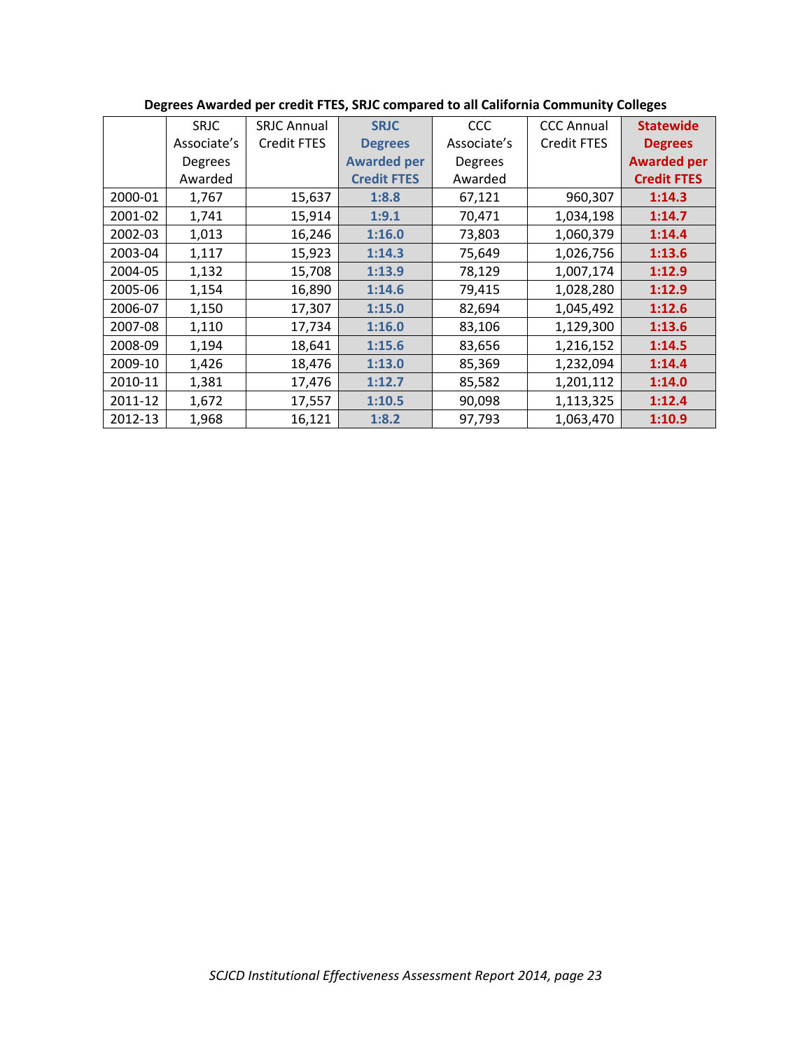**Degrees Awarded per credit FTES, SRJC compared to all California Community Colleges**

| | SRJC Associate's Degrees Awarded | SRJC Annual Credit FTES | **SRJC Degrees Awarded per Credit FTES** | CCC Associate's Degrees Awarded | CCC Annual Credit FTES | **Statewide Degrees Awarded per Credit FTES** |
|---|---|---|---|---|---|---|
| 2000-01 | 1,767 | 15,637 | **1:8.8** | 67,121 | 960,307 | **1:14.3** |
| 2001-02 | 1,741 | 15,914 | **1:9.1** | 70,471 | 1,034,198 | **1:14.7** |
| 2002-03 | 1,013 | 16,246 | **1:16.0** | 73,803 | 1,060,379 | **1:14.4** |
| 2003-04 | 1,117 | 15,923 | **1:14.3** | 75,649 | 1,026,756 | **1:13.6** |
| 2004-05 | 1,132 | 15,708 | **1:13.9** | 78,129 | 1,007,174 | **1:12.9** |
| 2005-06 | 1,154 | 16,890 | **1:14.6** | 79,415 | 1,028,280 | **1:12.9** |
| 2006-07 | 1,150 | 17,307 | **1:15.0** | 82,694 | 1,045,492 | **1:12.6** |
| 2007-08 | 1,110 | 17,734 | **1:16.0** | 83,106 | 1,129,300 | **1:13.6** |
| 2008-09 | 1,194 | 18,641 | **1:15.6** | 83,656 | 1,216,152 | **1:14.5** |
| 2009-10 | 1,426 | 18,476 | **1:13.0** | 85,369 | 1,232,094 | **1:14.4** |
| 2010-11 | 1,381 | 17,476 | **1:12.7** | 85,582 | 1,201,112 | **1:14.0** |
| 2011-12 | 1,672 | 17,557 | **1:10.5** | 90,098 | 1,113,325 | **1:12.4** |
| 2012-13 | 1,968 | 16,121 | **1:8.2** | 97,793 | 1,063,470 | **1:10.9** |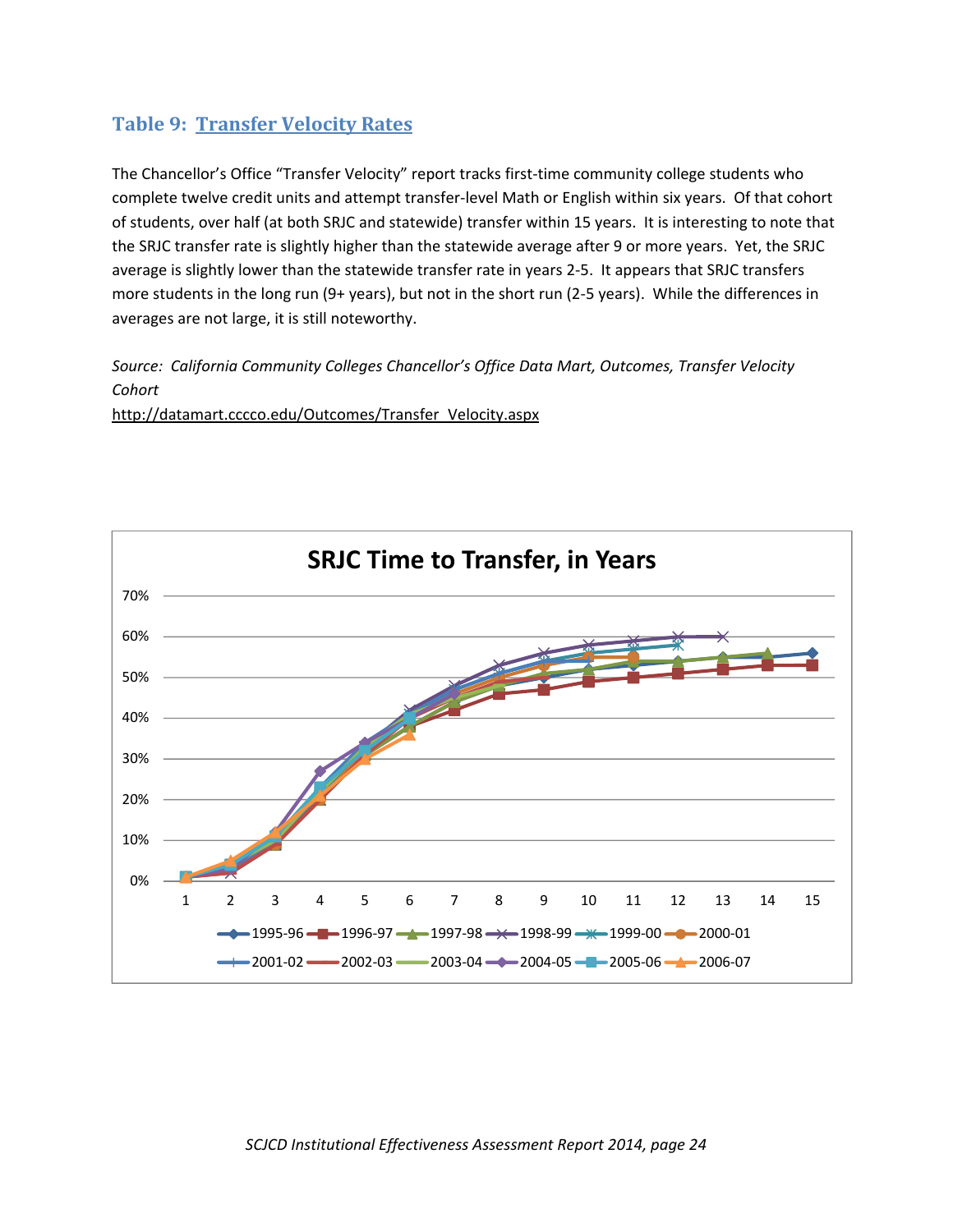### Table 9: Transfer Velocity Rates

The Chancellor's Office "Transfer Velocity" report tracks first-time community college students who complete twelve credit units and attempt transfer-level Math or English within six years. Of that cohort of students, over half (at both SRJC and statewide) transfer within 15 years. It is interesting to note that the SRJC transfer rate is slightly higher than the statewide average after 9 or more years. Yet, the SRJC average is slightly lower than the statewide transfer rate in years 2-5. It appears that SRJC transfers more students in the long run (9+ years), but not in the short run (2-5 years). While the differences in averages are not large, it is still noteworthy.

*Source: California Community Colleges Chancellor's Office Data Mart, Outcomes, Transfer Velocity Cohort*
http://datamart.cccco.edu/Outcomes/Transfer_Velocity.aspx

**SRJC Time to Transfer, in Years**

Line chart: transfer rate (0%–70%) by years 1–15 for cohorts 1995-96, 1996-97, 1997-98, 1998-99, 1999-00, 2000-01, 2001-02, 2002-03, 2003-04, 2004-05, 2005-06, 2006-07.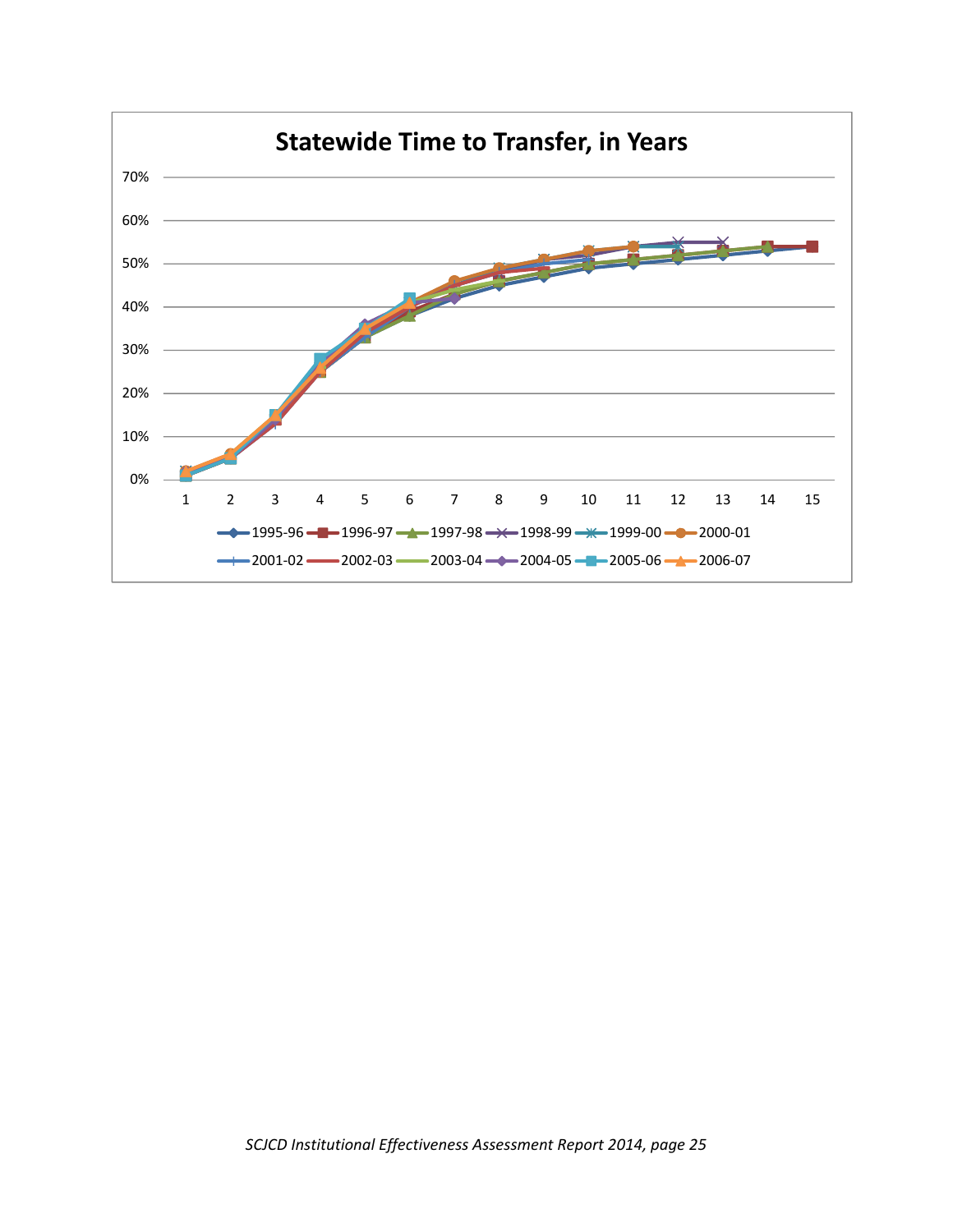**Statewide Time to Transfer, in Years**

(Line chart: y-axis 0%–70%; x-axis years 1–15; series: 1995-96, 1996-97, 1997-98, 1998-99, 1999-00, 2000-01, 2001-02, 2002-03, 2003-04, 2004-05, 2005-06, 2006-07)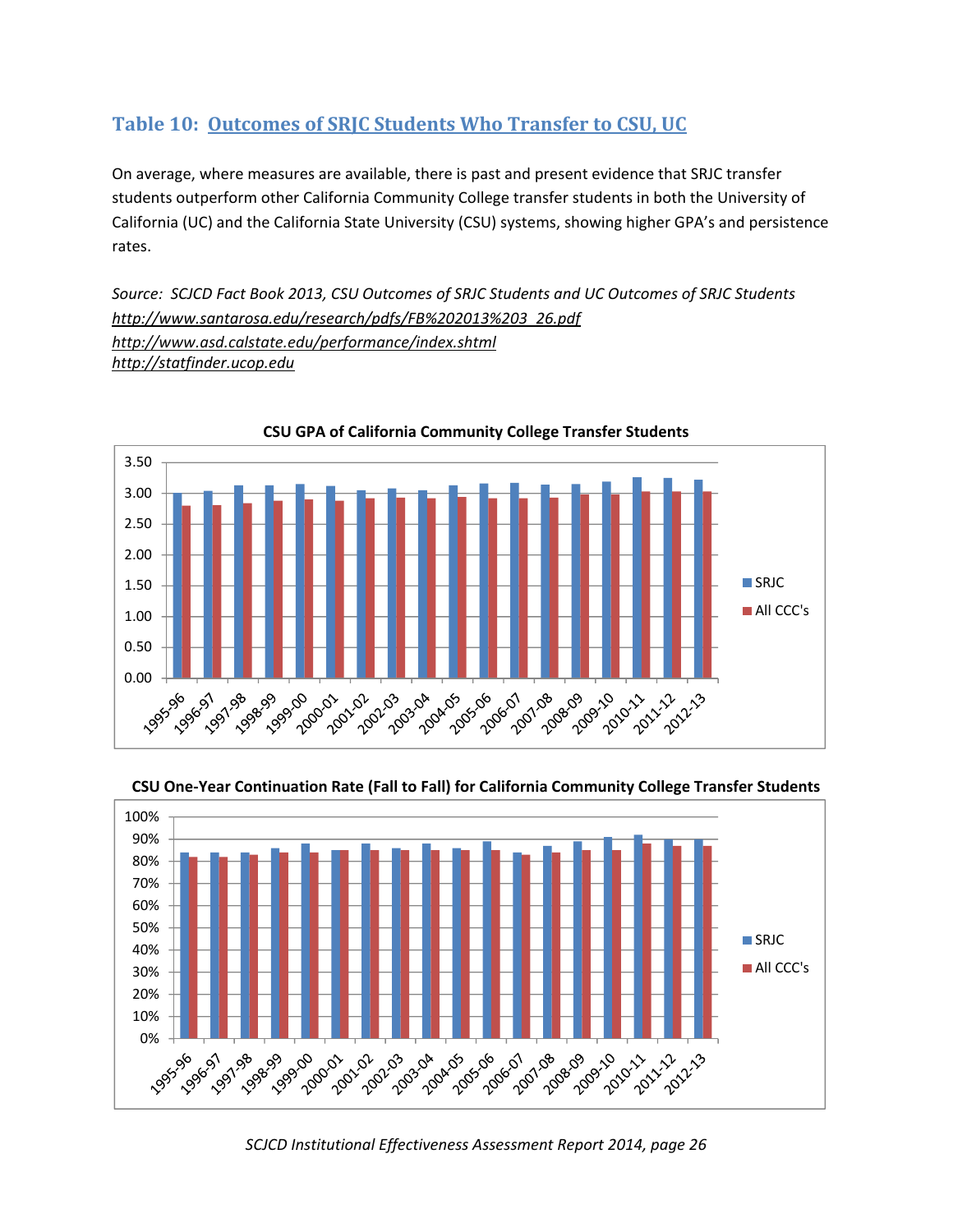## Table 10: Outcomes of SRJC Students Who Transfer to CSU, UC

On average, where measures are available, there is past and present evidence that SRJC transfer students outperform other California Community College transfer students in both the University of California (UC) and the California State University (CSU) systems, showing higher GPA's and persistence rates.

*Source: SCJCD Fact Book 2013, CSU Outcomes of SRJC Students and UC Outcomes of SRJC Students*
*http://www.santarosa.edu/research/pdfs/FB%202013%203_26.pdf*
*http://www.asd.calstate.edu/performance/index.shtml*
*http://statfinder.ucop.edu*

**CSU GPA of California Community College Transfer Students**

**CSU One-Year Continuation Rate (Fall to Fall) for California Community College Transfer Students**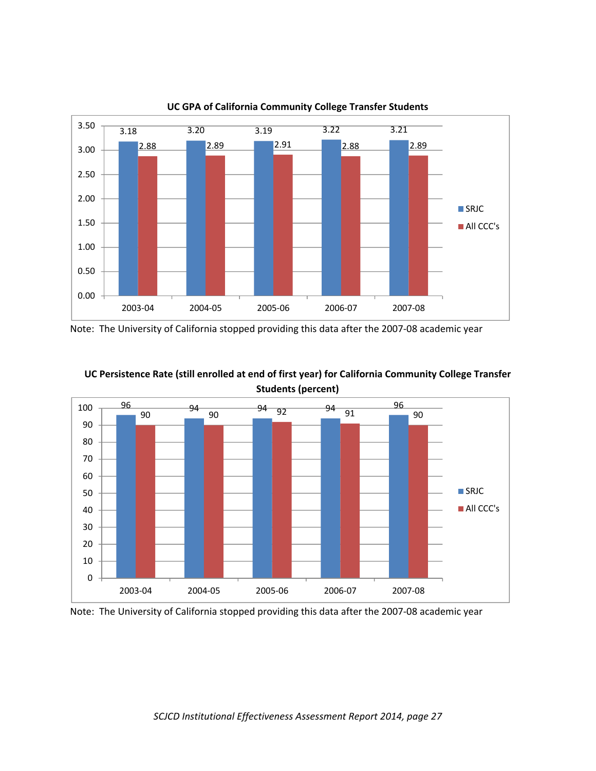**UC GPA of California Community College Transfer Students**

| | 2003-04 | 2004-05 | 2005-06 | 2006-07 | 2007-08 |
|---|---|---|---|---|---|
| SRJC | 3.18 | 3.20 | 3.19 | 3.22 | 3.21 |
| All CCC's | 2.88 | 2.89 | 2.91 | 2.88 | 2.89 |

Note: The University of California stopped providing this data after the 2007-08 academic year

**UC Persistence Rate (still enrolled at end of first year) for California Community College Transfer Students (percent)**

| | 2003-04 | 2004-05 | 2005-06 | 2006-07 | 2007-08 |
|---|---|---|---|---|---|
| SRJC | 96 | 94 | 94 | 94 | 96 |
| All CCC's | 90 | 90 | 92 | 91 | 90 |

Note: The University of California stopped providing this data after the 2007-08 academic year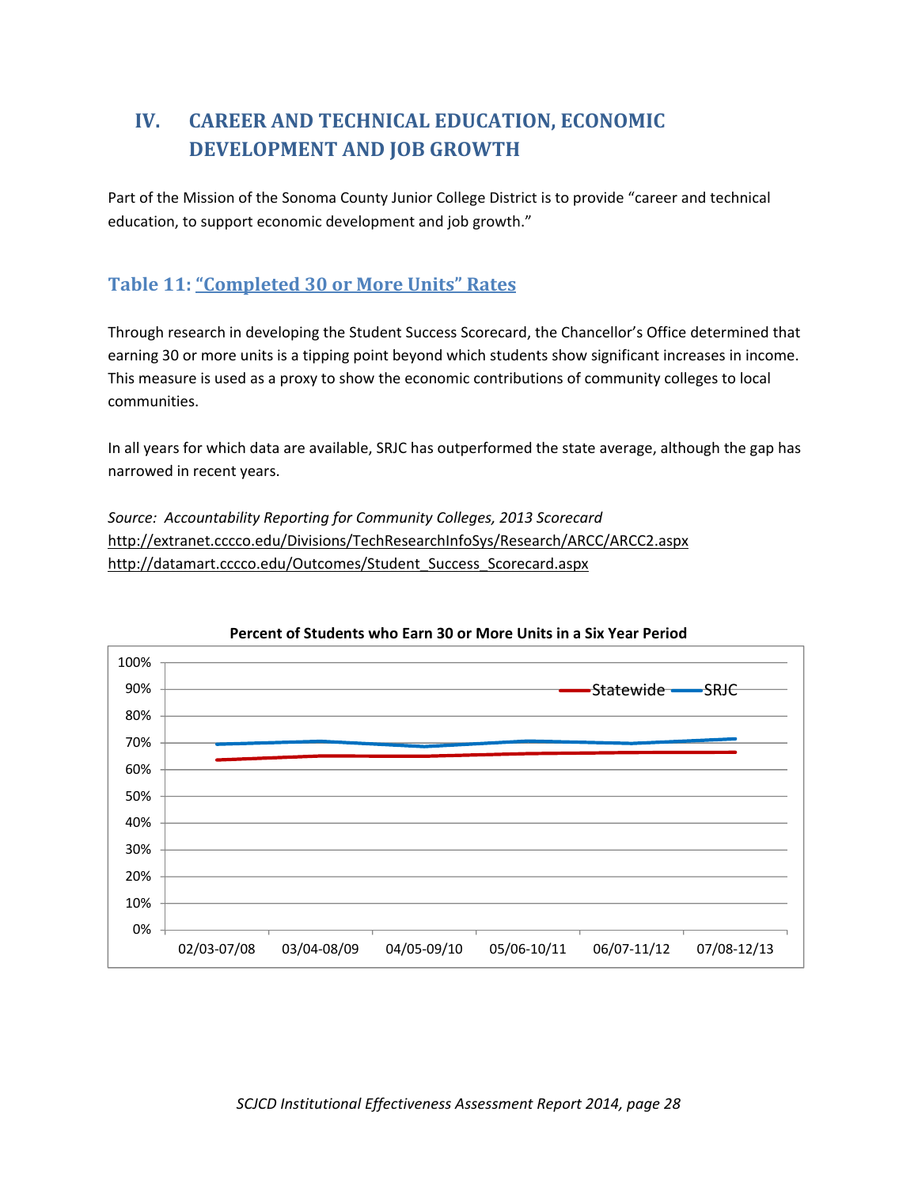# IV. CAREER AND TECHNICAL EDUCATION, ECONOMIC DEVELOPMENT AND JOB GROWTH

Part of the Mission of the Sonoma County Junior College District is to provide "career and technical education, to support economic development and job growth."

## Table 11: "Completed 30 or More Units" Rates

Through research in developing the Student Success Scorecard, the Chancellor's Office determined that earning 30 or more units is a tipping point beyond which students show significant increases in income. This measure is used as a proxy to show the economic contributions of community colleges to local communities.

In all years for which data are available, SRJC has outperformed the state average, although the gap has narrowed in recent years.

*Source: Accountability Reporting for Community Colleges, 2013 Scorecard*
http://extranet.cccco.edu/Divisions/TechResearchInfoSys/Research/ARCC/ARCC2.aspx
http://datamart.cccco.edu/Outcomes/Student_Success_Scorecard.aspx

**Percent of Students who Earn 30 or More Units in a Six Year Period**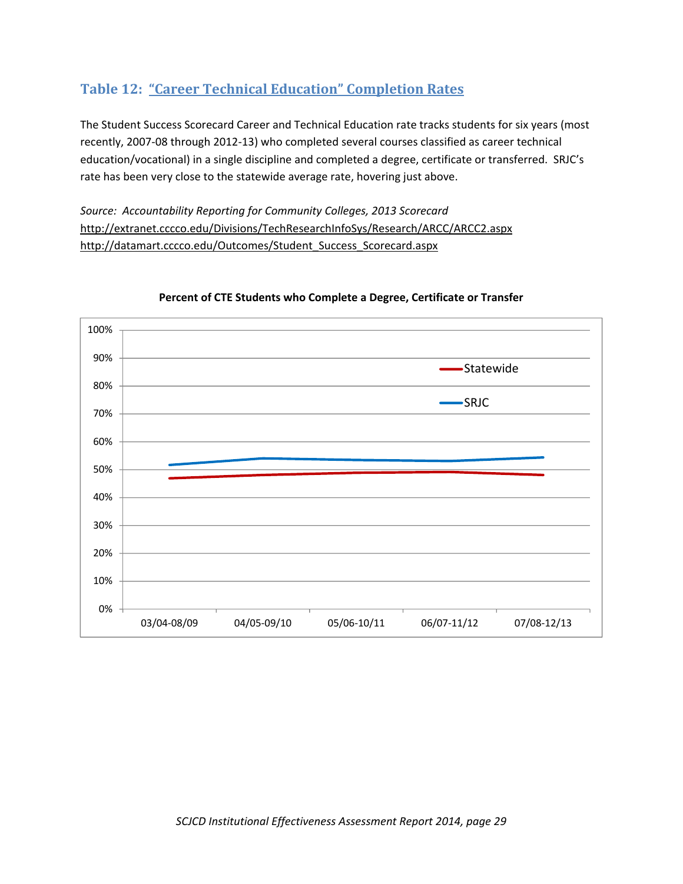## Table 12: "Career Technical Education" Completion Rates

The Student Success Scorecard Career and Technical Education rate tracks students for six years (most recently, 2007-08 through 2012-13) who completed several courses classified as career technical education/vocational) in a single discipline and completed a degree, certificate or transferred. SRJC's rate has been very close to the statewide average rate, hovering just above.

*Source: Accountability Reporting for Community Colleges, 2013 Scorecard*
http://extranet.cccco.edu/Divisions/TechResearchInfoSys/Research/ARCC/ARCC2.aspx
http://datamart.cccco.edu/Outcomes/Student_Success_Scorecard.aspx

**Percent of CTE Students who Complete a Degree, Certificate or Transfer**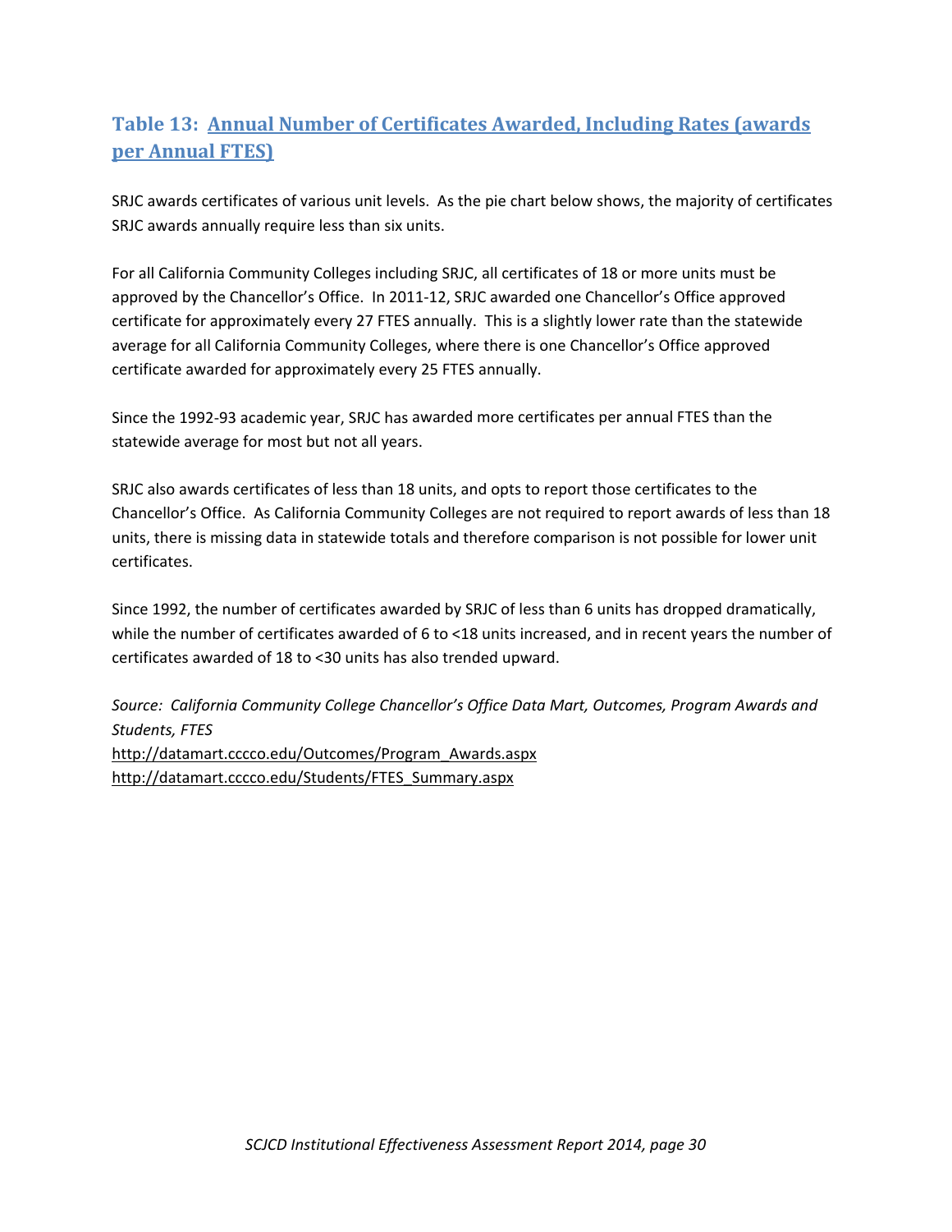## Table 13: Annual Number of Certificates Awarded, Including Rates (awards per Annual FTES)

SRJC awards certificates of various unit levels. As the pie chart below shows, the majority of certificates SRJC awards annually require less than six units.

For all California Community Colleges including SRJC, all certificates of 18 or more units must be approved by the Chancellor's Office. In 2011-12, SRJC awarded one Chancellor's Office approved certificate for approximately every 27 FTES annually. This is a slightly lower rate than the statewide average for all California Community Colleges, where there is one Chancellor's Office approved certificate awarded for approximately every 25 FTES annually.

Since the 1992-93 academic year, SRJC has awarded more certificates per annual FTES than the statewide average for most but not all years.

SRJC also awards certificates of less than 18 units, and opts to report those certificates to the Chancellor's Office. As California Community Colleges are not required to report awards of less than 18 units, there is missing data in statewide totals and therefore comparison is not possible for lower unit certificates.

Since 1992, the number of certificates awarded by SRJC of less than 6 units has dropped dramatically, while the number of certificates awarded of 6 to <18 units increased, and in recent years the number of certificates awarded of 18 to <30 units has also trended upward.

*Source: California Community College Chancellor's Office Data Mart, Outcomes, Program Awards and Students, FTES*
http://datamart.cccco.edu/Outcomes/Program_Awards.aspx
http://datamart.cccco.edu/Students/FTES_Summary.aspx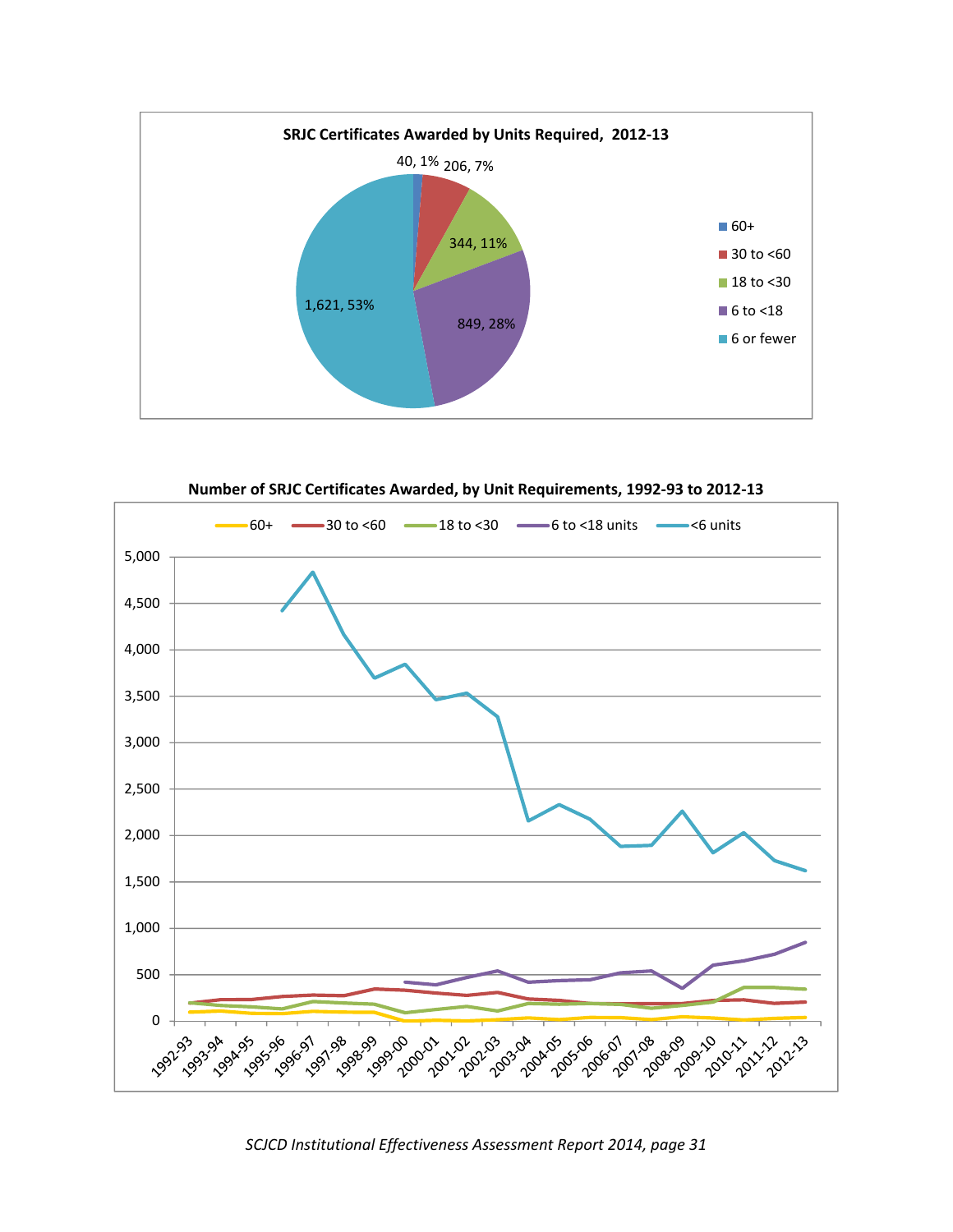**SRJC Certificates Awarded by Units Required, 2012-13**

| Units Required | Number | Percent |
|---|---|---|
| 60+ | 40 | 1% |
| 30 to <60 | 206 | 7% |
| 18 to <30 | 344 | 11% |
| 6 to <18 | 849 | 28% |
| 6 or fewer | 1,621 | 53% |

**Number of SRJC Certificates Awarded, by Unit Requirements, 1992-93 to 2012-13**

Legend: 60+, 30 to <60, 18 to <30, 6 to <18 units, <6 units

Y-axis: 0 to 5,000

X-axis: 1992-93, 1993-94, 1994-95, 1995-96, 1996-97, 1997-98, 1998-99, 1999-00, 2000-01, 2001-02, 2002-03, 2003-04, 2004-05, 2005-06, 2006-07, 2007-08, 2008-09, 2009-10, 2010-11, 2011-12, 2012-13

*SCJCD Institutional Effectiveness Assessment Report 2014, page 31*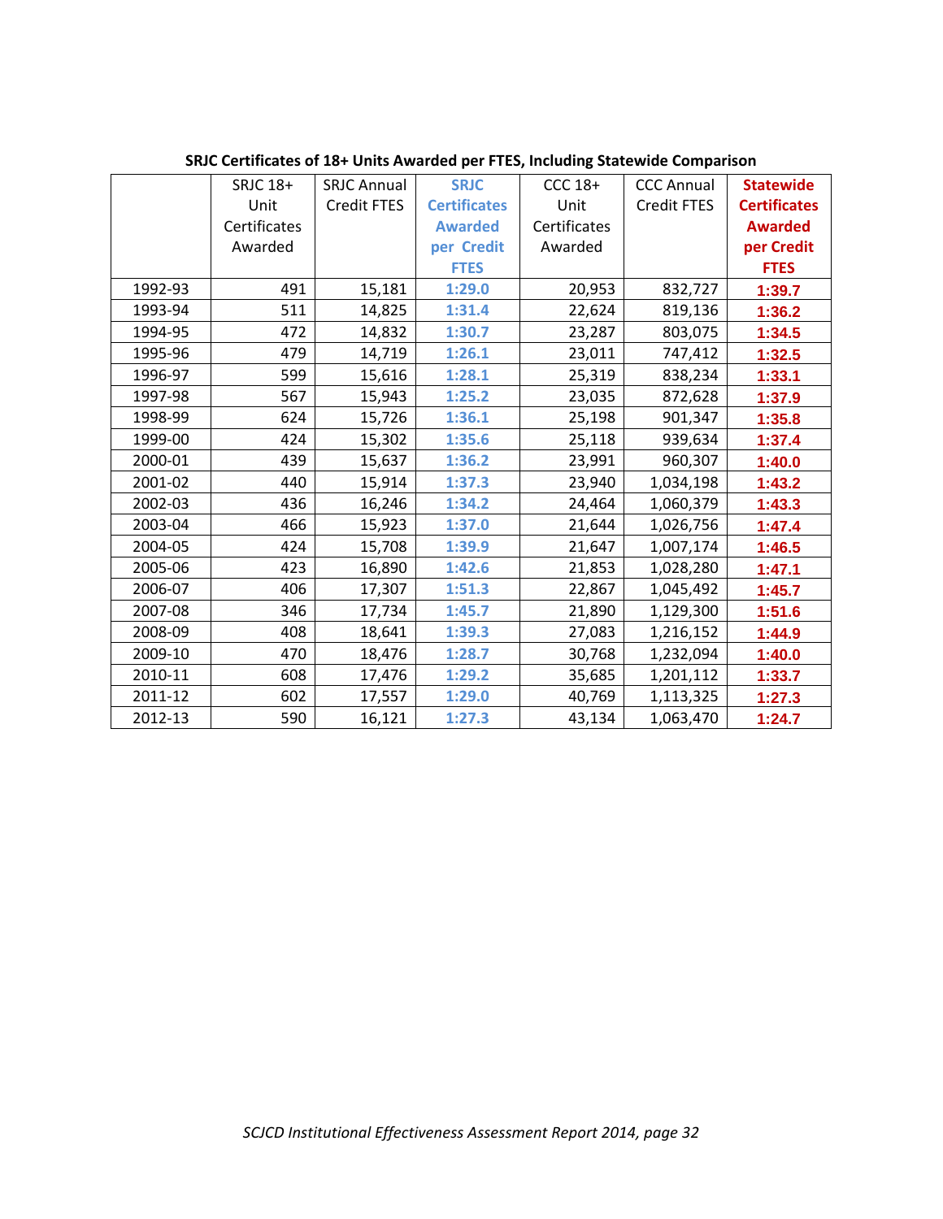**SRJC Certificates of 18+ Units Awarded per FTES, Including Statewide Comparison**

| | SRJC 18+ Unit Certificates Awarded | SRJC Annual Credit FTES | **SRJC Certificates Awarded per Credit FTES** | CCC 18+ Unit Certificates Awarded | CCC Annual Credit FTES | **Statewide Certificates Awarded per Credit FTES** |
|---|---|---|---|---|---|---|
| 1992-93 | 491 | 15,181 | **1:29.0** | 20,953 | 832,727 | **1:39.7** |
| 1993-94 | 511 | 14,825 | **1:31.4** | 22,624 | 819,136 | **1:36.2** |
| 1994-95 | 472 | 14,832 | **1:30.7** | 23,287 | 803,075 | **1:34.5** |
| 1995-96 | 479 | 14,719 | **1:26.1** | 23,011 | 747,412 | **1:32.5** |
| 1996-97 | 599 | 15,616 | **1:28.1** | 25,319 | 838,234 | **1:33.1** |
| 1997-98 | 567 | 15,943 | **1:25.2** | 23,035 | 872,628 | **1:37.9** |
| 1998-99 | 624 | 15,726 | **1:36.1** | 25,198 | 901,347 | **1:35.8** |
| 1999-00 | 424 | 15,302 | **1:35.6** | 25,118 | 939,634 | **1:37.4** |
| 2000-01 | 439 | 15,637 | **1:36.2** | 23,991 | 960,307 | **1:40.0** |
| 2001-02 | 440 | 15,914 | **1:37.3** | 23,940 | 1,034,198 | **1:43.2** |
| 2002-03 | 436 | 16,246 | **1:34.2** | 24,464 | 1,060,379 | **1:43.3** |
| 2003-04 | 466 | 15,923 | **1:37.0** | 21,644 | 1,026,756 | **1:47.4** |
| 2004-05 | 424 | 15,708 | **1:39.9** | 21,647 | 1,007,174 | **1:46.5** |
| 2005-06 | 423 | 16,890 | **1:42.6** | 21,853 | 1,028,280 | **1:47.1** |
| 2006-07 | 406 | 17,307 | **1:51.3** | 22,867 | 1,045,492 | **1:45.7** |
| 2007-08 | 346 | 17,734 | **1:45.7** | 21,890 | 1,129,300 | **1:51.6** |
| 2008-09 | 408 | 18,641 | **1:39.3** | 27,083 | 1,216,152 | **1:44.9** |
| 2009-10 | 470 | 18,476 | **1:28.7** | 30,768 | 1,232,094 | **1:40.0** |
| 2010-11 | 608 | 17,476 | **1:29.2** | 35,685 | 1,201,112 | **1:33.7** |
| 2011-12 | 602 | 17,557 | **1:29.0** | 40,769 | 1,113,325 | **1:27.3** |
| 2012-13 | 590 | 16,121 | **1:27.3** | 43,134 | 1,063,470 | **1:24.7** |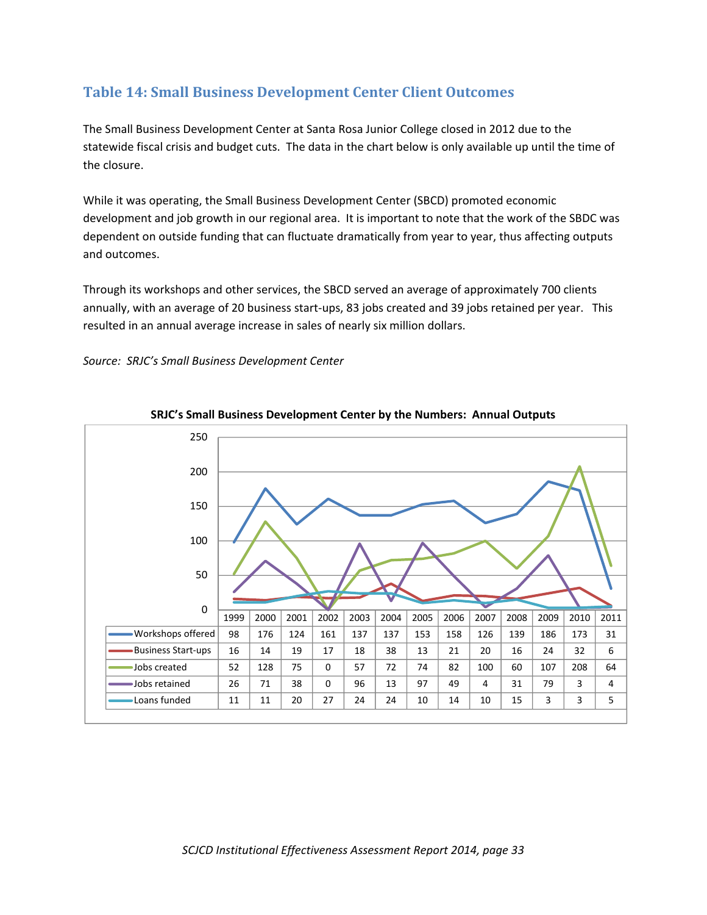## Table 14: Small Business Development Center Client Outcomes

The Small Business Development Center at Santa Rosa Junior College closed in 2012 due to the statewide fiscal crisis and budget cuts. The data in the chart below is only available up until the time of the closure.

While it was operating, the Small Business Development Center (SBCD) promoted economic development and job growth in our regional area. It is important to note that the work of the SBDC was dependent on outside funding that can fluctuate dramatically from year to year, thus affecting outputs and outcomes.

Through its workshops and other services, the SBCD served an average of approximately 700 clients annually, with an average of 20 business start-ups, 83 jobs created and 39 jobs retained per year. This resulted in an annual average increase in sales of nearly six million dollars.

*Source: SRJC's Small Business Development Center*

**SRJC's Small Business Development Center by the Numbers: Annual Outputs**

| | 1999 | 2000 | 2001 | 2002 | 2003 | 2004 | 2005 | 2006 | 2007 | 2008 | 2009 | 2010 | 2011 |
|---|---|---|---|---|---|---|---|---|---|---|---|---|---|
| Workshops offered | 98 | 176 | 124 | 161 | 137 | 137 | 153 | 158 | 126 | 139 | 186 | 173 | 31 |
| Business Start-ups | 16 | 14 | 19 | 17 | 18 | 38 | 13 | 21 | 20 | 16 | 24 | 32 | 6 |
| Jobs created | 52 | 128 | 75 | 0 | 57 | 72 | 74 | 82 | 100 | 60 | 107 | 208 | 64 |
| Jobs retained | 26 | 71 | 38 | 0 | 96 | 13 | 97 | 49 | 4 | 31 | 79 | 3 | 4 |
| Loans funded | 11 | 11 | 20 | 27 | 24 | 24 | 10 | 14 | 10 | 15 | 3 | 3 | 5 |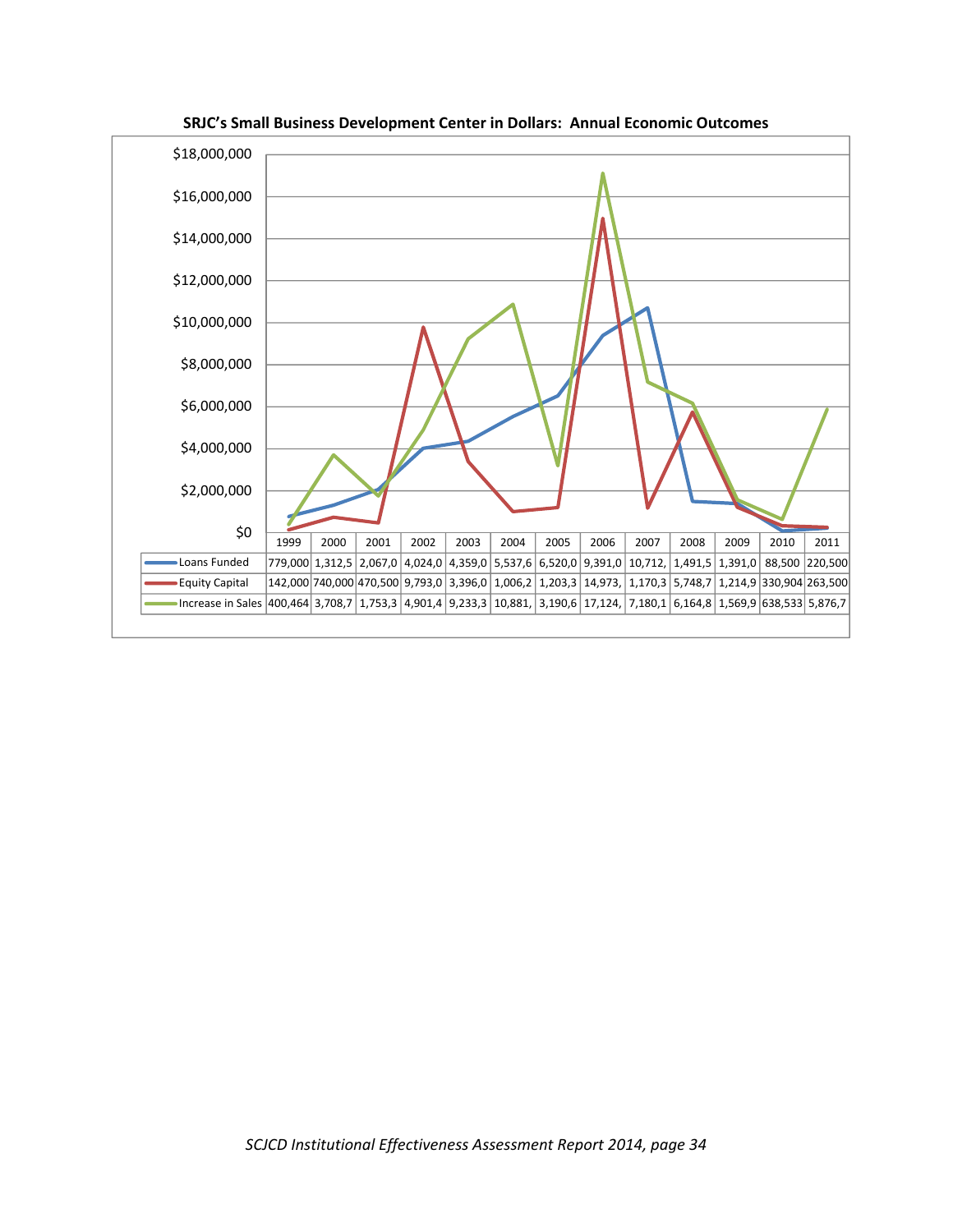**SRJC's Small Business Development Center in Dollars: Annual Economic Outcomes**

| | 1999 | 2000 | 2001 | 2002 | 2003 | 2004 | 2005 | 2006 | 2007 | 2008 | 2009 | 2010 | 2011 |
|---|---|---|---|---|---|---|---|---|---|---|---|---|---|
| Loans Funded | 779,000 | 1,312,5 | 2,067,0 | 4,024,0 | 4,359,0 | 5,537,6 | 6,520,0 | 9,391,0 | 10,712, | 1,491,5 | 1,391,0 | 88,500 | 220,500 |
| Equity Capital | 142,000 | 740,000 | 470,500 | 9,793,0 | 3,396,0 | 1,006,2 | 1,203,3 | 14,973, | 1,170,3 | 5,748,7 | 1,214,9 | 330,904 | 263,500 |
| Increase in Sales | 400,464 | 3,708,7 | 1,753,3 | 4,901,4 | 9,233,3 | 10,881, | 3,190,6 | 17,124, | 7,180,1 | 6,164,8 | 1,569,9 | 638,533 | 5,876,7 |

*SCJCD Institutional Effectiveness Assessment Report 2014, page 34*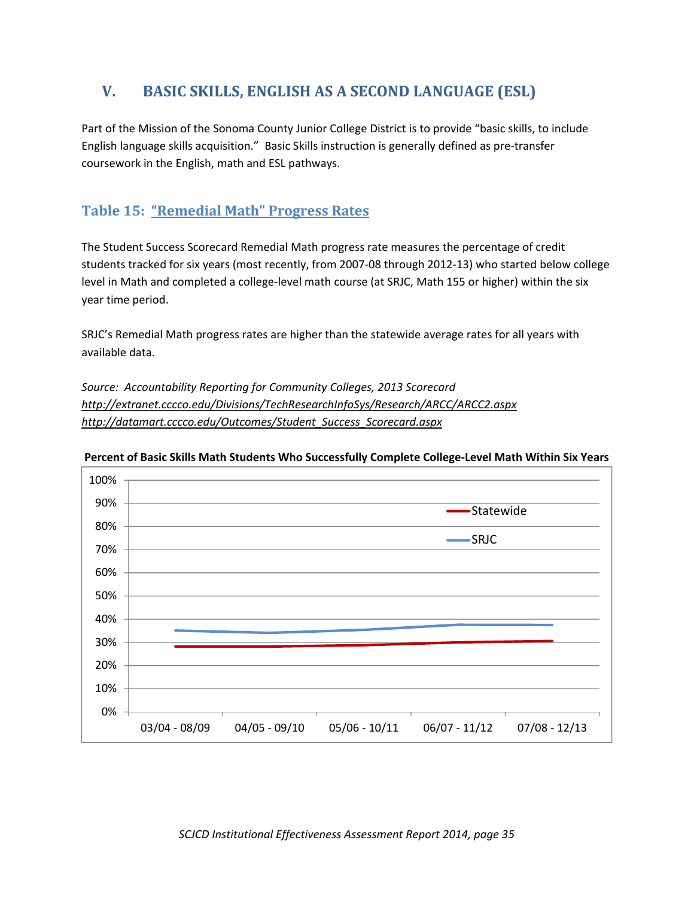## V. BASIC SKILLS, ENGLISH AS A SECOND LANGUAGE (ESL)

Part of the Mission of the Sonoma County Junior College District is to provide "basic skills, to include English language skills acquisition." Basic Skills instruction is generally defined as pre-transfer coursework in the English, math and ESL pathways.

### Table 15: "Remedial Math" Progress Rates

The Student Success Scorecard Remedial Math progress rate measures the percentage of credit students tracked for six years (most recently, from 2007-08 through 2012-13) who started below college level in Math and completed a college-level math course (at SRJC, Math 155 or higher) within the six year time period.

SRJC's Remedial Math progress rates are higher than the statewide average rates for all years with available data.

*Source: Accountability Reporting for Community Colleges, 2013 Scorecard*
*http://extranet.cccco.edu/Divisions/TechResearchInfoSys/Research/ARCC/ARCC2.aspx*
*http://datamart.cccco.edu/Outcomes/Student_Success_Scorecard.aspx*

**Percent of Basic Skills Math Students Who Successfully Complete College-Level Math Within Six Years**

| | 03/04 - 08/09 | 04/05 - 09/10 | 05/06 - 10/11 | 06/07 - 11/12 | 07/08 - 12/13 |
|---|---|---|---|---|---|
| Statewide | ~28% | ~28% | ~29% | ~30% | ~30% |
| SRJC | ~35% | ~34% | ~35% | ~37% | ~37% |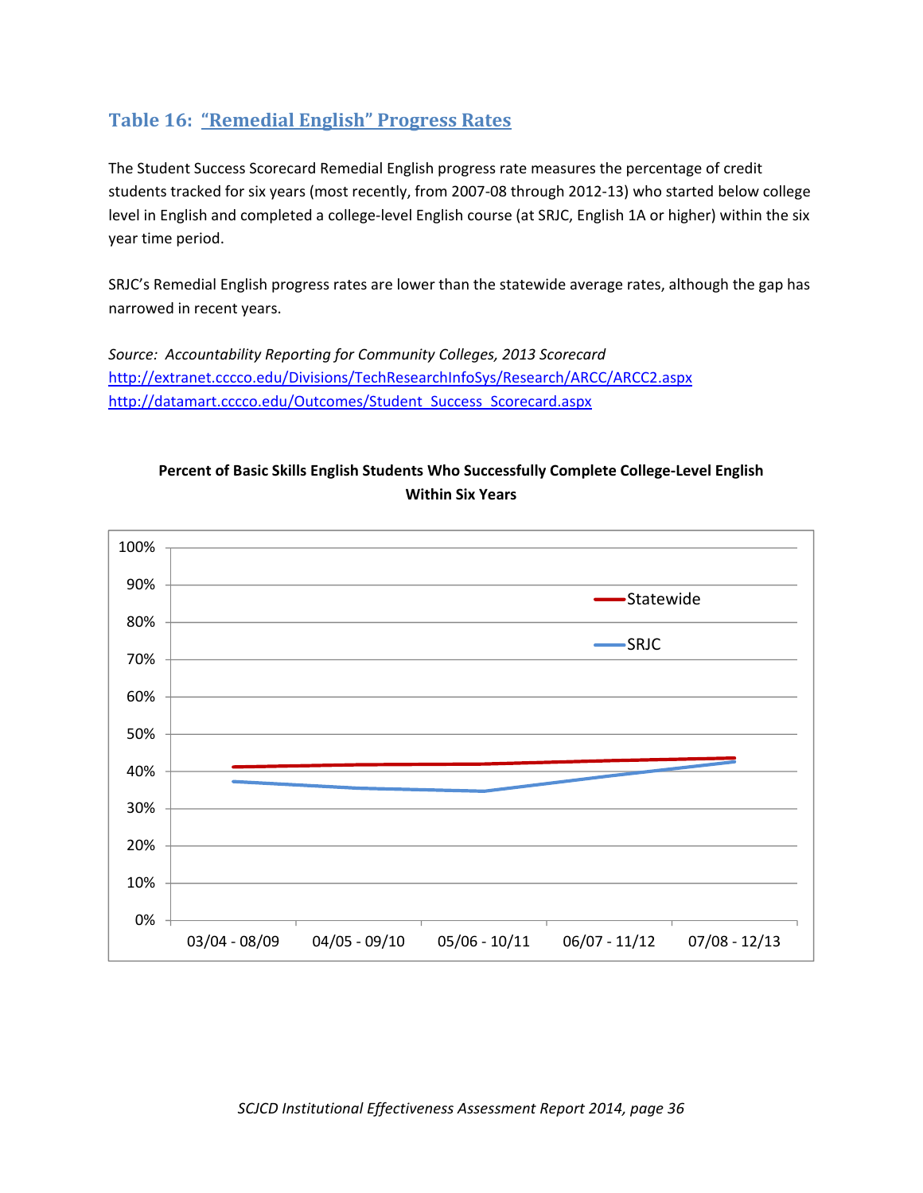## Table 16: "Remedial English" Progress Rates

The Student Success Scorecard Remedial English progress rate measures the percentage of credit students tracked for six years (most recently, from 2007-08 through 2012-13) who started below college level in English and completed a college-level English course (at SRJC, English 1A or higher) within the six year time period.

SRJC's Remedial English progress rates are lower than the statewide average rates, although the gap has narrowed in recent years.

*Source: Accountability Reporting for Community Colleges, 2013 Scorecard*
http://extranet.cccco.edu/Divisions/TechResearchInfoSys/Research/ARCC/ARCC2.aspx
http://datamart.cccco.edu/Outcomes/Student_Success_Scorecard.aspx

**Percent of Basic Skills English Students Who Successfully Complete College-Level English Within Six Years**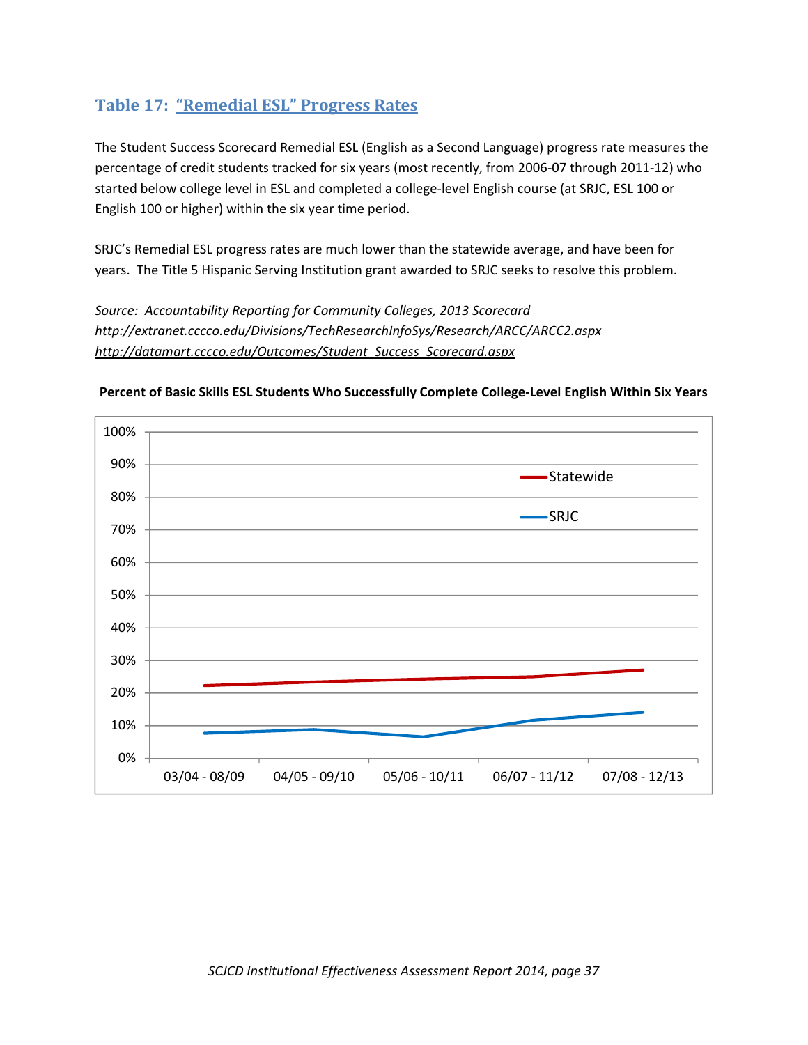## Table 17: “Remedial ESL” Progress Rates

The Student Success Scorecard Remedial ESL (English as a Second Language) progress rate measures the percentage of credit students tracked for six years (most recently, from 2006-07 through 2011-12) who started below college level in ESL and completed a college-level English course (at SRJC, ESL 100 or English 100 or higher) within the six year time period.

SRJC’s Remedial ESL progress rates are much lower than the statewide average, and have been for years. The Title 5 Hispanic Serving Institution grant awarded to SRJC seeks to resolve this problem.

*Source: Accountability Reporting for Community Colleges, 2013 Scorecard*
*http://extranet.cccco.edu/Divisions/TechResearchInfoSys/Research/ARCC/ARCC2.aspx*
*http://datamart.cccco.edu/Outcomes/Student_Success_Scorecard.aspx*

**Percent of Basic Skills ESL Students Who Successfully Complete College-Level English Within Six Years**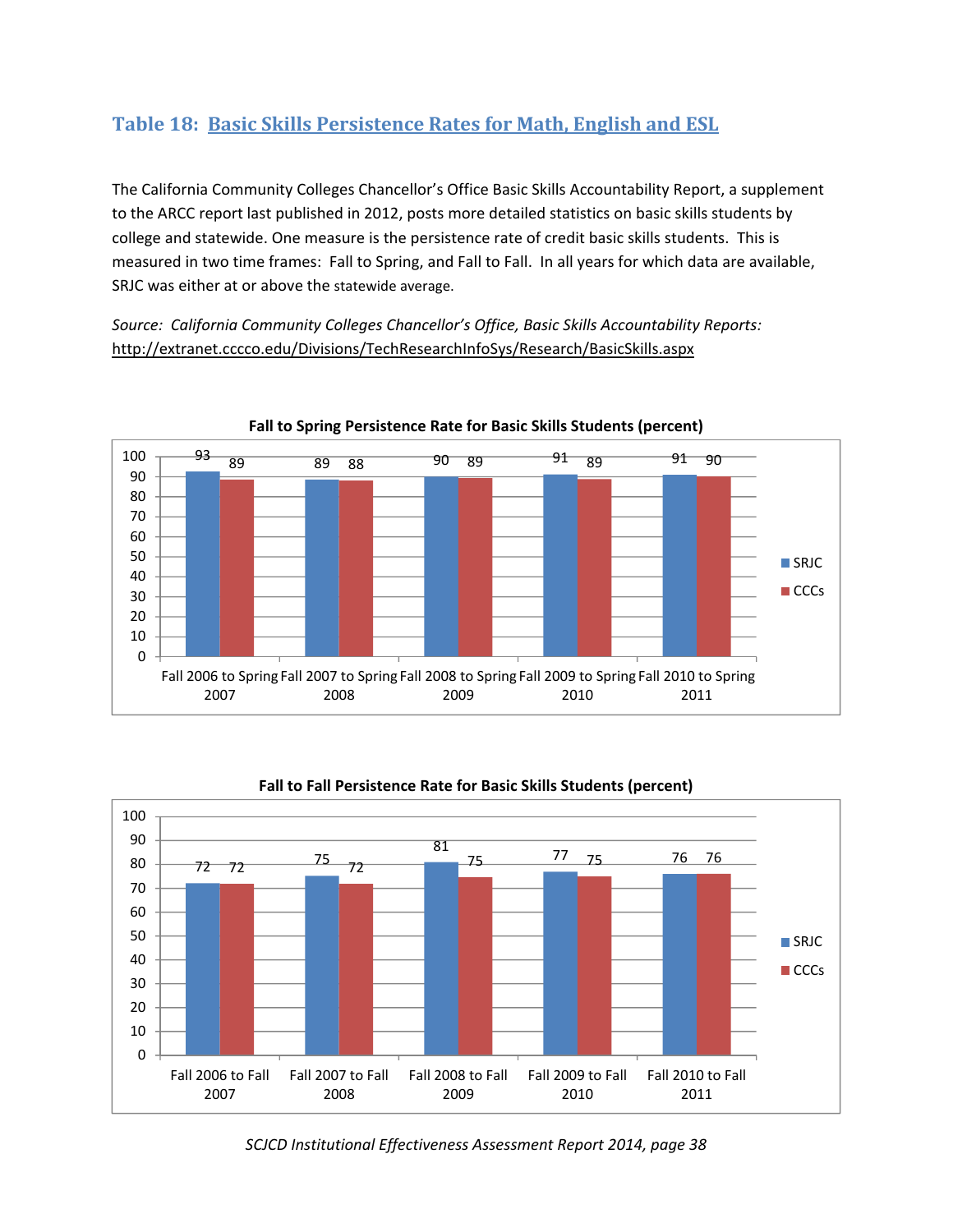## Table 18: Basic Skills Persistence Rates for Math, English and ESL

The California Community Colleges Chancellor's Office Basic Skills Accountability Report, a supplement to the ARCC report last published in 2012, posts more detailed statistics on basic skills students by college and statewide. One measure is the persistence rate of credit basic skills students. This is measured in two time frames: Fall to Spring, and Fall to Fall. In all years for which data are available, SRJC was either at or above the statewide average.

*Source: California Community Colleges Chancellor's Office, Basic Skills Accountability Reports:* http://extranet.cccco.edu/Divisions/TechResearchInfoSys/Research/BasicSkills.aspx

**Fall to Spring Persistence Rate for Basic Skills Students (percent)**

| | SRJC | CCCs |
|---|---|---|
| Fall 2006 to Spring 2007 | 93 | 89 |
| Fall 2007 to Spring 2008 | 89 | 88 |
| Fall 2008 to Spring 2009 | 90 | 89 |
| Fall 2009 to Spring 2010 | 91 | 89 |
| Fall 2010 to Spring 2011 | 91 | 90 |

**Fall to Fall Persistence Rate for Basic Skills Students (percent)**

| | SRJC | CCCs |
|---|---|---|
| Fall 2006 to Fall 2007 | 72 | 72 |
| Fall 2007 to Fall 2008 | 75 | 72 |
| Fall 2008 to Fall 2009 | 81 | 75 |
| Fall 2009 to Fall 2010 | 77 | 75 |
| Fall 2010 to Fall 2011 | 76 | 76 |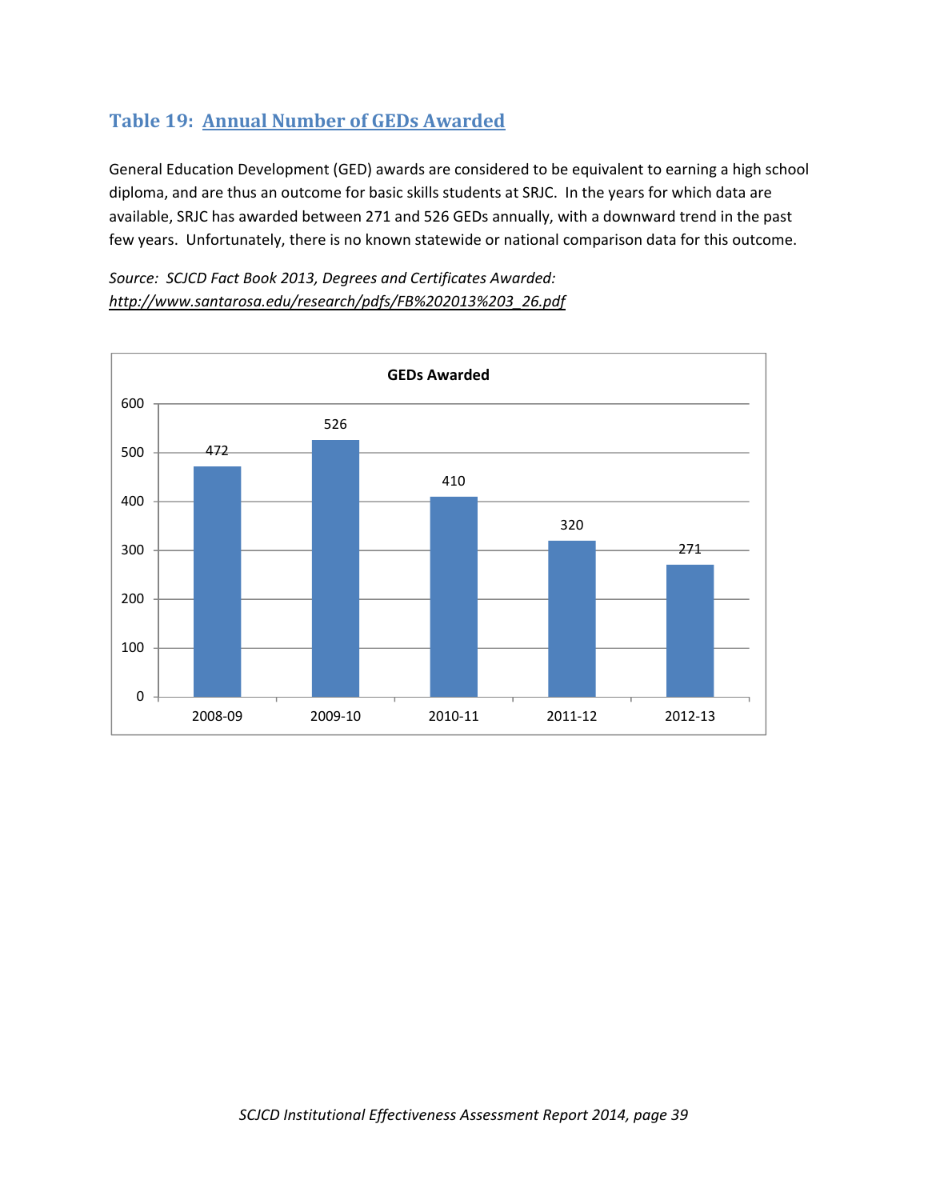## Table 19: Annual Number of GEDs Awarded

General Education Development (GED) awards are considered to be equivalent to earning a high school diploma, and are thus an outcome for basic skills students at SRJC. In the years for which data are available, SRJC has awarded between 271 and 526 GEDs annually, with a downward trend in the past few years. Unfortunately, there is no known statewide or national comparison data for this outcome.

*Source: SCJCD Fact Book 2013, Degrees and Certificates Awarded:* *http://www.santarosa.edu/research/pdfs/FB%202013%203_26.pdf*

**GEDs Awarded**

| Year | GEDs Awarded |
|---|---|
| 2008-09 | 472 |
| 2009-10 | 526 |
| 2010-11 | 410 |
| 2011-12 | 320 |
| 2012-13 | 271 |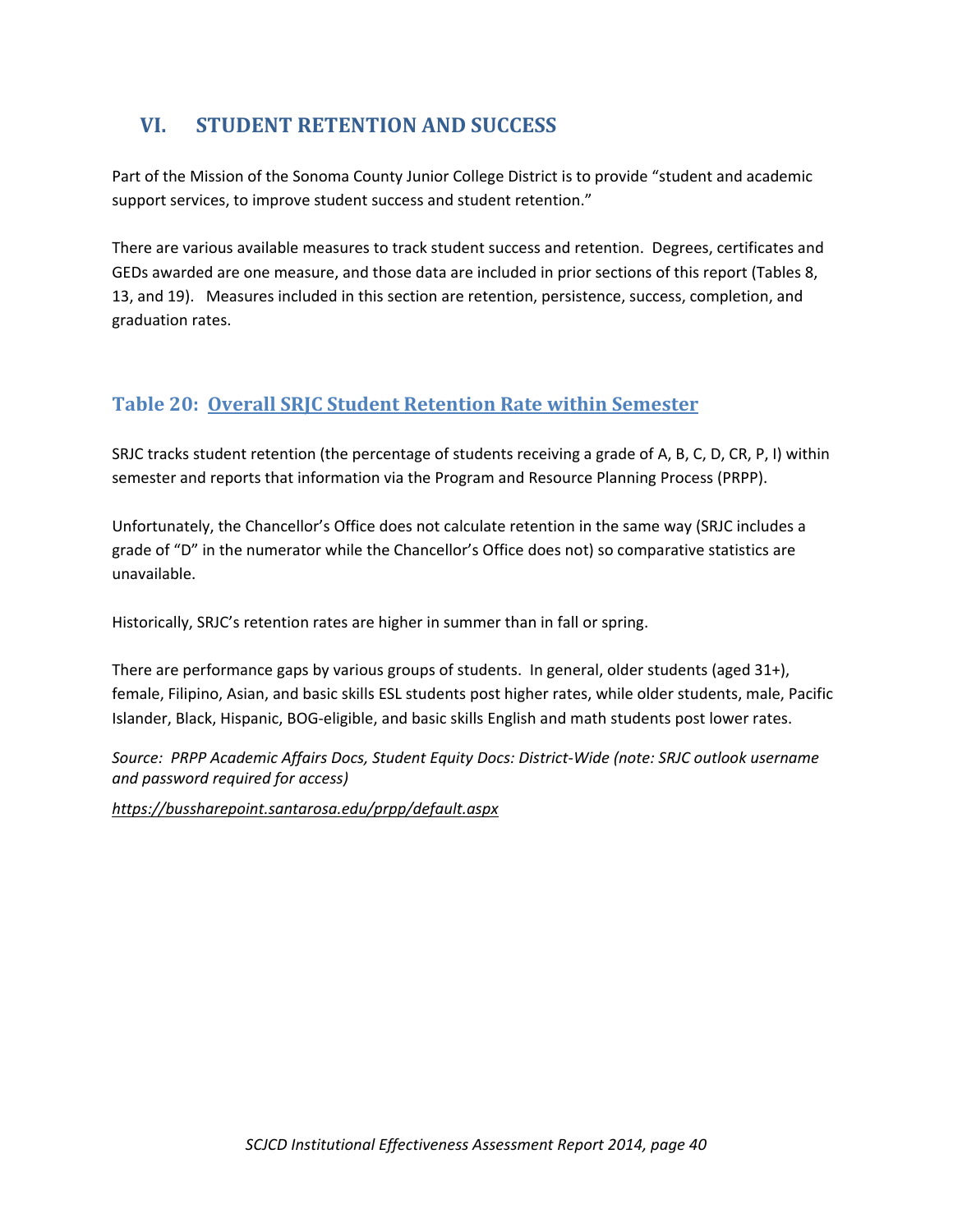# VI. STUDENT RETENTION AND SUCCESS

Part of the Mission of the Sonoma County Junior College District is to provide "student and academic support services, to improve student success and student retention."

There are various available measures to track student success and retention. Degrees, certificates and GEDs awarded are one measure, and those data are included in prior sections of this report (Tables 8, 13, and 19). Measures included in this section are retention, persistence, success, completion, and graduation rates.

## Table 20: Overall SRJC Student Retention Rate within Semester

SRJC tracks student retention (the percentage of students receiving a grade of A, B, C, D, CR, P, I) within semester and reports that information via the Program and Resource Planning Process (PRPP).

Unfortunately, the Chancellor's Office does not calculate retention in the same way (SRJC includes a grade of "D" in the numerator while the Chancellor's Office does not) so comparative statistics are unavailable.

Historically, SRJC's retention rates are higher in summer than in fall or spring.

There are performance gaps by various groups of students. In general, older students (aged 31+), female, Filipino, Asian, and basic skills ESL students post higher rates, while older students, male, Pacific Islander, Black, Hispanic, BOG-eligible, and basic skills English and math students post lower rates.

*Source: PRPP Academic Affairs Docs, Student Equity Docs: District-Wide (note: SRJC outlook username and password required for access)*

*https://bussharepoint.santarosa.edu/prpp/default.aspx*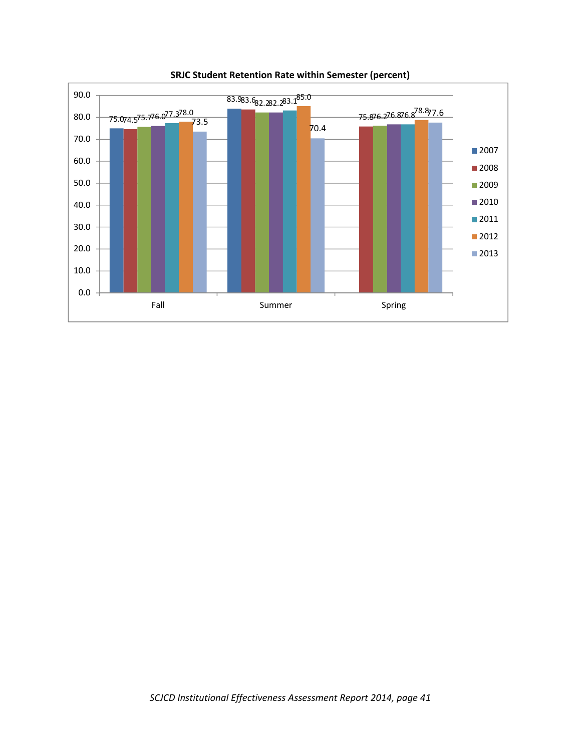**SRJC Student Retention Rate within Semester (percent)**

| | 2007 | 2008 | 2009 | 2010 | 2011 | 2012 | 2013 |
|---|---|---|---|---|---|---|---|
| Fall | 75.0 | 74.5 | 75.7 | 76.0 | 77.3 | 78.0 | 73.5 |
| Summer | 83.9 | 83.6 | 82.2 | 82.2 | 83.1 | 85.0 | 70.4 |
| Spring | | 75.8 | 76.2 | 76.8 | 76.8 | 78.8 | 77.6 |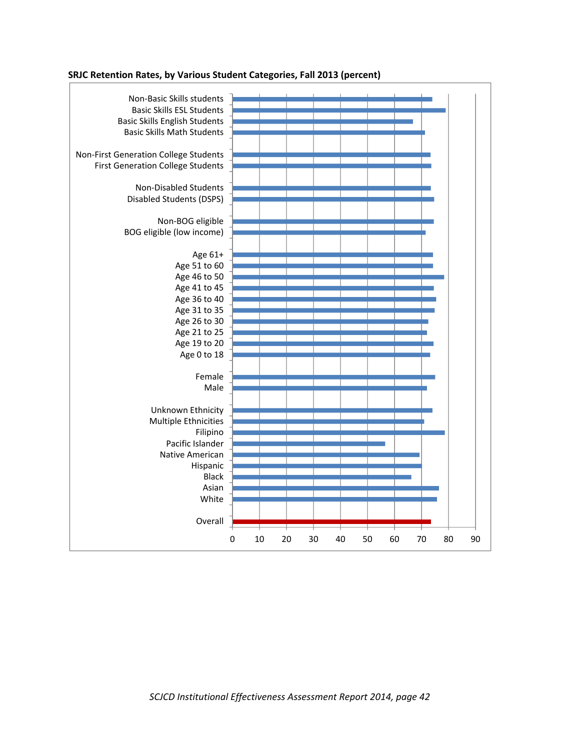**SRJC Retention Rates, by Various Student Categories, Fall 2013 (percent)**

| Category | Retention Rate (approx.) |
|---|---|
| Non-Basic Skills students | 74 |
| Basic Skills ESL Students | 79 |
| Basic Skills English Students | 67 |
| Basic Skills Math Students | 71 |
| Non-First Generation College Students | 73 |
| First Generation College Students | 74 |
| Non-Disabled Students | 73 |
| Disabled Students (DSPS) | 75 |
| Non-BOG eligible | 75 |
| BOG eligible (low income) | 72 |
| Age 61+ | 74 |
| Age 51 to 60 | 74 |
| Age 46 to 50 | 78 |
| Age 41 to 45 | 75 |
| Age 36 to 40 | 75 |
| Age 31 to 35 | 75 |
| Age 26 to 30 | 73 |
| Age 21 to 25 | 72 |
| Age 19 to 20 | 75 |
| Age 0 to 18 | 73 |
| Female | 75 |
| Male | 72 |
| Unknown Ethnicity | 74 |
| Multiple Ethnicities | 71 |
| Filipino | 79 |
| Pacific Islander | 57 |
| Native American | 69 |
| Hispanic | 70 |
| Black | 66 |
| Asian | 76 |
| White | 76 |
| Overall | 74 |

*Values are approximate, read from a bar chart with an x-axis scale of 0 to 90.*

*SCJCD Institutional Effectiveness Assessment Report 2014, page 42*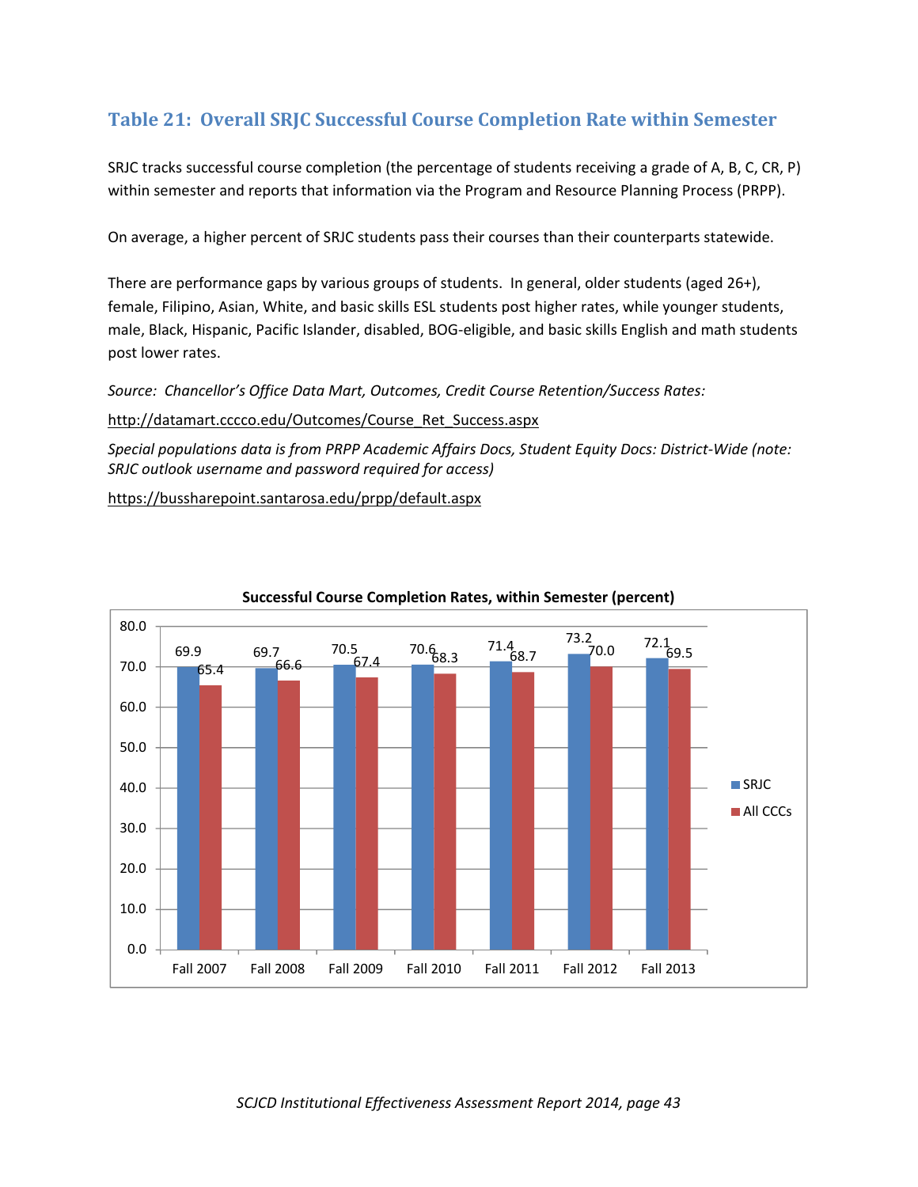## Table 21: Overall SRJC Successful Course Completion Rate within Semester

SRJC tracks successful course completion (the percentage of students receiving a grade of A, B, C, CR, P) within semester and reports that information via the Program and Resource Planning Process (PRPP).

On average, a higher percent of SRJC students pass their courses than their counterparts statewide.

There are performance gaps by various groups of students. In general, older students (aged 26+), female, Filipino, Asian, White, and basic skills ESL students post higher rates, while younger students, male, Black, Hispanic, Pacific Islander, disabled, BOG-eligible, and basic skills English and math students post lower rates.

*Source: Chancellor's Office Data Mart, Outcomes, Credit Course Retention/Success Rates:*

http://datamart.cccco.edu/Outcomes/Course_Ret_Success.aspx

*Special populations data is from PRPP Academic Affairs Docs, Student Equity Docs: District-Wide (note: SRJC outlook username and password required for access)*

https://bussharepoint.santarosa.edu/prpp/default.aspx

**Successful Course Completion Rates, within Semester (percent)**

| | Fall 2007 | Fall 2008 | Fall 2009 | Fall 2010 | Fall 2011 | Fall 2012 | Fall 2013 |
|---|---|---|---|---|---|---|---|
| SRJC | 69.9 | 69.7 | 70.5 | 70.6 | 71.4 | 73.2 | 72.1 |
| All CCCs | 65.4 | 66.6 | 67.4 | 68.3 | 68.7 | 70.0 | 69.5 |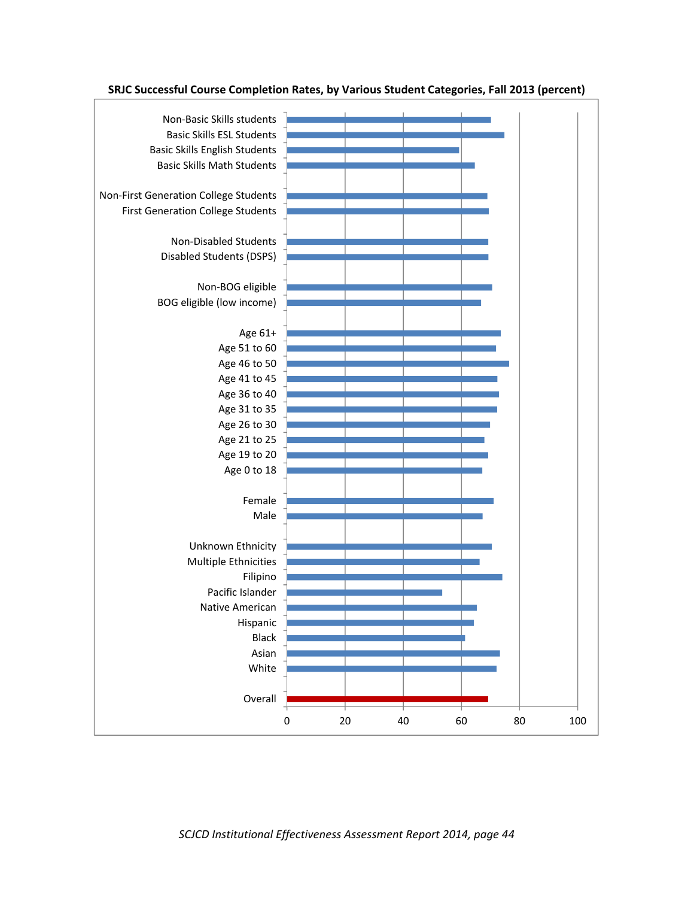**SRJC Successful Course Completion Rates, by Various Student Categories, Fall 2013 (percent)**

Non-Basic Skills students
Basic Skills ESL Students
Basic Skills English Students
Basic Skills Math Students

Non-First Generation College Students
First Generation College Students

Non-Disabled Students
Disabled Students (DSPS)

Non-BOG eligible
BOG eligible (low income)

Age 61+
Age 51 to 60
Age 46 to 50
Age 41 to 45
Age 36 to 40
Age 31 to 35
Age 26 to 30
Age 21 to 25
Age 19 to 20
Age 0 to 18

Female
Male

Unknown Ethnicity
Multiple Ethnicities
Filipino
Pacific Islander
Native American
Hispanic
Black
Asian
White

Overall

0 20 40 60 80 100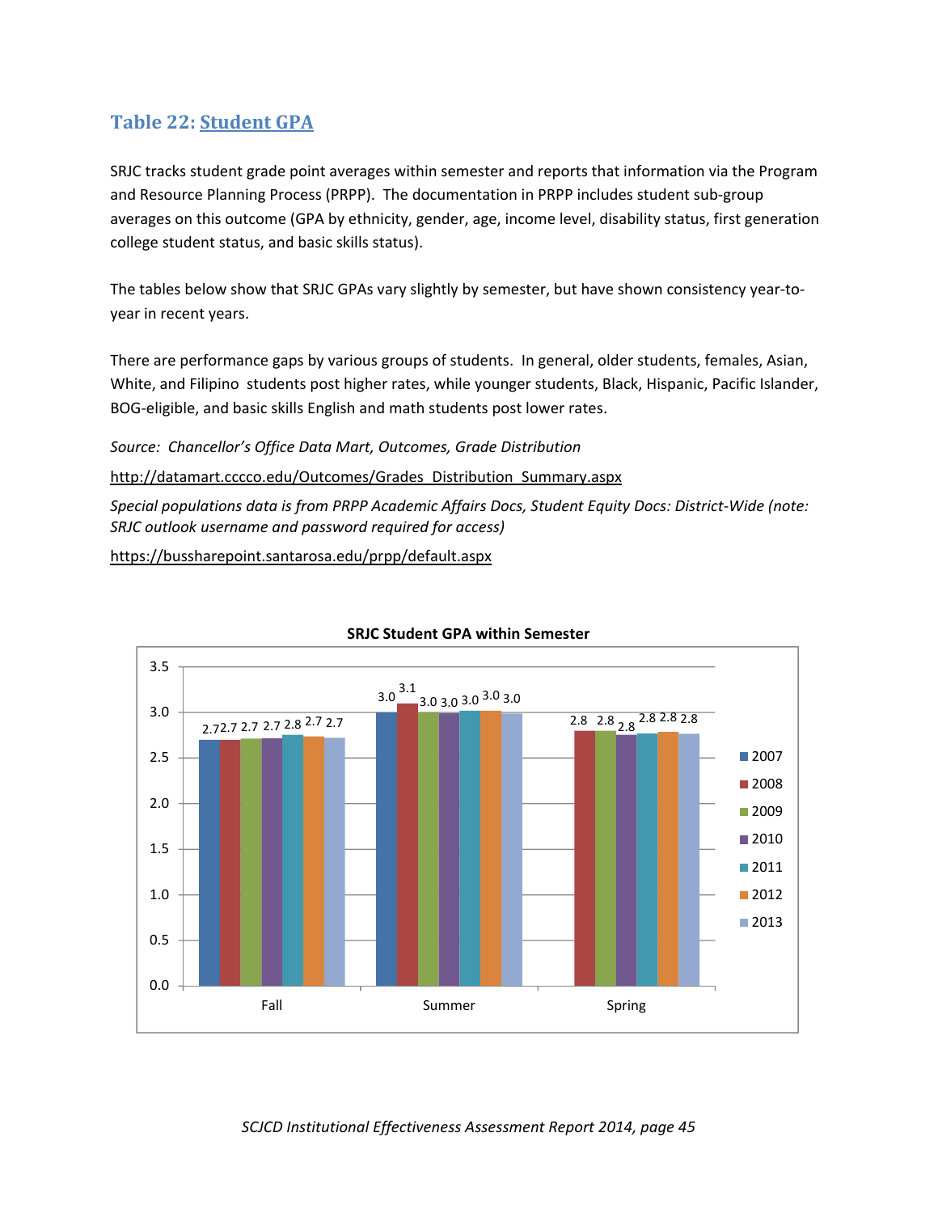## Table 22: Student GPA

SRJC tracks student grade point averages within semester and reports that information via the Program and Resource Planning Process (PRPP). The documentation in PRPP includes student sub-group averages on this outcome (GPA by ethnicity, gender, age, income level, disability status, first generation college student status, and basic skills status).

The tables below show that SRJC GPAs vary slightly by semester, but have shown consistency year-to-year in recent years.

There are performance gaps by various groups of students. In general, older students, females, Asian, White, and Filipino students post higher rates, while younger students, Black, Hispanic, Pacific Islander, BOG-eligible, and basic skills English and math students post lower rates.

*Source: Chancellor's Office Data Mart, Outcomes, Grade Distribution*

http://datamart.cccco.edu/Outcomes/Grades_Distribution_Summary.aspx

*Special populations data is from PRPP Academic Affairs Docs, Student Equity Docs: District-Wide (note: SRJC outlook username and password required for access)*

https://bussharepoint.santarosa.edu/prpp/default.aspx

**SRJC Student GPA within Semester**

| Semester | 2007 | 2008 | 2009 | 2010 | 2011 | 2012 | 2013 |
|---|---|---|---|---|---|---|---|
| Fall | 2.7 | 2.7 | 2.7 | 2.7 | 2.8 | 2.7 | 2.7 |
| Summer | 3.0 | 3.1 | 3.0 | 3.0 | 3.0 | 3.0 | 3.0 |
| Spring | | 2.8 | 2.8 | 2.8 | 2.8 | 2.8 | 2.8 |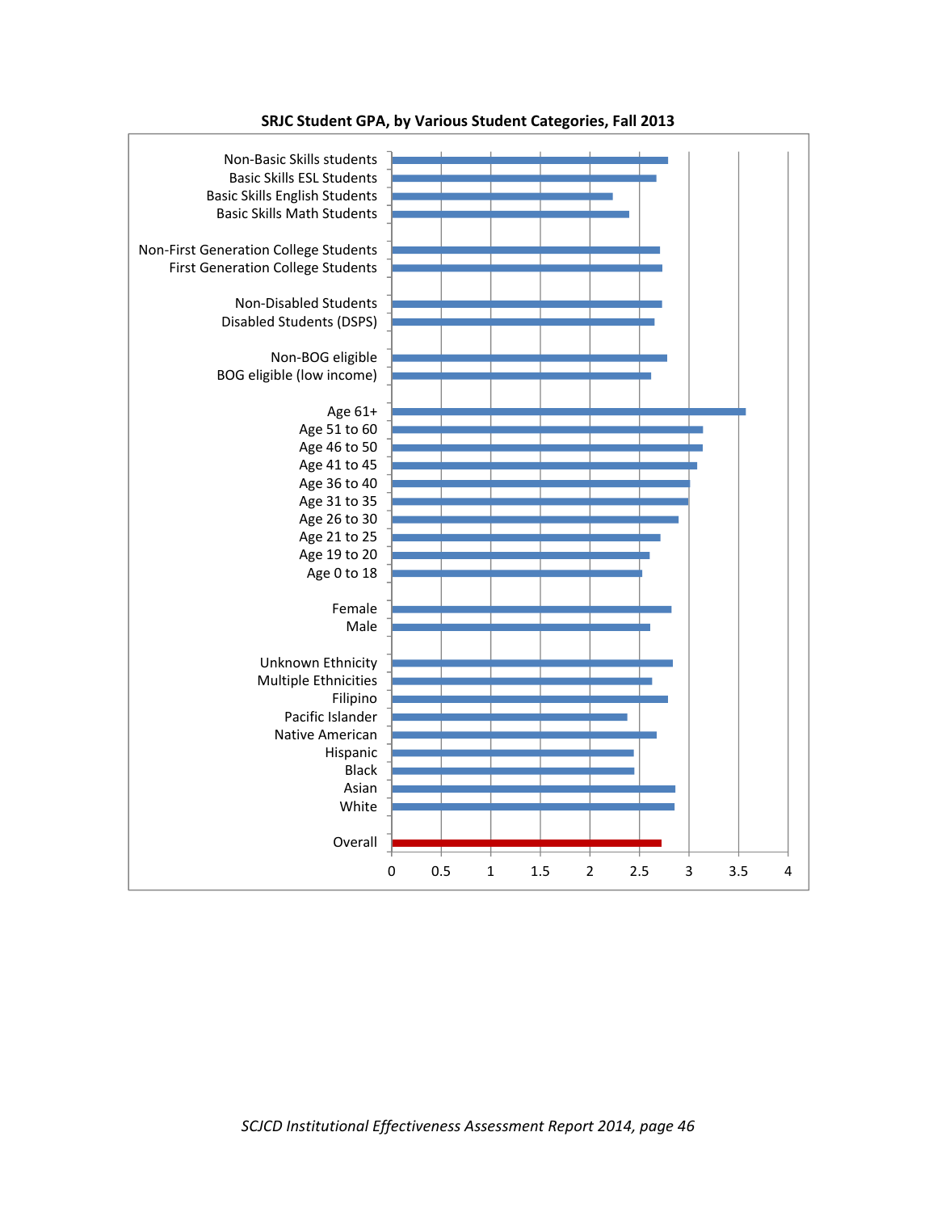**SRJC Student GPA, by Various Student Categories, Fall 2013**

Non-Basic Skills students
Basic Skills ESL Students
Basic Skills English Students
Basic Skills Math Students

Non-First Generation College Students
First Generation College Students

Non-Disabled Students
Disabled Students (DSPS)

Non-BOG eligible
BOG eligible (low income)

Age 61+
Age 51 to 60
Age 46 to 50
Age 41 to 45
Age 36 to 40
Age 31 to 35
Age 26 to 30
Age 21 to 25
Age 19 to 20
Age 0 to 18

Female
Male

Unknown Ethnicity
Multiple Ethnicities
Filipino
Pacific Islander
Native American
Hispanic
Black
Asian
White

Overall

0 0.5 1 1.5 2 2.5 3 3.5 4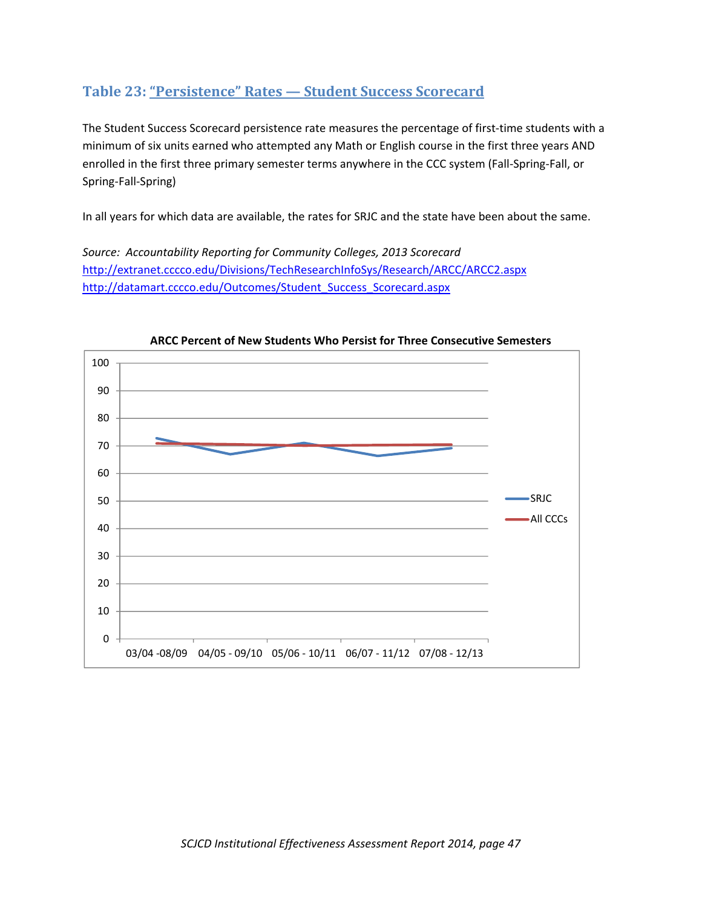## Table 23: "Persistence" Rates — Student Success Scorecard

The Student Success Scorecard persistence rate measures the percentage of first-time students with a minimum of six units earned who attempted any Math or English course in the first three years AND enrolled in the first three primary semester terms anywhere in the CCC system (Fall-Spring-Fall, or Spring-Fall-Spring)

In all years for which data are available, the rates for SRJC and the state have been about the same.

*Source: Accountability Reporting for Community Colleges, 2013 Scorecard*
http://extranet.cccco.edu/Divisions/TechResearchInfoSys/Research/ARCC/ARCC2.aspx
http://datamart.cccco.edu/Outcomes/Student_Success_Scorecard.aspx

**ARCC Percent of New Students Who Persist for Three Consecutive Semesters**

(Line chart: SRJC vs. All CCCs; y-axis 0–100; x-axis: 03/04 -08/09, 04/05 - 09/10, 05/06 - 10/11, 06/07 - 11/12, 07/08 - 12/13)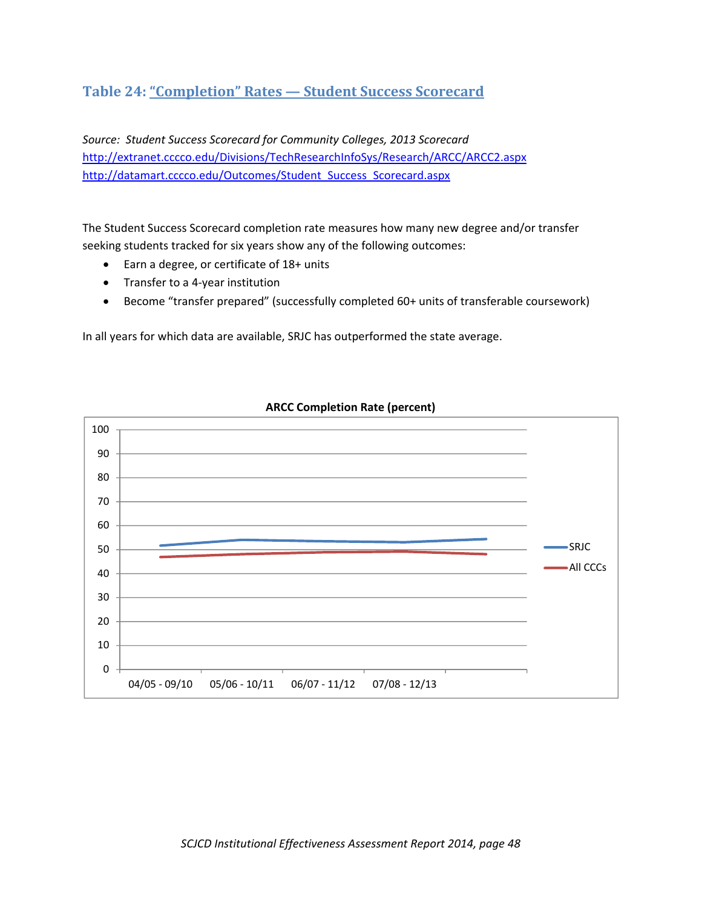### Table 24: "Completion" Rates — Student Success Scorecard

*Source: Student Success Scorecard for Community Colleges, 2013 Scorecard*
http://extranet.cccco.edu/Divisions/TechResearchInfoSys/Research/ARCC/ARCC2.aspx
http://datamart.cccco.edu/Outcomes/Student_Success_Scorecard.aspx

The Student Success Scorecard completion rate measures how many new degree and/or transfer seeking students tracked for six years show any of the following outcomes:

- Earn a degree, or certificate of 18+ units
- Transfer to a 4-year institution
- Become "transfer prepared" (successfully completed 60+ units of transferable coursework)

In all years for which data are available, SRJC has outperformed the state average.

**ARCC Completion Rate (percent)**

Line chart, y-axis 0–100. X-axis labels: 04/05 - 09/10, 05/06 - 10/11, 06/07 - 11/12, 07/08 - 12/13. Series: SRJC, All CCCs.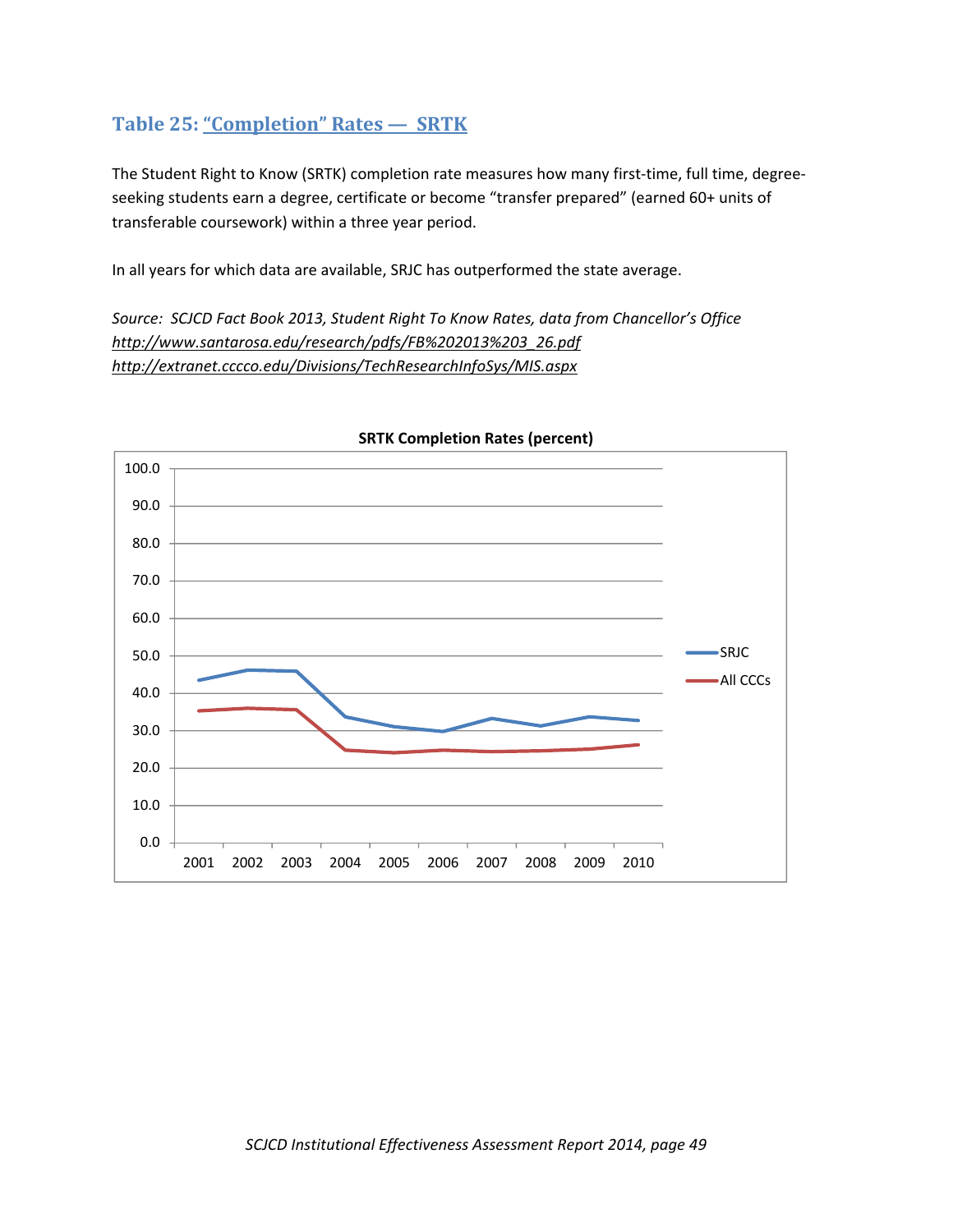## Table 25: “Completion” Rates — SRTK

The Student Right to Know (SRTK) completion rate measures how many first-time, full time, degree-seeking students earn a degree, certificate or become “transfer prepared” (earned 60+ units of transferable coursework) within a three year period.

In all years for which data are available, SRJC has outperformed the state average.

*Source: SCJCD Fact Book 2013, Student Right To Know Rates, data from Chancellor’s Office*
*http://www.santarosa.edu/research/pdfs/FB%202013%203_26.pdf*
*http://extranet.cccco.edu/Divisions/TechResearchInfoSys/MIS.aspx*

**SRTK Completion Rates (percent)**

SRJC
All CCCs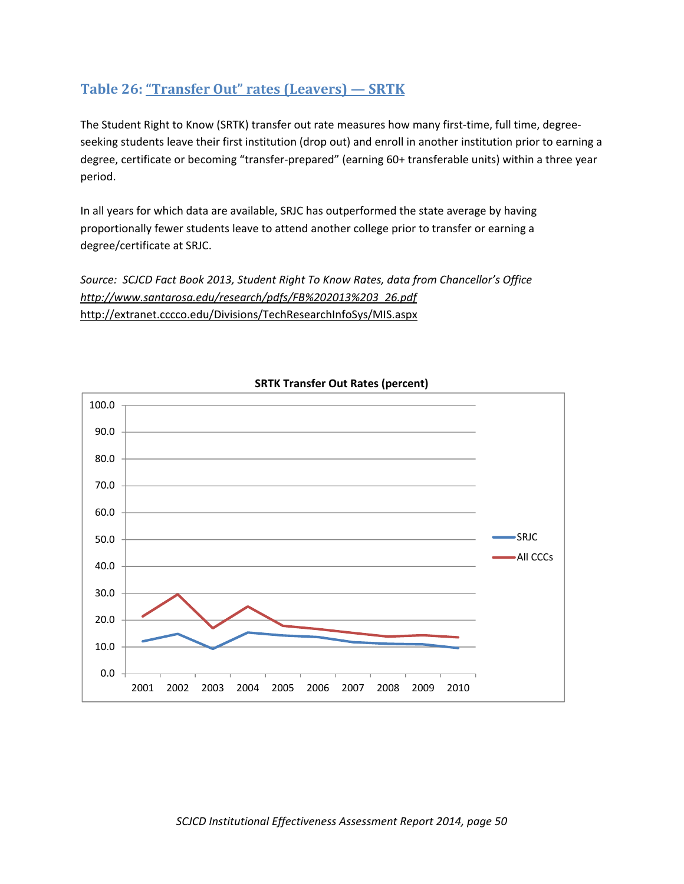## Table 26: “Transfer Out” rates (Leavers) — SRTK

The Student Right to Know (SRTK) transfer out rate measures how many first-time, full time, degree-seeking students leave their first institution (drop out) and enroll in another institution prior to earning a degree, certificate or becoming “transfer-prepared” (earning 60+ transferable units) within a three year period.

In all years for which data are available, SRJC has outperformed the state average by having proportionally fewer students leave to attend another college prior to transfer or earning a degree/certificate at SRJC.

*Source: SCJCD Fact Book 2013, Student Right To Know Rates, data from Chancellor’s Office*
*http://www.santarosa.edu/research/pdfs/FB%202013%203_26.pdf*
http://extranet.cccco.edu/Divisions/TechResearchInfoSys/MIS.aspx

**SRTK Transfer Out Rates (percent)**

Legend: SRJC, All CCCs

Y-axis: 0.0 – 100.0; X-axis: 2001 – 2010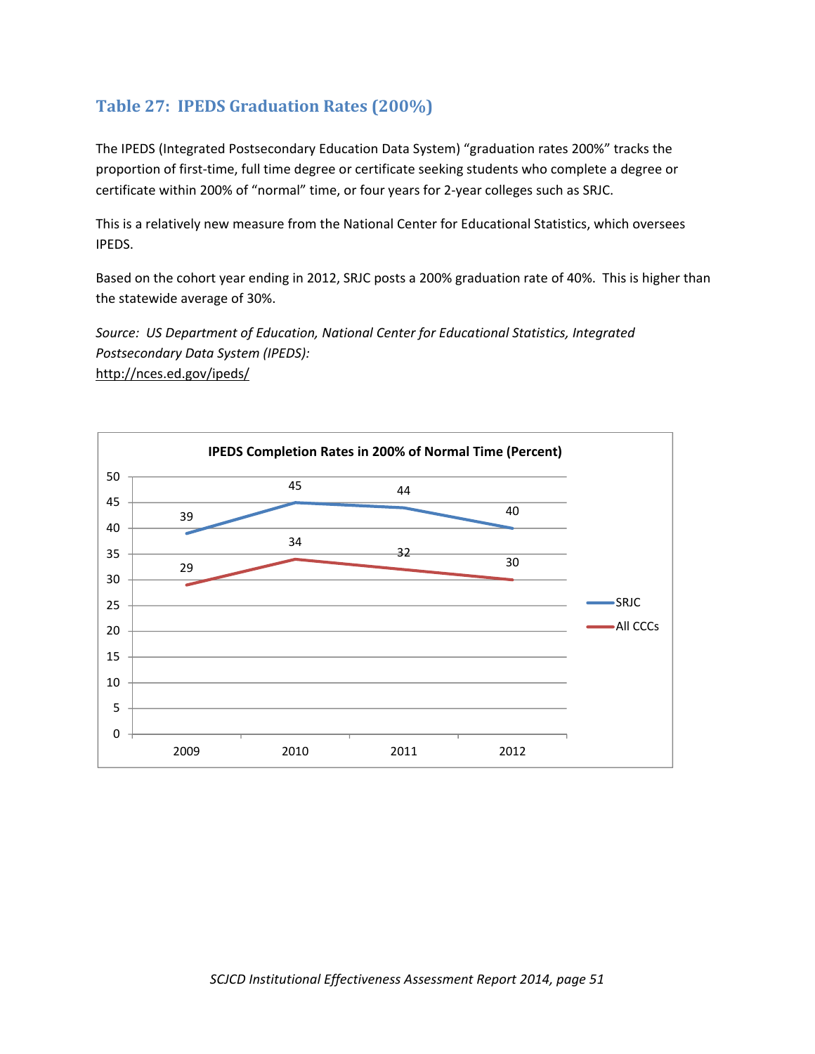## Table 27: IPEDS Graduation Rates (200%)

The IPEDS (Integrated Postsecondary Education Data System) "graduation rates 200%" tracks the proportion of first-time, full time degree or certificate seeking students who complete a degree or certificate within 200% of "normal" time, or four years for 2-year colleges such as SRJC.

This is a relatively new measure from the National Center for Educational Statistics, which oversees IPEDS.

Based on the cohort year ending in 2012, SRJC posts a 200% graduation rate of 40%. This is higher than the statewide average of 30%.

*Source: US Department of Education, National Center for Educational Statistics, Integrated Postsecondary Data System (IPEDS):*
http://nces.ed.gov/ipeds/

**IPEDS Completion Rates in 200% of Normal Time (Percent)**

| | 2009 | 2010 | 2011 | 2012 |
|---|---|---|---|---|
| SRJC | 39 | 45 | 44 | 40 |
| All CCCs | 29 | 34 | 32 | 30 |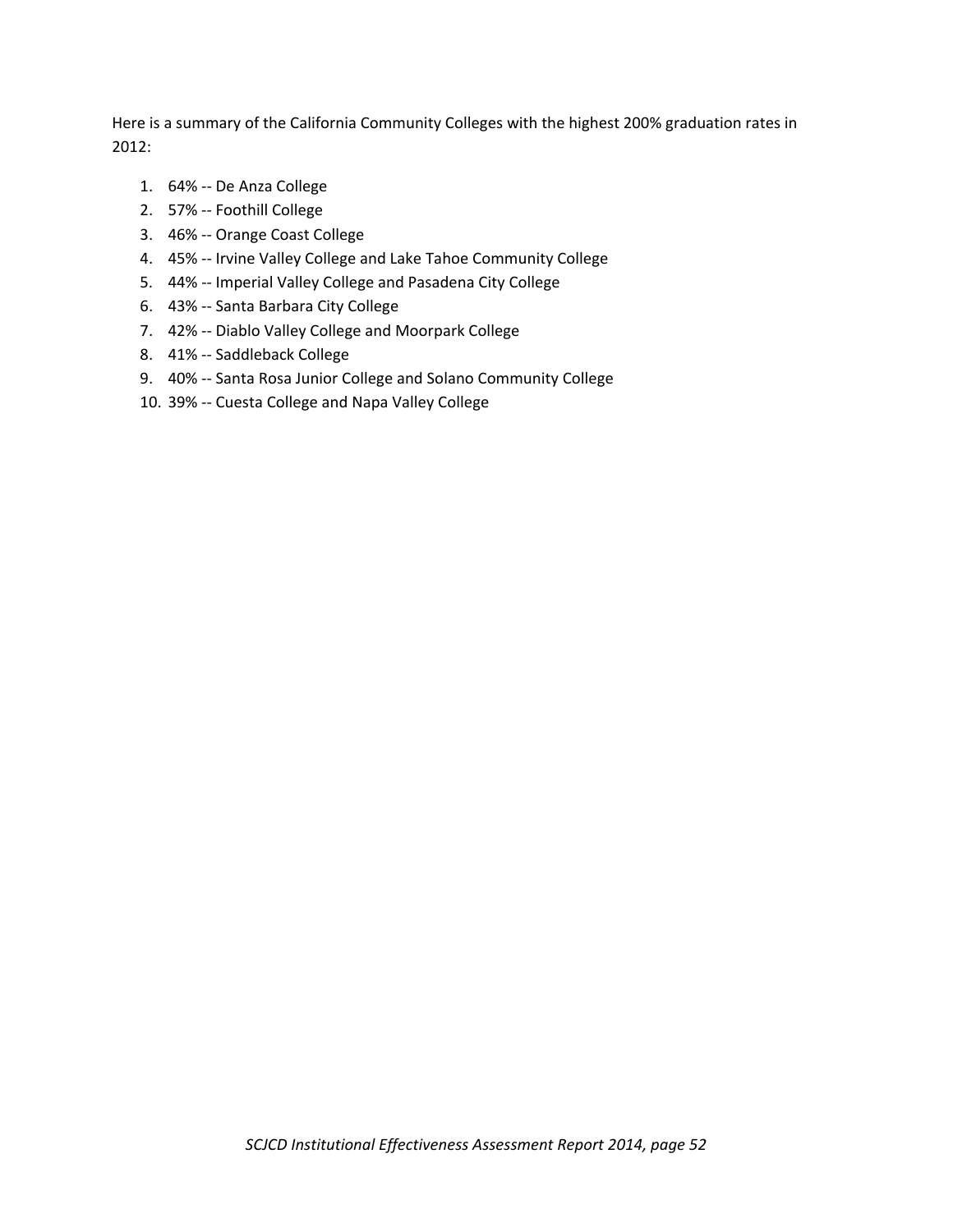Here is a summary of the California Community Colleges with the highest 200% graduation rates in 2012:

1. 64% -- De Anza College
2. 57% -- Foothill College
3. 46% -- Orange Coast College
4. 45% -- Irvine Valley College and Lake Tahoe Community College
5. 44% -- Imperial Valley College and Pasadena City College
6. 43% -- Santa Barbara City College
7. 42% -- Diablo Valley College and Moorpark College
8. 41% -- Saddleback College
9. 40% -- Santa Rosa Junior College and Solano Community College
10. 39% -- Cuesta College and Napa Valley College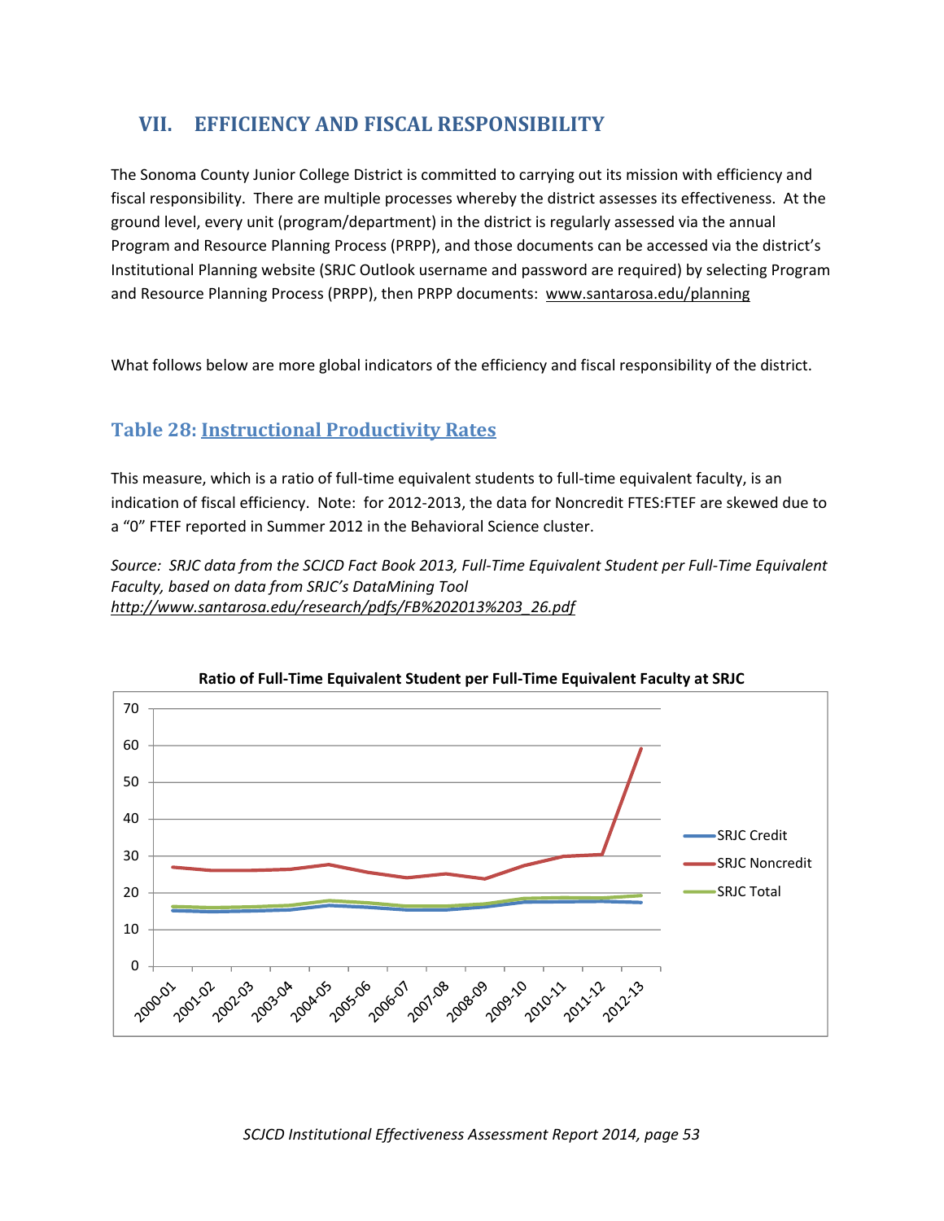## VII. EFFICIENCY AND FISCAL RESPONSIBILITY

The Sonoma County Junior College District is committed to carrying out its mission with efficiency and fiscal responsibility. There are multiple processes whereby the district assesses its effectiveness. At the ground level, every unit (program/department) in the district is regularly assessed via the annual Program and Resource Planning Process (PRPP), and those documents can be accessed via the district's Institutional Planning website (SRJC Outlook username and password are required) by selecting Program and Resource Planning Process (PRPP), then PRPP documents: www.santarosa.edu/planning

What follows below are more global indicators of the efficiency and fiscal responsibility of the district.

### Table 28: Instructional Productivity Rates

This measure, which is a ratio of full-time equivalent students to full-time equivalent faculty, is an indication of fiscal efficiency. Note: for 2012-2013, the data for Noncredit FTES:FTEF are skewed due to a "0" FTEF reported in Summer 2012 in the Behavioral Science cluster.

*Source: SRJC data from the SCJCD Fact Book 2013, Full-Time Equivalent Student per Full-Time Equivalent Faculty, based on data from SRJC's DataMining Tool* *http://www.santarosa.edu/research/pdfs/FB%202013%203_26.pdf*

**Ratio of Full-Time Equivalent Student per Full-Time Equivalent Faculty at SRJC**

Legend: SRJC Credit, SRJC Noncredit, SRJC Total

Years: 2000-01, 2001-02, 2002-03, 2003-04, 2004-05, 2005-06, 2006-07, 2007-08, 2008-09, 2009-10, 2010-11, 2011-12, 2012-13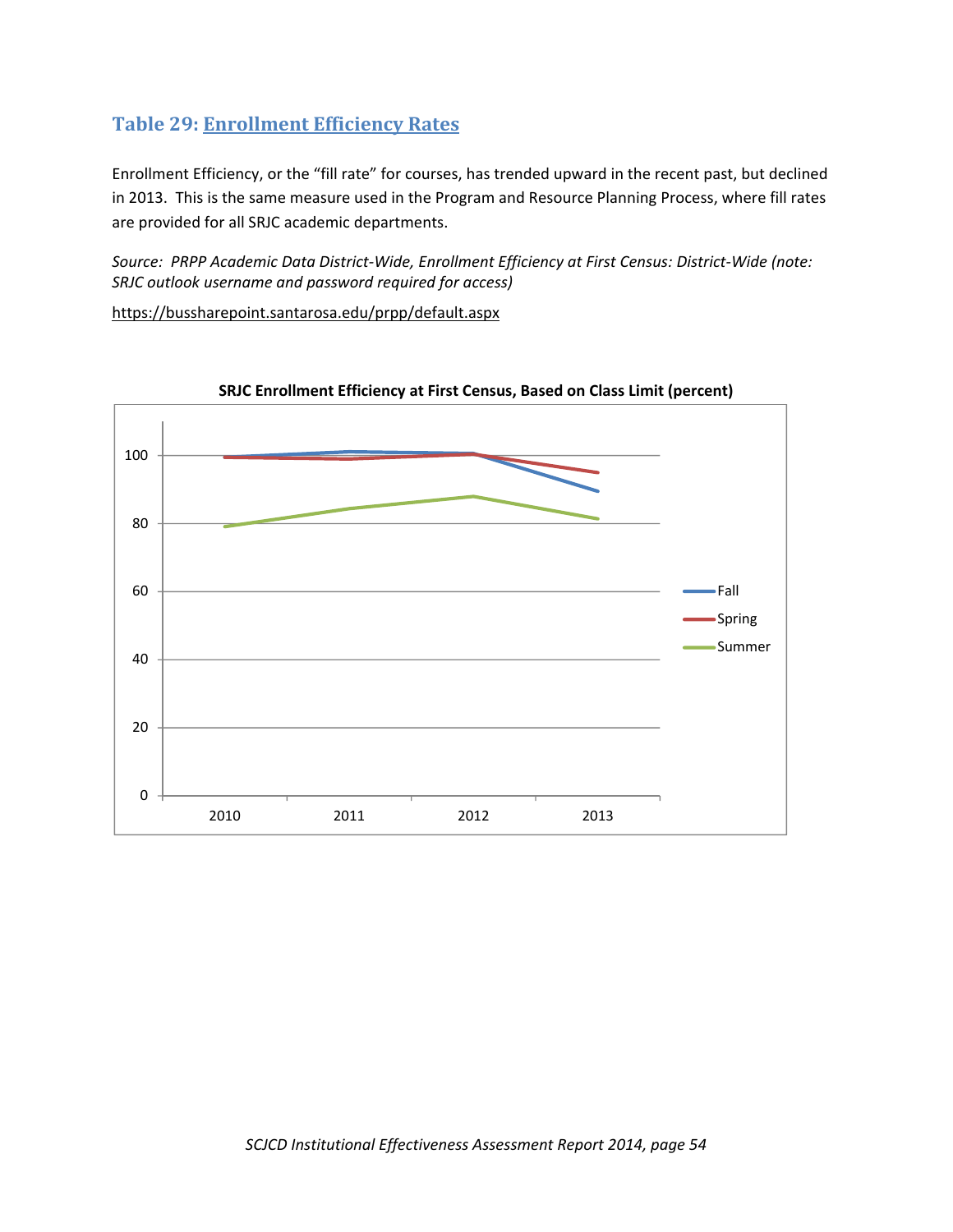## Table 29: Enrollment Efficiency Rates

Enrollment Efficiency, or the "fill rate" for courses, has trended upward in the recent past, but declined in 2013. This is the same measure used in the Program and Resource Planning Process, where fill rates are provided for all SRJC academic departments.

*Source: PRPP Academic Data District-Wide, Enrollment Efficiency at First Census: District-Wide (note: SRJC outlook username and password required for access)*

https://bussharepoint.santarosa.edu/prpp/default.aspx

**SRJC Enrollment Efficiency at First Census, Based on Class Limit (percent)**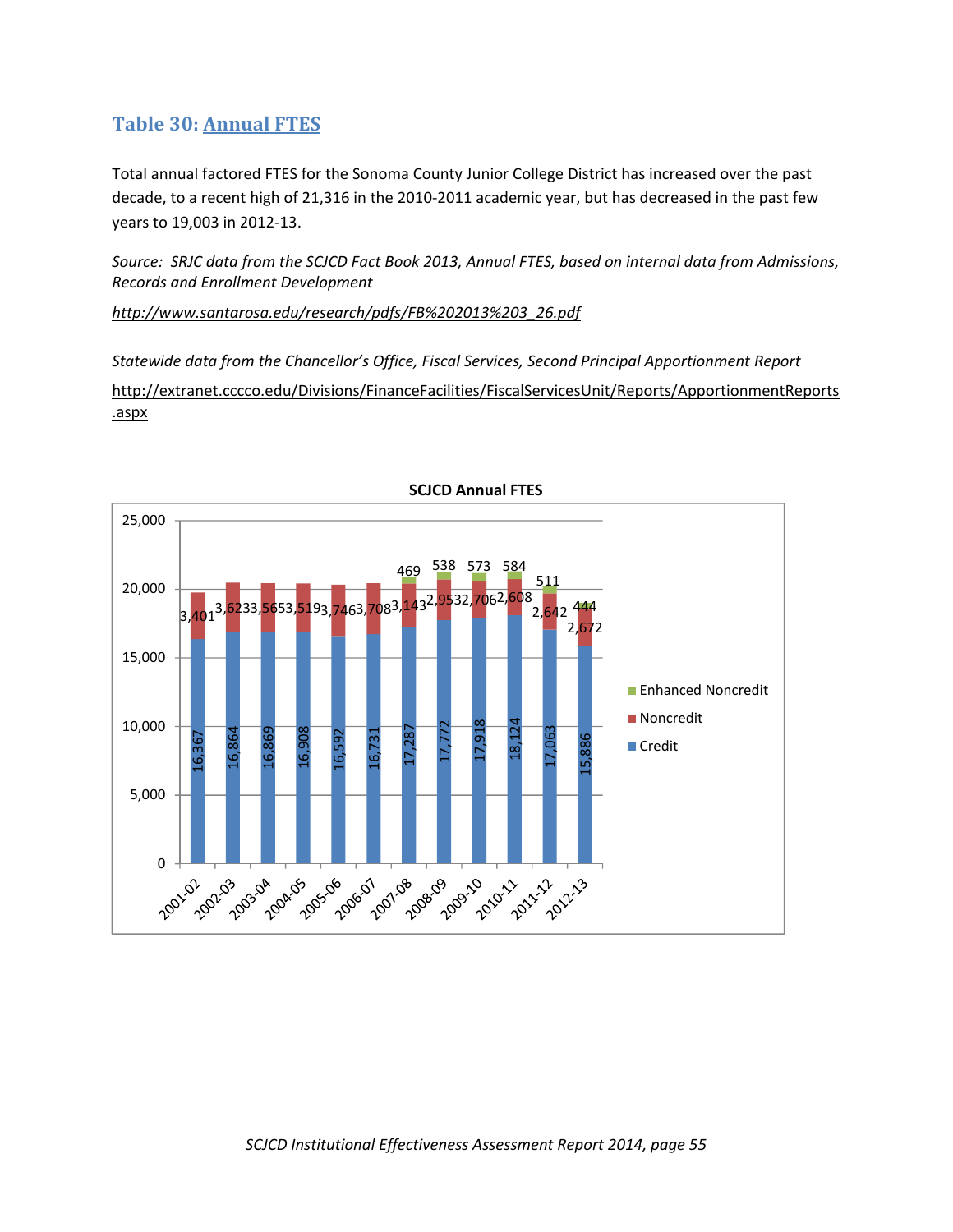## Table 30: Annual FTES

Total annual factored FTES for the Sonoma County Junior College District has increased over the past decade, to a recent high of 21,316 in the 2010-2011 academic year, but has decreased in the past few years to 19,003 in 2012-13.

*Source: SRJC data from the SCJCD Fact Book 2013, Annual FTES, based on internal data from Admissions, Records and Enrollment Development*

*http://www.santarosa.edu/research/pdfs/FB%202013%203_26.pdf*

*Statewide data from the Chancellor's Office, Fiscal Services, Second Principal Apportionment Report*

http://extranet.cccco.edu/Divisions/FinanceFacilities/FiscalServicesUnit/Reports/ApportionmentReports.aspx

**SCJCD Annual FTES**

| Year | Credit | Noncredit | Enhanced Noncredit |
|---|---|---|---|
| 2001-02 | 16,367 | 3,401 | |
| 2002-03 | 16,864 | 3,623 | |
| 2003-04 | 16,869 | 3,565 | |
| 2004-05 | 16,908 | 3,519 | |
| 2005-06 | 16,592 | 3,746 | |
| 2006-07 | 16,731 | 3,708 | |
| 2007-08 | 17,287 | 3,143 | 469 |
| 2008-09 | 17,772 | 2,953 | 538 |
| 2009-10 | 17,918 | 2,706 | 573 |
| 2010-11 | 18,124 | 2,608 | 584 |
| 2011-12 | 17,063 | 2,642 | 511 |
| 2012-13 | 15,886 | 2,672 | 444 |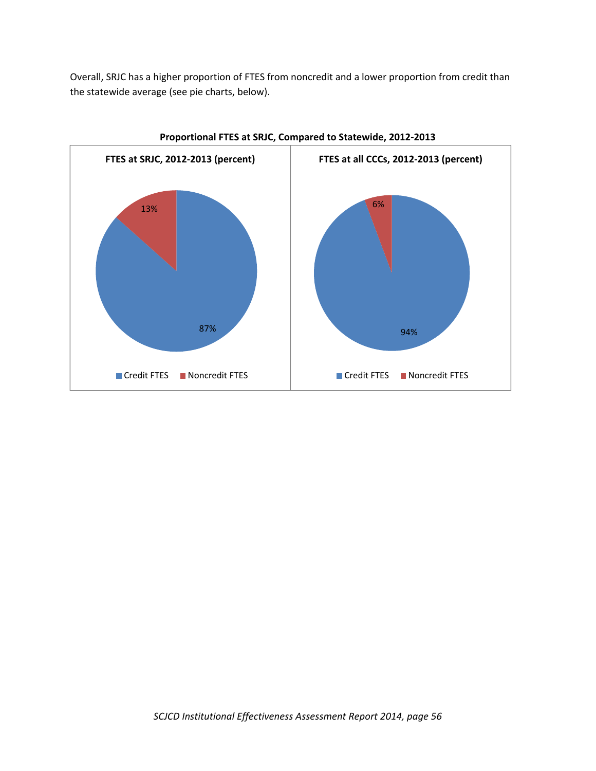Overall, SRJC has a higher proportion of FTES from noncredit and a lower proportion from credit than the statewide average (see pie charts, below).

**Proportional FTES at SRJC, Compared to Statewide, 2012-2013**

**FTES at SRJC, 2012-2013 (percent)**

- Credit FTES: 87%
- Noncredit FTES: 13%

**FTES at all CCCs, 2012-2013 (percent)**

- Credit FTES: 94%
- Noncredit FTES: 6%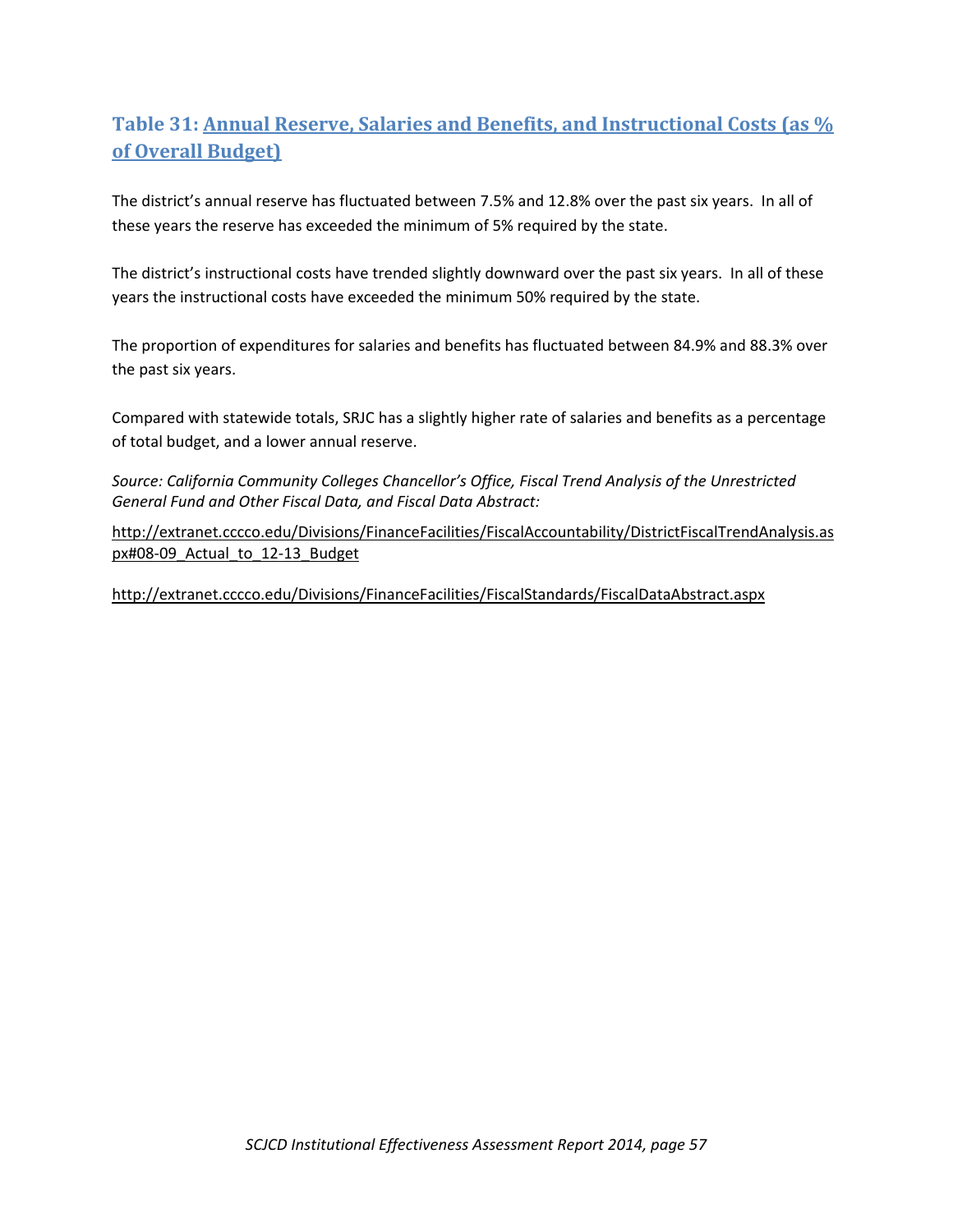## Table 31: Annual Reserve, Salaries and Benefits, and Instructional Costs (as % of Overall Budget)

The district's annual reserve has fluctuated between 7.5% and 12.8% over the past six years. In all of these years the reserve has exceeded the minimum of 5% required by the state.

The district's instructional costs have trended slightly downward over the past six years. In all of these years the instructional costs have exceeded the minimum 50% required by the state.

The proportion of expenditures for salaries and benefits has fluctuated between 84.9% and 88.3% over the past six years.

Compared with statewide totals, SRJC has a slightly higher rate of salaries and benefits as a percentage of total budget, and a lower annual reserve.

*Source: California Community Colleges Chancellor's Office, Fiscal Trend Analysis of the Unrestricted General Fund and Other Fiscal Data, and Fiscal Data Abstract:*

http://extranet.cccco.edu/Divisions/FinanceFacilities/FiscalAccountability/DistrictFiscalTrendAnalysis.aspx#08-09_Actual_to_12-13_Budget

http://extranet.cccco.edu/Divisions/FinanceFacilities/FiscalStandards/FiscalDataAbstract.aspx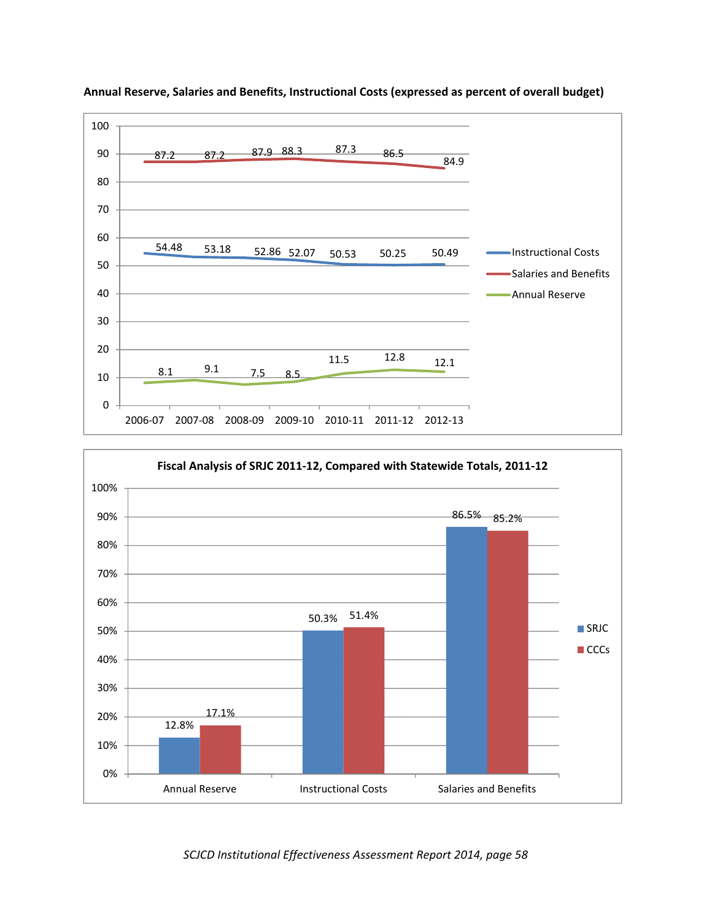**Annual Reserve, Salaries and Benefits, Instructional Costs (expressed as percent of overall budget)**

100
90
80
70
60
50
40
30
20
10
0

87.2 87.2 87.9 88.3 87.3 86.5 84.9

54.48 53.18 52.86 52.07 50.53 50.25 50.49

8.1 9.1 7.5 8.5 11.5 12.8 12.1

2006-07 2007-08 2008-09 2009-10 2010-11 2011-12 2012-13

Instructional Costs
Salaries and Benefits
Annual Reserve

**Fiscal Analysis of SRJC 2011-12, Compared with Statewide Totals, 2011-12**

100%
90%
80%
70%
60%
50%
40%
30%
20%
10%
0%

12.8% 17.1%
50.3% 51.4%
86.5% 85.2%

Annual Reserve
Instructional Costs
Salaries and Benefits

SRJC
CCCs

*SCJCD Institutional Effectiveness Assessment Report 2014, page 58*